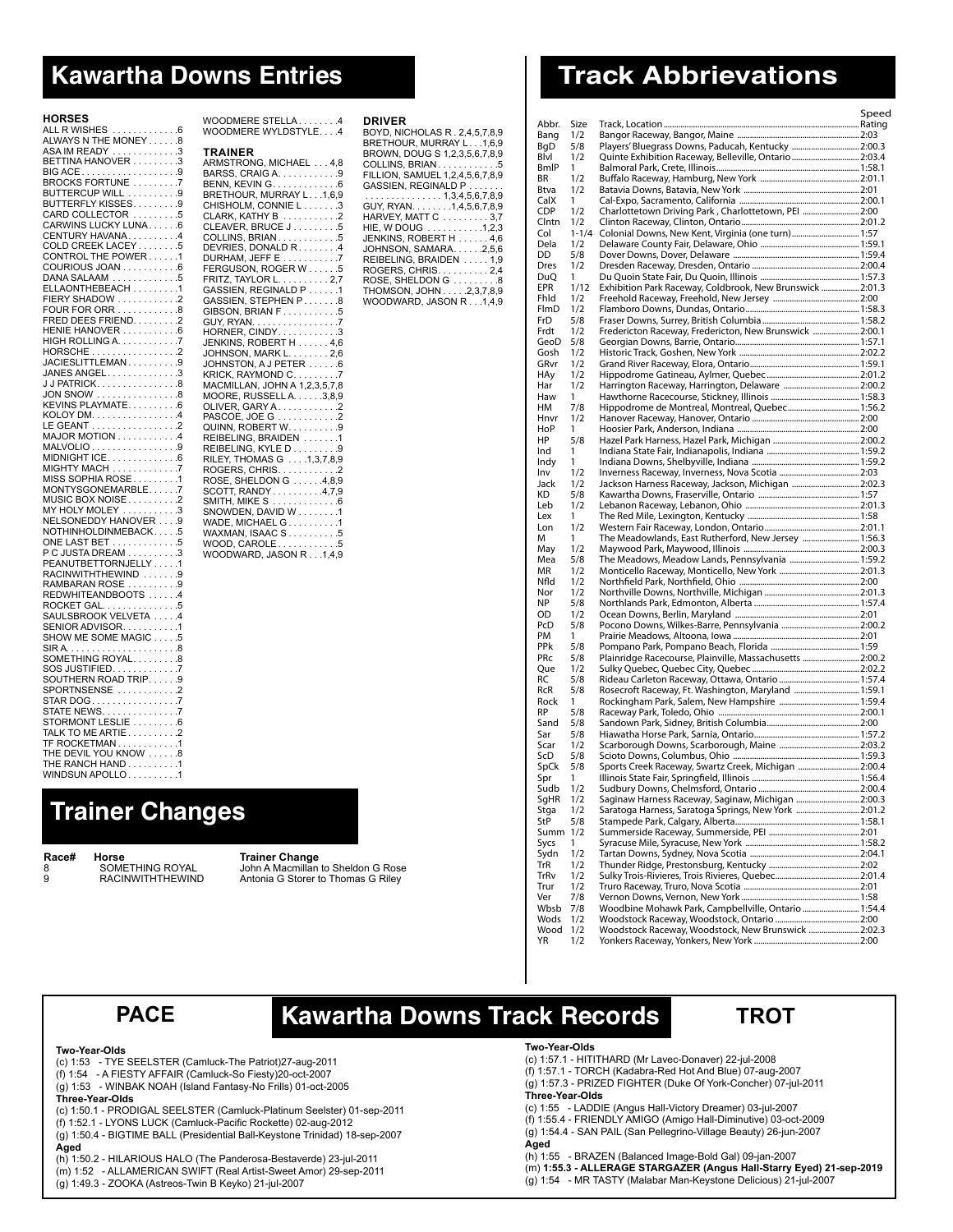# Kawartha Downs Entries

### HORSES

- ALL R WISHES .............6
- ALWAYS N THE MONEY ......8
- ASA IM READY .............3
- BETTINA HANOVER ..........3
- BIG ACE ..................9
- BROCKS FORTUNE ...........7
- BUTTERCUP WILL ...........9
- BUTTERFLY KISSES .........9
- CARD COLLECTOR ...........5
- CARWINS LUCKY LUNA .......6
- CENTURY HAVANA ...........4
- COLD CREEK LACEY .........5
- CONTROL THE POWER ........1
- COURIOUS JOAN ............6
- DANA SALAAM ..............5
- ELLAONTHEBEACH ...........1
- FIERY SHADOW .............2
- FOUR FOR ORR .............8
- FRED DEES FRIEND .........2
- HENIE HANOVER ............6
- HIGH ROLLING A ...........7
- HORSCHE ..................2
- JACIESLITTLEMAN ..........9
- JANES ANGEL ..............3
- J J PATRICK ..............8
- JON SNOW .................8
- KEVINS PLAYMATE ..........6
- KOLOY DM .................4
- LE GEANT .................2
- MAJOR MOTION .............4
- MALVOLIO .................9
- MIDNIGHT ICE .............6
- MIGHTY MACH ..............7
- MISS SOPHIA ROSE .........1
- MONTYSGONEMARBLE .........7
- MUSIC BOX NOISE ..........2
- MY HOLY MOLEY ............3
- NELSONEDDY HANOVER .......9
- NOTHINHOLDINMEBACK .......5
- ONE LAST BET .............5
- P C JUSTA DREAM ..........3
- PEANUTBETTORNJELLY .......1
- RACINWITHTHEWIND .........9
- RAMBARAN ROSE ............9
- REDWHITEANDBOOTS .........4
- ROCKET GAL ...............5
- SAULSBROOK VELVETA .......4
- SENIOR ADVISOR ...........1
- SHOW ME SOME MAGIC .......5
- SIR A ....................8
- SOMETHING ROYAL ..........8
- SOS JUSTIFIED ............7
- SOUTHERN ROAD TRIP .......9
- SPORTNSENSE ..............2
- STAR DOG .................7
- STATE NEWS ...............7
- STORMONT LESLIE ..........6
- TALK TO ME ARTIE .........2
- TF ROCKETMAN .............1
- THE DEVIL YOU KNOW .......8
- THE RANCH HAND ...........1
- WINDSUN APOLLO ...........1
- WOODMERE STELLA ..........4
- WOODMERE WYLDSTYLE .......4

### TRAINER

- ARMSTRONG, MICHAEL ....4,8
- BARSS, CRAIG A ...........9
- BENN, KEVIN G ............6
- BRETHOUR, MURRAY L ....1,6,9
- CHISHOLM, CONNIE L .......3
- CLARK, KATHY B ...........2
- CLEAVER, BRUCE J .........5
- COLLINS, BRIAN ...........5
- DEVRIES, DONALD R ........4
- DURHAM, JEFF E ...........7
- FERGUSON, ROGER W ........5
- FRITZ, TAYLOR L ........2,7
- GASSIEN, REGINALD P ......1
- GASSIEN, STEPHEN P .......8
- GIBSON, BRIAN F ..........5
- GUY, RYAN ................7
- HORNER, CINDY ............3
- JENKINS, ROBERT H ......4,6
- JOHNSON, MARK L .........2,6
- JOHNSTON, A J PETER ......6
- KRICK, RAYMOND C .........7
- MACMILLAN, JOHN A 1,2,3,5,7,8
- MOORE, RUSSELL A .....3,8,9
- OLIVER, GARY A ...........2
- PASCOE, JOE G ............2
- QUINN, ROBERT W ..........9
- REIBELING, BRAIDEN .......1
- REIBELING, KYLE D ........9
- RILEY, THOMAS G .....1,3,7,8,9
- ROGERS, CHRIS ............2
- ROSE, SHELDON G .......4,8,9
- SCOTT, RANDY ..........4,7,9
- SMITH, MIKE S ............6
- SNOWDEN, DAVID W .........1
- WADE, MICHAEL G ..........1
- WAXMAN, ISAAC S ..........5
- WOOD, CAROLE .............5
- WOODWARD, JASON R .....1,4,9

### DRIVER

- BOYD, NICHOLAS R . 2,4,5,7,8,9
- BRETHOUR, MURRAY L ...1,6,9
- BROWN, DOUG S 1,2,3,5,6,7,8,9
- COLLINS, BRIAN ...........5
- FILLION, SAMUEL 1,2,4,5,6,7,8,9
- GASSIEN, REGINALD P ..........1,3,4,5,6,7,8,9
- GUY, RYAN ........1,4,5,6,7,8,9
- HARVEY, MATT C ...........3,7
- HIE, W DOUG ............1,2,3
- JENKINS, ROBERT H .......4,6
- JOHNSON, SAMARA .......2,5,6
- REIBELING, BRAIDEN ......1,9
- ROGERS, CHRIS ............2,4
- ROSE, SHELDON G ..........8
- THOMSON, JOHN .....2,3,7,8,9
- WOODWARD, JASON R ....1,4,9

# Trainer Changes

| Race# | Horse | Trainer Change |
|---|---|---|
| 8 | SOMETHING ROYAL | John A Macmillan to Sheldon G Rose |
| 9 | RACINWITHTHEWIND | Antonia G Storer to Thomas G Riley |

# Track Abbrievations

| Abbr. | Size | Track, Location | Speed Rating |
|---|---|---|---|
| Bang | 1/2 | Bangor Raceway, Bangor, Maine | 2:03 |
| BgD | 5/8 | Players' Bluegrass Downs, Paducah, Kentucky | 2:00.3 |
| Blvl | 1/2 | Quinte Exhibition Raceway, Belleville, Ontario | 2:03.4 |
| BmlP | 1 | Balmoral Park, Crete, Illinois | 1:58.1 |
| BR | 1/2 | Buffalo Raceway, Hamburg, New York | 2:01.1 |
| Btva | 1/2 | Batavia Downs, Batavia, New York | 2:01 |
| CalX | 1 | Cal-Expo, Sacramento, California | 2:00.1 |
| CDP | 1/2 | Charlottetown Driving Park , Charlottetown, PEI | 2:00 |
| Clntn | 1/2 | Clinton Raceway, Clinton, Ontario | 2:01.2 |
| Col | 1-1/4 | Colonial Downs, New Kent, Virginia (one turn) | 1:57 |
| Dela | 1/2 | Delaware County Fair, Delaware, Ohio | 1:59.1 |
| DD | 5/8 | Dover Downs, Dover, Delaware | 1:59.4 |
| Dres | 1/2 | Dresden Raceway, Dresden, Ontario | 2:00.4 |
| DuQ | 1 | Du Quoin State Fair, Du Quoin, Illinois | 1:57.3 |
| EPR | 1/12 | Exhibition Park Raceway, Coldbrook, New Brunswick | 2:01.3 |
| Fhld | 1/2 | Freehold Raceway, Freehold, New Jersey | 2:00 |
| FlmD | 1/2 | Flamboro Downs, Dundas, Ontario | 1:58.3 |
| FrD | 5/8 | Fraser Downs, Surrey, British Columbia | 1:58.2 |
| Frdt | 1/2 | Fredericton Raceway, Fredericton, New Brunswick | 2:00.1 |
| GeoD | 5/8 | Georgian Downs, Barrie, Ontario | 1:57.1 |
| Gosh | 1/2 | Historic Track, Goshen, New York | 2:02.2 |
| GRvr | 1/2 | Grand River Raceway, Elora, Ontario | 1:59.1 |
| HAy | 1/2 | Hippodrome Gatineau, Aylmer, Quebec | 2:01.2 |
| Har | 1/2 | Harrington Raceway, Harrington, Delaware | 2:00.2 |
| Haw | 1 | Hawthorne Racecourse, Stickney, Illinois | 1:58.3 |
| HM | 7/8 | Hippodrome de Montreal, Montreal, Quebec | 1:56.2 |
| Hnvr | 1/2 | Hanover Raceway, Hanover, Ontario | 2:00 |
| HoP | 1 | Hoosier Park, Anderson, Indiana | 2:00 |
| HP | 5/8 | Hazel Park Harness, Hazel Park, Michigan | 2:00.2 |
| Ind | 1 | Indiana State Fair, Indianapolis, Indiana | 1:59.2 |
| Indy | 1 | Indiana Downs, Shelbyville, Indiana | 1:59.2 |
| Inv | 1/2 | Inverness Raceway, Inverness, Nova Scotia | 2:03 |
| Jack | 1/2 | Jackson Harness Raceway, Jackson, Michigan | 2:02.3 |
| KD | 5/8 | Kawartha Downs, Fraserville, Ontario | 1:57 |
| Leb | 1/2 | Lebanon Raceway, Lebanon, Ohio | 2:01.3 |
| Lex | 1 | The Red Mile, Lexington, Kentucky | 1:58 |
| Lon | 1/2 | Western Fair Raceway, London, Ontario | 2:01.1 |
| M | 1 | The Meadowlands, East Rutherford, New Jersey | 1:56.3 |
| May | 1/2 | Maywood Park, Maywood, Illinois | 2:00.3 |
| Mea | 5/8 | The Meadows, Meadow Lands, Pennsylvania | 1:59.2 |
| MR | 1/2 | Monticello Raceway, Monticello, New York | 2:01.3 |
| Nfld | 1/2 | Northfield Park, Northfield, Ohio | 2:00 |
| Nor | 1/2 | Northville Downs, Northville, Michigan | 2:01.3 |
| NP | 5/8 | Northlands Park, Edmonton, Alberta | 1:57.4 |
| OD | 1/2 | Ocean Downs, Berlin, Maryland | 2:01 |
| PcD | 5/8 | Pocono Downs, Wilkes-Barre, Pennsylvania | 2:00.2 |
| PM | 1 | Prairie Meadows, Altoona, Iowa | 2:01 |
| PPk | 5/8 | Pompano Park, Pompano Beach, Florida | 1:59 |
| PRc | 5/8 | Plainridge Racecourse, Plainville, Massachusetts | 2:00.2 |
| Que | 1/2 | Sulky Quebec, Quebec City, Quebec | 2:02.2 |
| RC | 5/8 | Rideau Carleton Raceway, Ottawa, Ontario | 1:57.4 |
| RcR | 5/8 | Rosecroft Raceway, Ft. Washington, Maryland | 1:59.1 |
| Rock | 1 | Rockingham Park, Salem, New Hampshire | 1:59.4 |
| RP | 5/8 | Raceway Park, Toledo, Ohio | 2:00.1 |
| Sand | 5/8 | Sandown Park, Sidney, British Columbia | 2:00 |
| Sar | 5/8 | Hiawatha Horse Park, Sarnia, Ontario | 1:57.2 |
| Scar | 1/2 | Scarborough Downs, Scarborough, Maine | 2:03.2 |
| ScD | 5/8 | Scioto Downs, Columbus, Ohio | 1:59.3 |
| SpCk | 5/8 | Sports Creek Raceway, Swartz Creek, Michigan | 2:00.4 |
| Spr | 1 | Illinois State Fair, Springfield, Illinois | 1:56.4 |
| Sudb | 1/2 | Sudbury Downs, Chelmsford, Ontario | 2:00.4 |
| SgHR | 1/2 | Saginaw Harness Raceway, Saginaw, Michigan | 2:00.3 |
| Stga | 1/2 | Saratoga Harness, Saratoga Springs, New York | 2:01.2 |
| StP | 5/8 | Stampede Park, Calgary, Alberta | 1:58.1 |
| Summ | 1/2 | Summerside Raceway, Summerside, PEI | 2:01 |
| Sycs | 1 | Syracuse Mile, Syracuse, New York | 1:58.2 |
| Sydn | 1/2 | Tartan Downs, Sydney, Nova Scotia | 2:04.1 |
| TrR | 1/2 | Thunder Ridge, Prestonsburg, Kentucky | 2:02 |
| TrRv | 1/2 | Sulky Trois-Rivieres, Trois Rivieres, Quebec | 2:01.4 |
| Trur | 1/2 | Truro Raceway, Truro, Nova Scotia | 2:01 |
| Ver | 7/8 | Vernon Downs, Vernon, New York | 1:58 |
| Wbsb | 7/8 | Woodbine Mohawk Park, Campbellville, Ontario | 1:54.4 |
| Wods | 1/2 | Woodstock Raceway, Woodstock, Ontario | 2:00 |
| Wood | 1/2 | Woodstock Raceway, Woodstock, New Brunswick | 2:02.3 |
| YR | 1/2 | Yonkers Raceway, Yonkers, New York | 2:00 |

# Kawartha Downs Track Records

## PACE

**Two-Year-Olds**

(c) 1:53 - TYE SEELSTER (Camluck-The Patriot)27-aug-2011
(f) 1:54 - A FIESTY AFFAIR (Camluck-So Fiesty)20-oct-2007
(g) 1:53 - WINBAK NOAH (Island Fantasy-No Frills) 01-oct-2005

**Three-Year-Olds**

(c) 1:50.1 - PRODIGAL SEELSTER (Camluck-Platinum Seelster) 01-sep-2011
(f) 1:52.1 - LYONS LUCK (Camluck-Pacific Rockette) 02-aug-2012
(g) 1:50.4 - BIGTIME BALL (Presidential Ball-Keystone Trinidad) 18-sep-2007

**Aged**

(h) 1:50.2 - HILARIOUS HALO (The Panderosa-Bestaverde) 23-jul-2011
(m) 1:52 - ALLAMERICAN SWIFT (Real Artist-Sweet Amor) 29-sep-2011
(g) 1:49.3 - ZOOKA (Astreos-Twin B Keyko) 21-jul-2007

## TROT

**Two-Year-Olds**

(c) 1:57.1 - HITITHARD (Mr Lavec-Donaver) 22-jul-2008
(f) 1:57.1 - TORCH (Kadabra-Red Hot And Blue) 07-aug-2007
(g) 1:57.3 - PRIZED FIGHTER (Duke Of York-Concher) 07-jul-2011

**Three-Year-Olds**

(c) 1:55 - LADDIE (Angus Hall-Victory Dreamer) 03-jul-2007
(f) 1:55.4 - FRIENDLY AMIGO (Amigo Hall-Diminutive) 03-oct-2009
(g) 1:54.4 - SAN PAIL (San Pellegrino-Village Beauty) 26-jun-2007

**Aged**

(h) 1:55 - BRAZEN (Balanced Image-Bold Gal) 09-jan-2007
**(m) 1:55.3 - ALLERAGE STARGAZER (Angus Hall-Starry Eyed) 21-sep-2019**
(g) 1:54 - MR TASTY (Malabar Man-Keystone Delicious) 21-jul-2007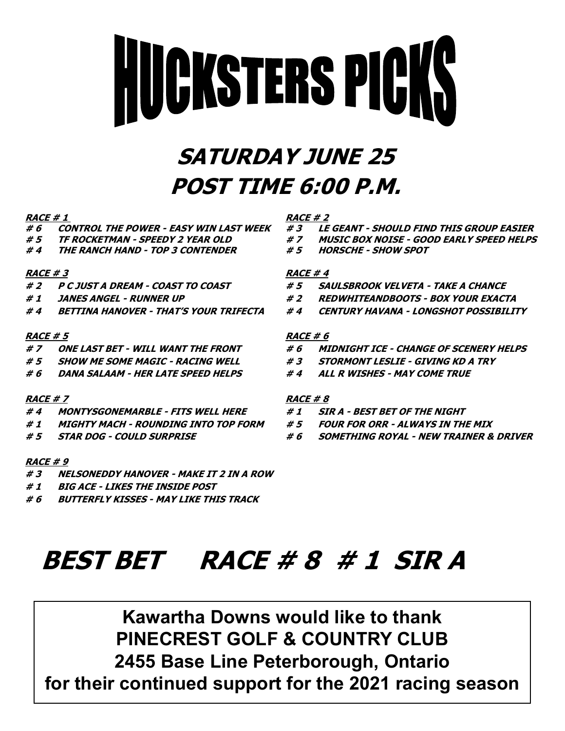# HUCKSTERS PICKS

## SATURDAY JUNE 25
## POST TIME 6:00 P.M.

**RACE # 1**
- **# 6 CONTROL THE POWER - EASY WIN LAST WEEK**
- **# 5 TF ROCKETMAN - SPEEDY 2 YEAR OLD**
- **# 4 THE RANCH HAND - TOP 3 CONTENDER**

**RACE # 2**
- **# 3 LE GEANT - SHOULD FIND THIS GROUP EASIER**
- **# 7 MUSIC BOX NOISE - GOOD EARLY SPEED HELPS**
- **# 5 HORSCHE - SHOW SPOT**

**RACE # 3**
- **# 2 P C JUST A DREAM - COAST TO COAST**
- **# 1 JANES ANGEL - RUNNER UP**
- **# 4 BETTINA HANOVER - THAT'S YOUR TRIFECTA**

**RACE # 4**
- **# 5 SAULSBROOK VELVETA - TAKE A CHANCE**
- **# 2 REDWHITEANDBOOTS - BOX YOUR EXACTA**
- **# 4 CENTURY HAVANA - LONGSHOT POSSIBILITY**

**RACE # 5**
- **# 7 ONE LAST BET - WILL WANT THE FRONT**
- **# 5 SHOW ME SOME MAGIC - RACING WELL**
- **# 6 DANA SALAAM - HER LATE SPEED HELPS**

**RACE # 6**
- **# 6 MIDNIGHT ICE - CHANGE OF SCENERY HELPS**
- **# 3 STORMONT LESLIE - GIVING KD A TRY**
- **# 4 ALL R WISHES - MAY COME TRUE**

**RACE # 7**
- **# 4 MONTYSGONEMARBLE - FITS WELL HERE**
- **# 1 MIGHTY MACH - ROUNDING INTO TOP FORM**
- **# 5 STAR DOG - COULD SURPRISE**

**RACE # 8**
- **# 1 SIR A - BEST BET OF THE NIGHT**
- **# 5 FOUR FOR ORR - ALWAYS IN THE MIX**
- **# 6 SOMETHING ROYAL - NEW TRAINER & DRIVER**

**RACE # 9**
- **# 3 NELSONEDDY HANOVER - MAKE IT 2 IN A ROW**
- **# 1 BIG ACE - LIKES THE INSIDE POST**
- **# 6 BUTTERFLY KISSES - MAY LIKE THIS TRACK**

# BEST BET RACE # 8 # 1 SIR A

**Kawartha Downs would like to thank**
**PINECREST GOLF & COUNTRY CLUB**
**2455 Base Line Peterborough, Ontario**
**for their continued support for the 2021 racing season**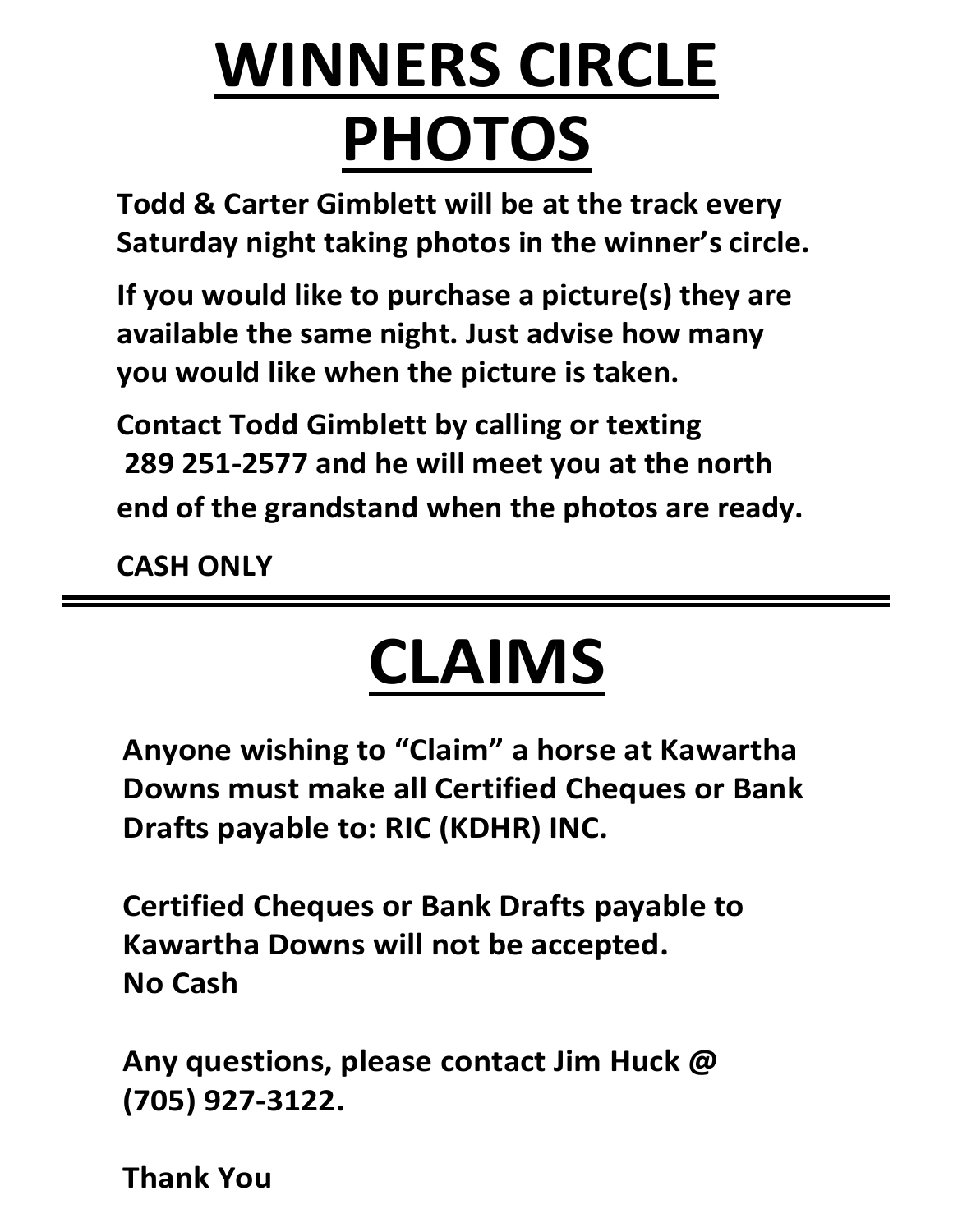# WINNERS CIRCLE PHOTOS

**Todd & Carter Gimblett will be at the track every Saturday night taking photos in the winner's circle.**

**If you would like to purchase a picture(s) they are available the same night. Just advise how many you would like when the picture is taken.**

**Contact Todd Gimblett by calling or texting 289 251-2577 and he will meet you at the north end of the grandstand when the photos are ready.**

**CASH ONLY**

---

# CLAIMS

**Anyone wishing to "Claim" a horse at Kawartha Downs must make all Certified Cheques or Bank Drafts payable to: RIC (KDHR) INC.**

**Certified Cheques or Bank Drafts payable to Kawartha Downs will not be accepted.**
**No Cash**

**Any questions, please contact Jim Huck @ (705) 927-3122.**

**Thank You**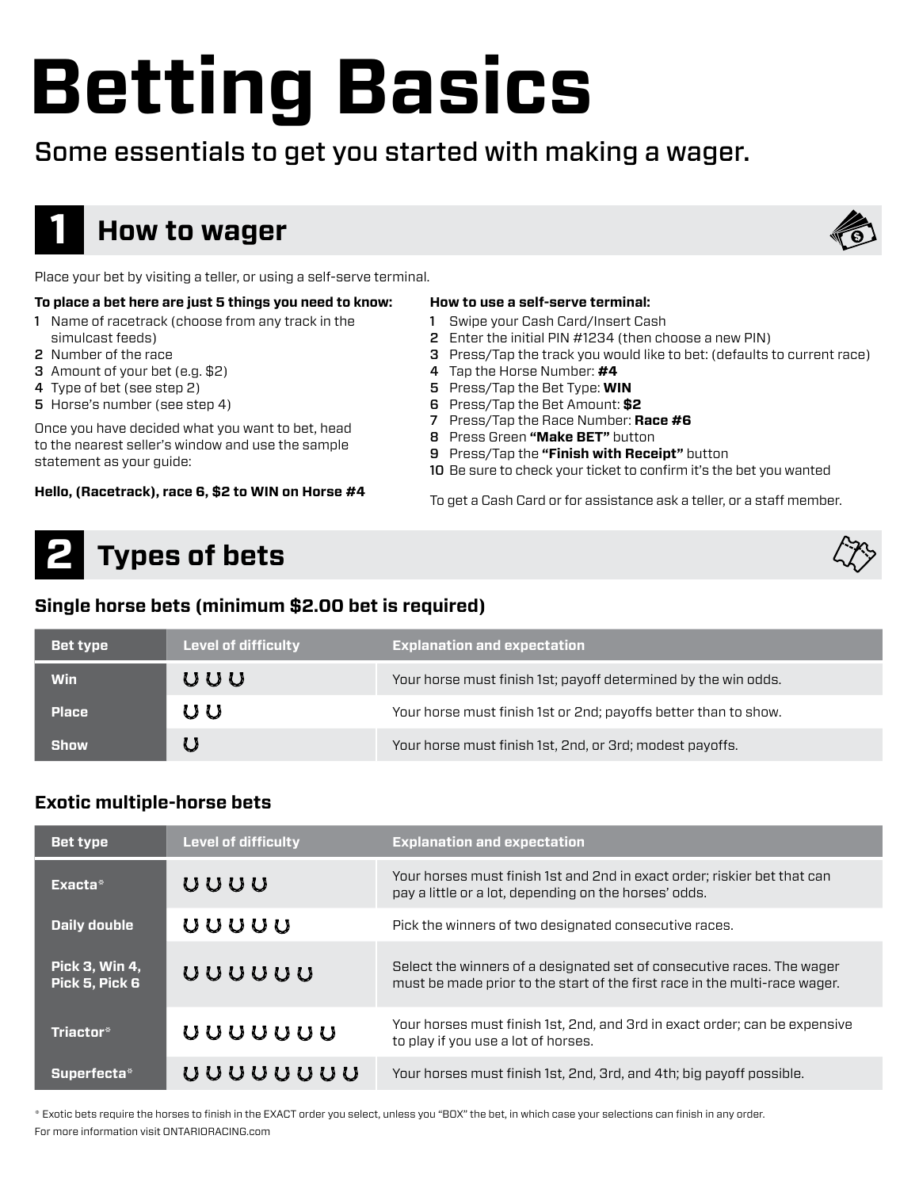# Betting Basics

Some essentials to get you started with making a wager.

## 1 How to wager

Place your bet by visiting a teller, or using a self-serve terminal.

**To place a bet here are just 5 things you need to know:**

1. Name of racetrack (choose from any track in the simulcast feeds)
2. Number of the race
3. Amount of your bet (e.g. $2)
4. Type of bet (see step 2)
5. Horse's number (see step 4)

Once you have decided what you want to bet, head to the nearest seller's window and use the sample statement as your guide:

**Hello, (Racetrack), race 6, $2 to WIN on Horse #4**

**How to use a self-serve terminal:**

1. Swipe your Cash Card/Insert Cash
2. Enter the initial PIN #1234 (then choose a new PIN)
3. Press/Tap the track you would like to bet: (defaults to current race)
4. Tap the Horse Number: **#4**
5. Press/Tap the Bet Type: **WIN**
6. Press/Tap the Bet Amount: **$2**
7. Press/Tap the Race Number: **Race #6**
8. Press Green **"Make BET"** button
9. Press/Tap the **"Finish with Receipt"** button
10. Be sure to check your ticket to confirm it's the bet you wanted

To get a Cash Card or for assistance ask a teller, or a staff member.

## 2 Types of bets

### Single horse bets (minimum $2.00 bet is required)

| Bet type | Level of difficulty | Explanation and expectation |
|---|---|---|
| Win | U U U | Your horse must finish 1st; payoff determined by the win odds. |
| Place | U U | Your horse must finish 1st or 2nd; payoffs better than to show. |
| Show | U | Your horse must finish 1st, 2nd, or 3rd; modest payoffs. |

### Exotic multiple-horse bets

| Bet type | Level of difficulty | Explanation and expectation |
|---|---|---|
| Exacta* | U U U U | Your horses must finish 1st and 2nd in exact order; riskier bet that can pay a little or a lot, depending on the horses' odds. |
| Daily double | U U U U U | Pick the winners of two designated consecutive races. |
| Pick 3, Win 4, Pick 5, Pick 6 | U U U U U U | Select the winners of a designated set of consecutive races. The wager must be made prior to the start of the first race in the multi-race wager. |
| Triactor* | U U U U U U U | Your horses must finish 1st, 2nd, and 3rd in exact order; can be expensive to play if you use a lot of horses. |
| Superfecta* | U U U U U U U U | Your horses must finish 1st, 2nd, 3rd, and 4th; big payoff possible. |

* Exotic bets require the horses to finish in the EXACT order you select, unless you "BOX" the bet, in which case your selections can finish in any order.

For more information visit ONTARIORACING.com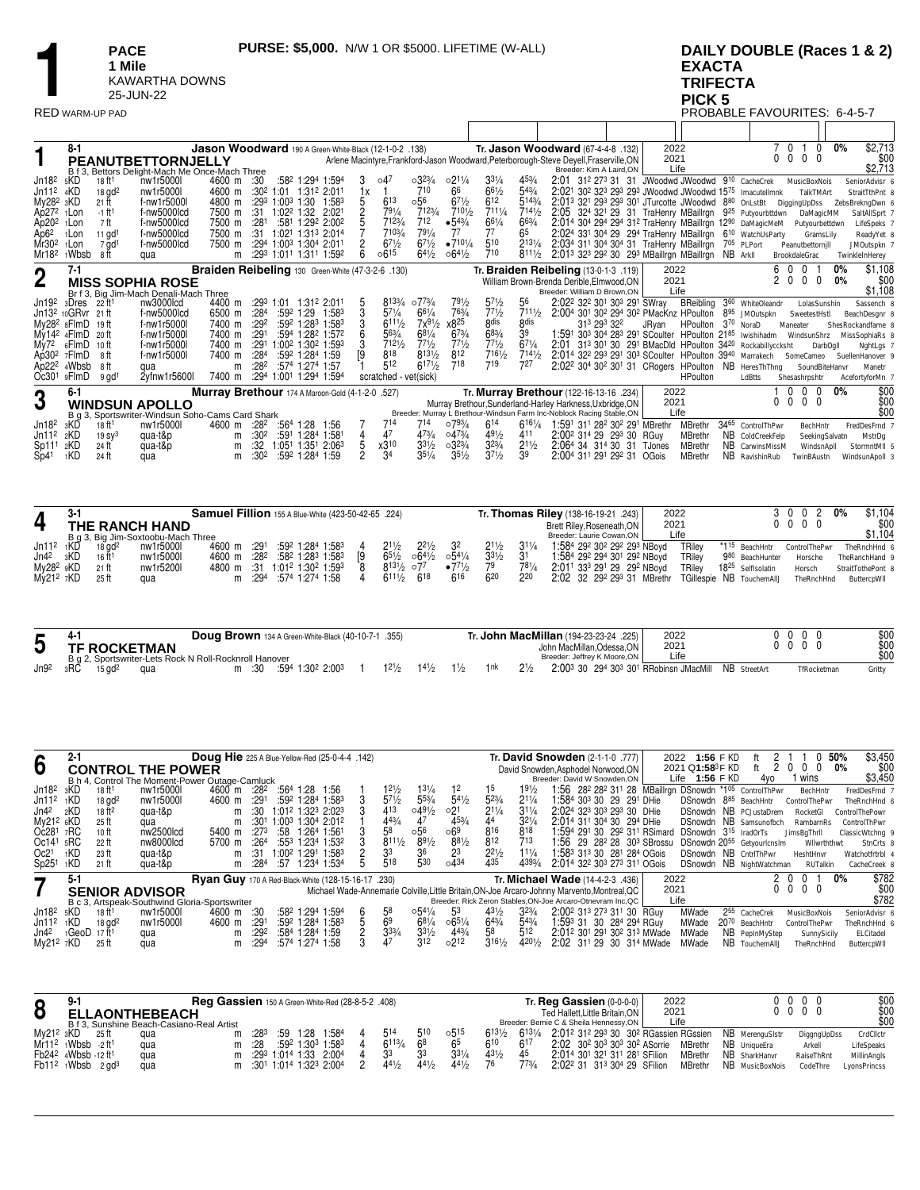# 1

**PACE**
**1 Mile**
KAWARTHA DOWNS
25-JUN-22

RED WARM-UP PAD

**PURSE: $5,000.** N/W 1 OR $5000. LIFETIME (W-ALL)

**DAILY DOUBLE (Races 1 & 2)**
**EXACTA**
**TRIFECTA**
**PICK 5**
PROBABLE FAVOURITES: 6-4-5-7

---

## 1 — PEANUTBETTORNJELLY (8-1)

**Jason Woodward** 190 A Green-White-Black (12-1-0-2 .138)
Tr. **Jason Woodward** (67-4-4-8 .132)
Arlene Macintyre,Frankford-Jason Woodward,Peterborough-Steve Deyell,Fraserville,ON
Breeder: Kim A Laird,ON
B f 3, Bettors Delight-Mach Me Once-Mach Three

| | Starts | 1st | 2nd | 3rd | % | Earnings |
|---|---|---|---|---|---|---|
| 2022 | 7 | 0 | 1 | 0 | 0% | $2,713 |
| 2021 | 0 | 0 | 0 | 0 | | $00 |
| Life | | | | | | $2,713 |

| Date | Track | Cond | Class | Purse | Fractions | PP | 1/4 | 1/2 | 3/4 | Str | Fin | Time / Driver / Trainer | Odds | Top 3 |
|---|---|---|---|---|---|---|---|---|---|---|---|---|---|---|
| Jn18² 5KD | | 18 ft¹ | nw1r5000l | 4600 m | :30 :58² 1:29⁴ 1:59⁴ | 3 | o4⁷ | o3²³⁄₄ | o2¹¹⁄₄ | 3³⁄₄ | 4⁵³⁄₄ | 2:01 31² 27³ 31 31 JWoodwd JWoodwd | 9¹⁰ | CacheCrek MusicBoxNois SeniorAdvisr 6 |
| Jn11² 4KD | | 18 gd² | nw1r5000l | 4600 m | :30² 1:01 1:31² 2:01¹ | 1x | 1 | 7¹⁰ | 6⁶ | 6⁶¹⁄₂ | 5⁴³⁄₄ | 2:02¹ 30² 32³ 29³ 29³ JWoodwd JWoodwd | 15⁷⁵ | Imacutelmnk TalkTMArt StraitTthPnt 8 |
| My28² 3KD | | 21 ft | f-nw1r5000l | 4800 m | :29³ 1:00³ 1:30 1:58³ | 5 | 6¹³ | o5⁶ | 6⁷¹⁄₂ | 6¹² | 5¹⁴³⁄₄ | 2:01³ 32¹ 29³ 29³ 30¹ JTurcotte JWoodwd | 8⁸⁰ | OnLstBt DiggingUpDss ZebsBrekngDwn 6 |
| Ap27² 1Lon | | -1 ft¹ | f-nw5000lcd | 7500 m | :31 1:02² 1:32 2:02¹ | 2 | 7⁹¹⁄₄ | 7¹² | 7¹⁰¹⁄₂ | 7¹¹¹⁄₄ | 7¹⁴¹⁄₂ | 2:05 32⁴ 32¹ 29 31 TraHenry MBaillrgn | 9²⁵ | Putyourbttdwn DaMagicMM SaltAllSprt 7 |
| Ap20² 1Lon | | 7 ft | f-nw5000lcd | 7500 m | :28¹ :58¹ 1:29² 2:00² | 5 | 7¹²³⁄₄ | 7¹² | •5⁴³⁄₄ | 6⁶¹⁄₄ | 6⁶³⁄₄ | 2:01⁴ 30⁴ 29⁴ 29⁴ 31² TraHenry MBaillrgn | 12⁹⁰ | DaMagicMeM Putyourbettdwn LifeSpeks 7 |
| Ap6² 1Lon | | 11 gd¹ | f-nw5000lcd | 7500 m | :31 1:02¹ 1:31³ 2:01⁴ | 7 | 7¹⁰³⁄₄ | 7⁹¹⁄₄ | 7⁷ | 7⁷ | 6⁵ | 2:02⁴ 33¹ 30⁴ 29 29⁴ TraHenry MBaillrgn | 6¹⁰ | WatchUsParty GramsLily ReadyYet 8 |
| Mr30² 1Lon | | 7 gd¹ | f-nw5000lcd | 7500 m | :29⁴ 1:00³ 1:30⁴ 2:01¹ | 2 | 6⁷¹⁄₂ | 6⁷¹⁄₂ | •7¹⁰¹⁄₄ | 5¹⁰ | 2¹³¹⁄₄ | 2:03⁴ 31¹ 30⁴ 30⁴ 31 TraHenry MBaillrgn | 7⁰⁵ | PLPort Peanutbettornjll JMOutspkn 7 |
| Mr18² 1Wbsb | | 8 ft | qua | m | :29³ 1:01¹ 1:31¹ 1:59² | 6 | o6¹⁵ | 6⁴¹⁄₂ | o6⁴¹⁄₂ | 7¹⁰ | 8¹¹¹⁄₂ | 2:01³ 32³ 29² 30 29³ MBaillrgn MBaillrgn | NB | ArkII BrookdaleGrac TwinkleInHerey |

## 2 — MISS SOPHIA ROSE (7-1)

**Braiden Reibeling** 130 Green-White (47-3-2-6 .130)
Tr. **Braiden Reibeling** (13-0-1-3 .119)
William Brown-Brenda Derible,Elmwood,ON
Breeder: William D Brown,ON
Br f 3, Big Jim-Mach Denali-Mach Three

| | Starts | 1st | 2nd | 3rd | % | Earnings |
|---|---|---|---|---|---|---|
| 2022 | 6 | 0 | 0 | 1 | 0% | $1,108 |
| 2021 | 2 | 0 | 0 | 0 | 0% | $00 |
| Life | | | | | | $1,108 |

| Date | Track | Cond | Class | Purse | Fractions | PP | 1/4 | 1/2 | 3/4 | Str | Fin | Time / Driver / Trainer | Odds | Top 3 |
|---|---|---|---|---|---|---|---|---|---|---|---|---|---|---|
| Jn19² 3Dres | | 22 ft¹ | nw3000lcd | 4400 m | :29³ 1:01 1:31² 2:01¹ | 5 | 8¹³³⁄₄ | o7⁷³⁄₄ | 7⁹¹⁄₂ | 5⁷¹⁄₂ | 5⁶ | 2:02² 32² 30¹ 30³ 29¹ SWray BReibling | 3⁶⁰ | WhiteOleandr LolasSunshin Sassench 8 |
| Jn13² 10GRvr | | 21 ft | f-nw5000lcd | 6500 m | :28⁴ :59² 1:29 1:58³ | 3 | 5⁷¹⁄₄ | 6⁶¹⁄₄ | 7⁶³⁄₄ | 7⁷¹⁄₂ | 7¹¹¹⁄₂ | 2:00⁴ 30¹ 30² 29⁴ 30² PMacKnz HPoulton | 8⁹⁵ | JMOutspkn SweetestHstl BeachDesgnr 8 |
| My28² 8FlmD | | 19 ft | f-nw1r5000l | 7400 m | :29² :59² 1:28³ 1:58³ | 3 | 6¹¹¹⁄₂ | 7x⁹¹⁄₂ | x8²⁵ | 8dis | 8dis | 31³ 29³ 32² JRyan HPoulton | 3⁷⁰ | NoraD Maneater ShesRockandfame 8 |
| My14² 4FlmD | | 20 ft | f-nw1r5000l | 7400 m | :29¹ :59⁴ 1:28² 1:57² | 6 | 5⁶³⁄₄ | 6⁸¹⁄₄ | 6⁷³⁄₄ | 6⁸³⁄₄ | 3⁹ | 1:59¹ 30³ 30⁴ 28³ 29¹ SCoulter HPoulton | 21⁸⁵ | Iwishiadm WindsunShrz MissSophiaRs 8 |
| My7² 6FlmD | | 10 ft | f-nw1r5000l | 7400 m | :29¹ 1:00² 1:30² 1:59³ | 3 | 7¹²¹⁄₂ | 7⁷¹⁄₂ | 7⁷¹⁄₂ | 7⁷¹⁄₂ | 6⁷¹⁄₄ | 2:01 31³ 30¹ 30 29¹ BMacDld HPoulton | 34²⁰ | Rockabillyccksht DarbOgll NghtLgs 7 |
| Ap30² 7FlmD | | 8 ft | f-nw1r5000l | 7400 m | :28⁴ :59² 1:28⁴ 1:59 | [9 | 8¹⁸ | 8¹³¹⁄₂ | 8¹² | 7¹⁶¹⁄₂ | 7¹⁴¹⁄₂ | 2:01⁴ 32² 29³ 29¹ 30³ SCoulter HPoulton | 39⁴⁰ | Marrakech SomeCameo SuellenHanover 9 |
| Ap22² 4Wbsb | | 8 ft | qua | m | :28² :57⁴ 1:27⁴ 1:57 | 1 | 5¹² | 6¹⁷¹⁄₂ | 7¹⁸ | 7¹⁹ | 7²⁷ | 2:02² 30⁴ 30² 30¹ 30 CRogers HPoulton | NB | HeresThThng SoundBiteHanvr Manetr |
| Oc30¹ 9FlmD | | 9 gd¹ | 2yfnw1r5600l | 7400 m | :29⁴ 1:00¹ 1:29⁴ 1:59⁴ | | scratched - vet(sick) | | | | | HPoulton | | LdBtts Shesashrpshtr AcefortyforMn 7 |

## 3 — WINDSUN APOLLO (6-1)

**Murray Brethour** 174 A Maroon-Gold (4-1-2-0 .527)
Tr. **Murray Brethour** (122-16-13-16 .234)
Murray Brethour,Sunderland-Harley Harkness,Uxbridge,ON
Breeder: Murray L Brethour-Windsun Farm Inc-Noblock Racing Stable,ON
B g 3, Sportswriter-Windsun Soho-Cams Card Shark

| | Starts | 1st | 2nd | 3rd | % | Earnings |
|---|---|---|---|---|---|---|
| 2022 | 1 | 0 | 0 | 0 | 0% | $00 |
| 2021 | 0 | 0 | 0 | 0 | | $00 |
| Life | | | | | | $00 |

| Date | Track | Cond | Class | Purse | Fractions | PP | 1/4 | 1/2 | 3/4 | Str | Fin | Time / Driver / Trainer | Odds | Top 3 |
|---|---|---|---|---|---|---|---|---|---|---|---|---|---|---|
| Jn18² 3KD | | 18 ft¹ | nw1r5000l | 4600 m | :28² :56⁴ 1:28 1:56 | 7 | 7¹⁴ | 7¹⁴ | o7⁹³⁄₄ | 6¹⁴ | 6¹⁶¹⁄₄ | 1:59¹ 31¹ 28² 30² 29¹ MBrethr MBrethr | 34⁶⁵ | ControlThPwr BechHntr FredDesFrnd 7 |
| Jn11² 2KD | | 19 sy³ | qua-t&p | m | :30² :59¹ 1:28⁴ 1:58¹ | 4 | 4⁷ | 4⁷³⁄₄ | o4⁷³⁄₄ | 4⁹¹⁄₂ | 4¹¹ | 2:00² 31⁴ 29 29³ 30 RGuy MBrethr | NB | ColdCreekFelp SeekingSalvatn MstrDg |
| Sp11¹ 2KD | | 24 ft | qua-t&p | m | :32 1:05¹ 1:35¹ 2:06³ | 5 | x3¹⁰ | 3³¹⁄₂ | o3²³⁄₄ | 3²³⁄₄ | 2¹¹⁄₂ | 2:06⁴ 34 31⁴ 30 31 TJones MBrethr | NB | CarwinsMissM WindsnApll StormntMll 5 |
| Sp4¹ 1KD | | 24 ft | qua | m | :30² :59² 1:28⁴ 1:59 | 2 | 3⁴ | 3⁵¹⁄₄ | 3⁵¹⁄₂ | 3⁷¹⁄₂ | 3¹¹ | 2:00⁴ 31¹ 29¹ 29² 31 OGois MBrethr | NB | RavishinRub TwinBAustn WindsunApoll 3 |

## 4 — THE RANCH HAND (3-1)

**Samuel Fillion** 155 A Blue-White (423-50-42-65 .224)
Tr. **Thomas Riley** (138-16-19-21 .243)
Brett Riley,Roseneath,ON
Breeder: Laurie Cowan,ON
B g 3, Big Jim-Soxtoobu-Mach Three

| | Starts | 1st | 2nd | 3rd | % | Earnings |
|---|---|---|---|---|---|---|
| 2022 | 3 | 0 | 0 | 2 | 0% | $1,104 |
| 2021 | 0 | 0 | 0 | 0 | | $00 |
| Life | | | | | | $1,104 |

| Date | Track | Cond | Class | Purse | Fractions | PP | 1/4 | 1/2 | 3/4 | Str | Fin | Time / Driver / Trainer | Odds | Top 3 |
|---|---|---|---|---|---|---|---|---|---|---|---|---|---|---|
| Jn11² 1KD | | 18 gd² | nw1r5000l | 4600 m | :29¹ :59² 1:28⁴ 1:58³ | 4 | 2¹¹⁄₂ | 2²¹⁄₂ | 3² | 2¹¹⁄₂ | 3¹¹⁄₄ | 1:58⁴ 29² 30² 29² 29³ NBoyd TRiley | *1¹⁵ | BeachHntr ControlThePwr TheRnchHnd 6 |
| Jn4² 3KD | | 16 ft¹ | nw1r5000l | 4600 m | :28² :58² 1:28³ 1:58³ | [9 | 6⁵¹⁄₂ | o6⁴¹⁄₂ | o5⁴¹⁄₄ | 3³¹⁄₂ | 3¹ | 1:58⁴ 29² 29⁴ 30¹ 29² NBoyd TRiley | 9⁸⁰ | BeachHunter Horsche TheRanchHand 9 |
| My28² 9KD | | 21 ft | nw1r5200l | 4800 m | :31 1:01² 1:30² 1:59³ | 8 | 8¹³¹⁄₂ | o7⁷ | •7⁷¹⁄₂ | 7⁹ | 7⁸¹⁄₄ | 2:01¹ 33³ 29¹ 29 29² NBoyd TRiley | 18²⁵ | SelfIsolatin Horsch StraitTothePont 8 |
| My21² 7KD | | 25 ft | qua | m | :29⁴ :57⁴ 1:27⁴ 1:58 | 4 | 6¹¹¹⁄₂ | 6¹⁸ | 6¹⁶ | 6²⁰ | 2²⁰ | 2:02 32 29² 29³ 31 MBrethr TGillespie | NB | TouchemAllJ TheRnchHnd ButtercpWll |

## 5 — TF ROCKETMAN (4-1)

**Doug Brown** 134 A Green-White-Black (40-10-7-1 .355)
Tr. **John MacMillan** (194-23-23-24 .225)
John MacMillan,Odessa,ON
Breeder: Jeffrey K Moore,ON
B g 2, Sportswriter-Lets Rock N Roll-Rocknroll Hanover

| | Starts | 1st | 2nd | 3rd | % | Earnings |
|---|---|---|---|---|---|---|
| 2022 | 0 | 0 | 0 | 0 | | $00 |
| 2021 | 0 | 0 | 0 | 0 | | $00 |
| Life | | | | | | $00 |

| Date | Track | Cond | Class | Purse | Fractions | PP | 1/4 | 1/2 | 3/4 | Str | Fin | Time / Driver / Trainer | Odds | Top 3 |
|---|---|---|---|---|---|---|---|---|---|---|---|---|---|---|
| Jn9² 3RC | | 15 gd² | qua | m | :30 :59⁴ 1:30² 2:00³ | 1 | 1²¹⁄₂ | 1⁴¹⁄₂ | 1¹¹⁄₂ | 1nk | 2¹¹⁄₂ | 2:00³ 30 29⁴ 30³ 30¹ RRobinsn JMacMill | NB | StreetArt TfRocketman Gritty |

## 6 — CONTROL THE POWER (2-1)

**Doug Hie** 225 A Blue-Yellow-Red (25-0-4-4 .142)
Tr. **David Snowden** (2-1-1-0 .777)
David Snowden,Asphodel Norwood,ON
Breeder: David W Snowden,ON
B h 4, Control The Moment-Power Outage-Camluck

| | Best | | Starts | 1st | 2nd | 3rd | % | Earnings |
|---|---|---|---|---|---|---|---|---|
| 2022 | 1:56 F KD | ft | 2 | 1 | 1 | 0 | 50% | $3,450 |
| 2021 | Q1:58³F KD | ft | 2 | 0 | 0 | 0 | 0% | $00 |
| Life | 1:56 F KD | 4yo | 1 wins | | | | | $3,450 |

| Date | Track | Cond | Class | Purse | Fractions | PP | 1/4 | 1/2 | 3/4 | Str | Fin | Time / Driver / Trainer | Odds | Top 3 |
|---|---|---|---|---|---|---|---|---|---|---|---|---|---|---|
| Jn18² 3KD | | 18 ft¹ | nw1r5000l | 4600 m | :28² :56⁴ 1:28 1:56 | 1 | 1²¹⁄₂ | 1³¹⁄₄ | 1² | 1⁵ | 1⁹¹⁄₂ | 1:56 28² 28² 31¹ 28 MBaillrgn DSnowdn | *1⁰⁵ | ControlThPwr BechHntr FredDesFrnd 7 |
| Jn11² 1KD | | 18 gd² | nw1r5000l | 4600 m | :29¹ :59² 1:28⁴ 1:58³ | 3 | 5⁷¹⁄₂ | 5⁵³⁄₄ | 5⁴¹⁄₂ | 5²³⁄₄ | 2¹¹⁄₄ | 1:58⁴ 30³ 30 29 29¹ DHie DSnowdn | 8⁸⁵ | BeachHntr ControlThePwr TheRnchHnd 6 |
| Jn4² 2KD | | 18 ft² | qua-t&p | m | :30 1:01² 1:32³ 2:02³ | 3 | 4¹³ | o4⁹¹⁄₂ | o2¹ | 2¹¹⁄₄ | 3¹¹⁄₄ | 2:02⁴ 32³ 30³ 29³ 30 DHie DSnowdn | NB | PCJustaDrem RocketGl ControlThePowr |
| My21² 6KD | | 25 ft | qua | m | :30¹ 1:00³ 1:30⁴ 2:01² | 1 | 4⁴³⁄₄ | 4⁷ | 4⁵³⁄₄ | 4⁴ | 3²¹⁄₄ | 2:01⁴ 31¹ 30⁴ 30 29⁴ DHie DSnowdn | NB | Samsunofbch RambarnRs ControlThPwr |
| Oc28¹ 7RC | | 10 ft | nw2500lcd | 5400 m | :27³ :58 1:26⁴ 1:56¹ | 3 | 5⁸ | o5⁶ | o6⁹ | 8¹⁶ | 8¹⁸ | 1:59⁴ 29¹ 30 29² 31¹ RSimard DSnowdn | 3¹⁵ | IradOrTs JimsBgThrll ClassicWtchng 9 |
| Oc14¹ 5RC | | 22 ft | nw8000lcd | 5700 m | :26⁴ :55³ 1:23⁴ 1:53² | 3 | 8¹¹¹⁄₂ | 8⁹¹⁄₂ | 8⁸¹⁄₂ | 8¹² | 7¹³ | 1:56 29 28² 28 30³ SBrossu DSnowdn | 20⁵⁵ | Getyourlcnslm Wllwrthhtwt StnCrts 8 |
| Oc2¹ 1KD | | 23 ft | qua-t&p | m | :31 1:00² 1:29¹ 1:58³ | 2 | 3³ | 3⁶ | 2³ | 2²¹⁄₂ | 1¹¹⁄₄ | 1:58³ 31³ 30 28¹ 28⁴ OGois DSnowdn | NB | CntrlThPwr HeshtHnvr Watchtfrtrbl 4 |
| Sp25¹ 1KD | | 21 ft | qua-t&p | m | :28⁴ :57 1:23⁴ 1:53⁴ | 5 | 5¹⁸ | 5³⁰ | o4³⁴ | 4³⁵ | 4³⁹³⁄₄ | 2:01⁴ 32² 30³ 27³ 31¹ OGois DSnowdn | NB | NightWatchman RUTalkin CacheCreek 8 |

## 7 — SENIOR ADVISOR (5-1)

**Ryan Guy** 170 A Red-Black-White (128-15-16-17 .230)
Tr. **Michael Wade** (14-4-2-3 .436)
Michael Wade-Annemarie Colville,Little Britain,ON-Joe Arcaro-Johnny Marvento,Montreal,QC
Breeder: Rick Zeron Stables,ON-Joe Arcaro-Otnevram Inc,QC
B c 3, Artspeak-Southwind Gloria-Sportswriter

| | Starts | 1st | 2nd | 3rd | % | Earnings |
|---|---|---|---|---|---|---|
| 2022 | 2 | 0 | 0 | 1 | 0% | $782 |
| 2021 | 0 | 0 | 0 | 0 | | $00 |
| Life | | | | | | $782 |

| Date | Track | Cond | Class | Purse | Fractions | PP | 1/4 | 1/2 | 3/4 | Str | Fin | Time / Driver / Trainer | Odds | Top 3 |
|---|---|---|---|---|---|---|---|---|---|---|---|---|---|---|
| Jn18² 5KD | | 18 ft¹ | nw1r5000l | 4600 m | :30 :58² 1:29⁴ 1:59⁴ | 6 | 5⁸ | o5⁴¹⁄₄ | 5³ | 4³¹⁄₂ | 3²³⁄₄ | 2:00² 31³ 27³ 31¹ 30 RGuy MWade | 2⁵⁵ | CacheCrek MusicBoxNois SeniorAdvisr 6 |
| Jn11² 1KD | | 18 gd² | nw1r5000l | 4600 m | :29¹ :59² 1:28⁴ 1:58³ | 5 | 6⁹ | 6⁸¹⁄₄ | o6⁵¹⁄₄ | 6⁴³⁄₄ | 5⁴³⁄₄ | 1:59³ 31 30 28⁴ 29⁴ RGuy MWade | 20⁷⁰ | BeachHntr ControlThePwr TheRnchHnd 6 |
| Jn4² 1GeoD | | 17 ft¹ | qua | m | :29² :58⁴ 1:28⁴ 1:59 | 2 | 3³³⁄₄ | 3³¹⁄₂ | 4⁴³⁄₄ | 5⁸ | 5¹² | 2:01² 30¹ 29¹ 30² 31³ MWade MWade | NB | PepInMyStep SunnySicily ELCitadel |
| My21² 7KD | | 25 ft | qua | m | :29⁴ :57⁴ 1:27⁴ 1:58 | 3 | 4⁷ | 3¹² | o2¹² | 3¹⁶¹⁄₂ | 4²⁰¹⁄₂ | 2:02 31¹ 29 31 31⁴ MWade MWade | NB | TouchemAllJ TheRnchHnd ButtercpWll |

## 8 — ELLAONTHEBEACH (9-1)

**Reg Gassien** 150 A Green-White-Red (28-8-5-2 .408)
Tr. **Reg Gassien** (0-0-0-0)
Ted Hallett,Little Britain,ON
Breeder: Bernie C & Sheila Hennessy,ON
B f 3, Sunshine Beach-Casiano-Real Artist

| | Starts | 1st | 2nd | 3rd | % | Earnings |
|---|---|---|---|---|---|---|
| 2022 | 0 | 0 | 0 | 0 | | $00 |
| 2021 | 0 | 0 | 0 | 0 | | $00 |
| Life | | | | | | $00 |

| Date | Track | Cond | Class | Purse | Fractions | PP | 1/4 | 1/2 | 3/4 | Str | Fin | Time / Driver / Trainer | Odds | Top 3 |
|---|---|---|---|---|---|---|---|---|---|---|---|---|---|---|
| My21² 3KD | | 25 ft | qua | m | :28³ :59 1:28 1:58⁴ | 4 | 5¹⁴ | 5¹⁰ | o5¹⁵ | 6¹³¹⁄₂ | 6¹³¹⁄₄ | 2:01² 31² 29³ 30 30² RGassien RGssien | NB | MerenguSlstr DiggngUpDss CrdClctr |
| Mr11² 1Wbsb | | -2 ft¹ | qua | m | :28 :59² 1:30³ 1:58³ | 4 | 6¹¹³⁄₄ | 6⁸ | 6⁵ | 6¹⁰ | 6¹⁷ | 2:02 30² 30³ 30³ 30² ASorrie MBrethr | NB | UniqueEra Arkell LifeSpeaks |
| Fb24² 4Wbsb | | -12 ft¹ | qua | m | :29³ 1:01⁴ 1:33 2:00⁴ | 4 | 3³ | 3³ | 3³¹⁄₄ | 4³¹⁄₂ | 4⁵ | 2:01⁴ 30¹ 32¹ 31¹ 28¹ SFilion MBrethr | NB | SharkHanvr RaiseThRnt MillinAngls |
| Fb11² 1Wbsb | | 2 gd³ | qua | m | :30¹ 1:01⁴ 1:32³ 2:00⁴ | 2 | 4⁴¹⁄₂ | 4⁴¹⁄₂ | 4⁴¹⁄₂ | 7⁶ | 7⁷³⁄₄ | 2:02² 31 31³ 30⁴ 29 SFilion MBrethr | NB | MusicBoxNois CodeThre LyonsPrincss |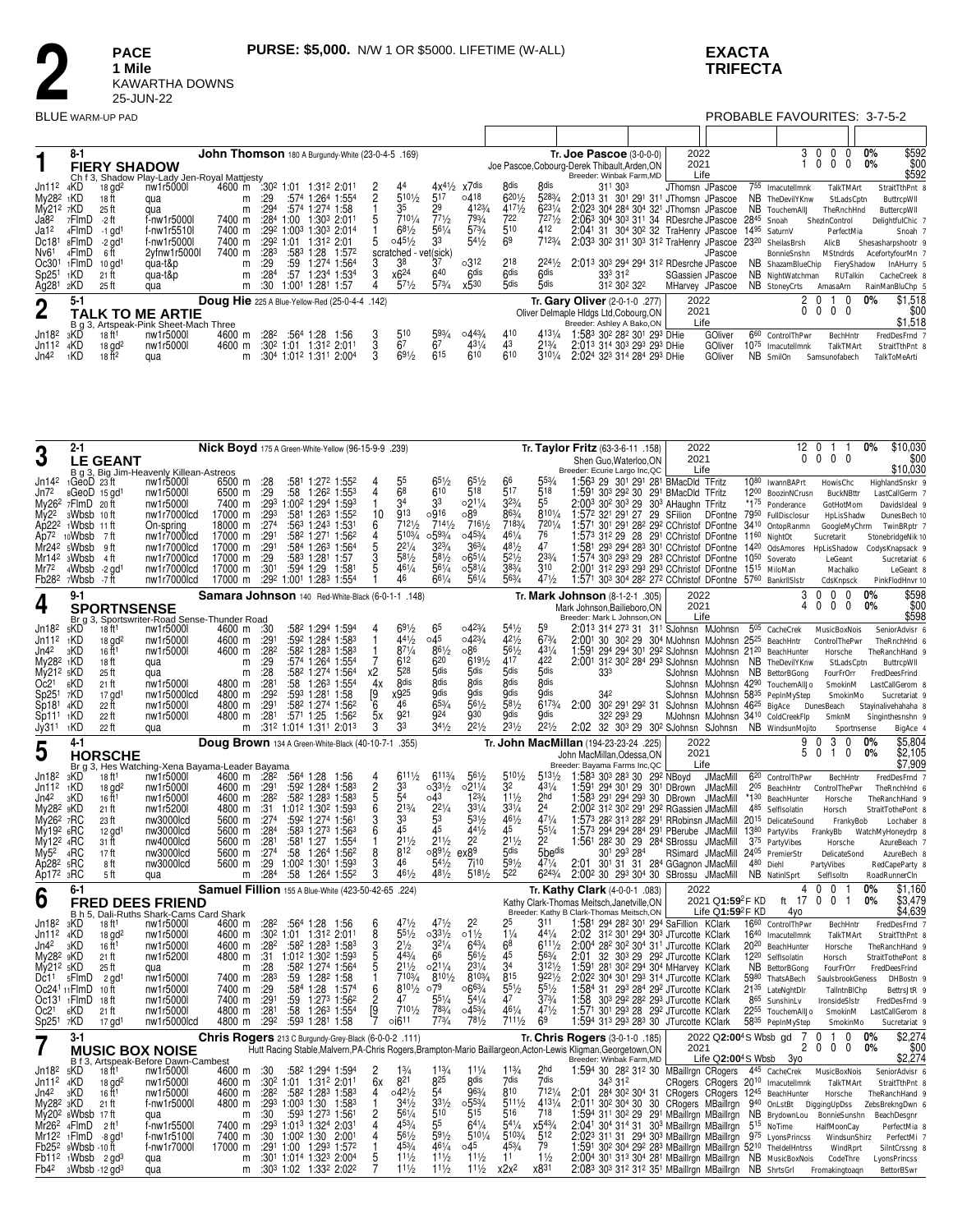# 2

**PACE**
**1 Mile**
KAWARTHA DOWNS
25-JUN-22

**PURSE: $5,000.** N/W 1 OR $5000. LIFETIME (W-ALL)

**EXACTA**
**TRIFECTA**

BLUE WARM-UP PAD

PROBABLE FAVOURITES: 3-7-5-2

---

## 1 — FIERY SHADOW (8-1)

**John Thomson** 180 A Burgundy-White (23-0-4-5 .169)
Ch f 3, Shadow Play-Lady Jen-Royal Mattjesty
**Tr. Joe Pascoe** (3-0-0-0)
Joe Pascoe,Cobourg-Derek Thibault,Arden,ON
Breeder: Winbak Farm,MD

| Year | Starts | 1st | 2nd | 3rd | Win% | Earnings |
|---|---|---|---|---|---|---|
| 2022 | 3 | 0 | 0 | 0 | 0% | $592 |
| 2021 | 1 | 0 | 0 | 0 | 0% | $00 |
| Life | | | | | | $592 |

| Date | Track | Cond | Class | Purse | | 1/4 | 1/2 | 3/4 | Fin | PP | 1/4 | 1/2 | Str | Fin | | Time | Driver | Trainer | Odds | 1st | 2nd | 3rd |
|---|---|---|---|---|---|---|---|---|---|---|---|---|---|---|---|---|---|---|---|---|---|---|
| Jn11² | 4KD | 18 gd² | nw1r5000l | 4600 m | | :30² | 1:01 | 1:31² | 2:01¹ | 2 | 4⁴ | 4x4½ | x7dis | 8dis | 8dis | 31¹ 30³ | JThomson | JPascoe | 7⁵⁵ | ImacutelImnk | TalkTMArt | StraitTthPnt 8 |
| My28² | 1KD | 18 ft | qua | | m | :29 | :57⁴ | 1:26⁴ | 1:55⁴ | 2 | 5¹⁰½ | 5¹⁷ | ○4¹⁸ | 6²⁰½ | 5²⁸¾ | 2:01³ 31 30¹ 29¹ 31¹ | JThomson | JPascoe | NB | TheDevilYKnw | StLadsCptn | ButtrcpWll |
| My21² | 7KD | 25 ft | qua | | m | :29⁴ | :57⁴ | 1:27⁴ | 1:58 | 1 | 3⁵ | 2⁹ | 4¹²¾ | 4¹⁷½ | 6²³¼ | 2:02³ 30⁴ 28⁴ 30⁴ 32¹ | JThomson | JPascoe | NB | TouchemAllJ | TheRnchHnd | ButtercpWll |
| Ja8² | 7FlmD | -2 ft | f-nw1r5000l | 7400 m | | :28⁴ | 1:00 | 1:30³ | 2:01¹ | 5 | 7¹⁰¼ | 7⁷½ | 7⁹¾ | 7²² | 7²⁷½ | 2:06³ 30⁴ 30³ 31¹ 34 | RDesrche | JPascoe | 28⁴⁵ | Snoah | ShezInControl | DelightfulChic 7 |
| Ja1² | 4FlmD | -1 gd¹ | f-nw1r5510l | 7400 m | | :29² | 1:00³ | 1:30³ | 2:01⁴ | 1 | 6⁸½ | 5⁶¼ | 5⁷¾ | 5¹⁰ | 4¹² | 2:04¹ 31 30⁴ 30² 32 | TraHenry | JPascoe | 14⁹⁵ | SaturnV | PerfectMia | Snoah 7 |
| Dc18¹ | 8FlmD | -2 gd¹ | f-nw1r5000l | 7400 m | | :29² | 1:01 | 1:31² | 2:01 | 5 | ○4⁵½ | 3³ | 5⁴½ | 6⁹ | 7¹²¾ | 2:03³ 30² 31¹ 30³ 31² | TraHenry | JPascoe | 23²⁰ | SheilasBrsh | AlicB | Shesasharpshootr 9 |
| Nv6¹ | 4FlmD | 6 ft | 2yfnw1r5000l | 7400 m | | :28³ | :58³ | 1:28 | 1:57² | scratched - vet(sick) | | | | | | | | JPascoe | | BonnieSnshn | MStndrds | AcefortyfourMn 7 |
| Oc30¹ | 1FlmD | 10 gd¹ | qua-t&p | | m | :29 | :59 | 1:27⁴ | 1:56⁴ | 3 | 3⁸ | 3⁷ | ○3¹² | 2¹⁸ | 2²⁴½ | 2:01³ 30³ 29⁴ 29⁴ 31² | RDesrche | JPascoe | NB | ShazamBlueChip | FieryShadow | InAHurry 5 |
| Sp25¹ | 1KD | 21 ft | qua-t&p | | m | :28⁴ | :57 | 1:23⁴ | 1:53⁴ | 3 | x6²⁴ | 6⁴⁰ | 6dis | 6dis | 6dis | 33³ 31² | SGassien | JPascoe | NB | NightWatchman | RUTalkin | CacheCreek 8 |
| Ag28¹ | 2KD | 25 ft | qua | | m | :30 | 1:00¹ | 1:28¹ | 1:57 | 4 | 5⁷½ | 5⁷¾ | x5³⁰ | 5dis | 5dis | 31² 30² 32² | MHarvey | JPascoe | NB | StoneyCrts | AmasaArn | RainManBluChp 5 |

## 2 — TALK TO ME ARTIE (5-1)

**Doug Hie** 225 A Blue-Yellow-Red (25-0-4-4 .142)
B g 3, Artspeak-Pink Sheet-Mach Three
**Tr. Gary Oliver** (2-0-1-0 .277)
Oliver Delmaple Hldgs Ltd,Cobourg,ON
Breeder: Ashley A Bako,ON

| Year | Starts | 1st | 2nd | 3rd | Win% | Earnings |
|---|---|---|---|---|---|---|
| 2022 | 2 | 0 | 1 | 0 | 0% | $1,518 |
| 2021 | 0 | 0 | 0 | 0 | | $00 |
| Life | | | | | | $1,518 |

| Date | Track | Cond | Class | Purse | | 1/4 | 1/2 | 3/4 | Fin | PP | 1/4 | 1/2 | Str | Fin | | Time | Driver | Trainer | Odds | 1st | 2nd | 3rd |
|---|---|---|---|---|---|---|---|---|---|---|---|---|---|---|---|---|---|---|---|---|---|---|
| Jn18² | 3KD | 18 ft¹ | nw1r5000l | 4600 m | | :28² | :56⁴ | 1:28 | 1:56 | 3 | 5¹⁰ | 5⁹¾ | ○4⁴¾ | 4¹⁰ | 4¹³¼ | 1:58³ 30² 28² 30¹ 29³ | DHie | GOliver | 6⁶⁰ | ControlThPwr | BechHntr | FredDesFrnd 7 |
| Jn11² | 4KD | 18 gd² | nw1r5000l | 4600 m | | :30² | 1:01 | 1:31² | 2:01¹ | 3 | 6⁷ | 6⁷ | 4³¼ | 4³ | 2¹³¾ | 2:01³ 31⁴ 30³ 29³ 29³ | DHie | GOliver | 10⁷⁵ | ImacutelImnk | TalkTMArt | StraitTthPnt 8 |
| Jn4² | 1KD | 18 ft² | qua | | m | :30⁴ | 1:01² | 1:31¹ | 2:00⁴ | 3 | 6⁹½ | 6¹⁵ | 6¹⁰ | 6¹⁰ | 3¹⁰¼ | 2:02⁴ 32³ 31⁴ 28⁴ 29³ | DHie | GOliver | NB | SmilOn | Samsunofabech | TalkToMeArti |

## 3 — LE GEANT (2-1)

**Nick Boyd** 175 A Green-White-Yellow (96-15-9-9 .239)
B g 3, Big Jim-Heavenly Killean-Astreos
**Tr. Taylor Fritz** (63-6-11 .158)
Shen Guo,Waterloo,ON
Breeder: Ecurie Largo Inc,QC

| Year | Starts | 1st | 2nd | 3rd | Win% | Earnings |
|---|---|---|---|---|---|---|
| 2022 | 12 | 0 | 1 | 1 | 0% | $10,030 |
| 2021 | 0 | 0 | 0 | 0 | | $00 |
| Life | | | | | | $10,030 |

| Date | Track | Cond | Class | Purse | | 1/4 | 1/2 | 3/4 | Fin | PP | 1/4 | 1/2 | Str | Fin | | Time | Driver | Trainer | Odds | 1st | 2nd | 3rd |
|---|---|---|---|---|---|---|---|---|---|---|---|---|---|---|---|---|---|---|---|---|---|---|
| Jn14² | 1GeoD | 23 ft¹ | nw1r5000l | 6500 m | | :28 | :58¹ | 1:27² | 1:55² | 4 | 5⁵ | 6⁵½ | 6⁵½ | 6⁶ | 5⁵¾ | 1:56³ 29 30¹ 29¹ 28¹ | BMacDld | TFritz | 10⁸⁰ | IwannBAPrt | HowisChc | HighlandSnskr 9 |
| Jn7² | 8GeoD | 15 gd¹ | nw1r5000l | 6500 m | | :29 | :58 | 1:26² | 1:55³ | 4 | 6⁸ | 6¹⁰ | 5¹⁸ | 5¹⁷ | 5¹⁸ | 1:59¹ 30³ 29² 30 29¹ | BMacDld | TFritz | 12⁰⁰ | BoozinNCrusn | BuckNBttr | LastCallGerm 7 |
| My26² | 7FlmD | 20 ft | nw1r5000l | 7400 m | | :29³ | 1:00² | 1:29⁴ | 1:59³ | 1 | 3⁴ | 3³ | ○2¹¹¼ | 3²¾ | 5⁵ | 2:00³ 30² 30³ 29 30³ | AHaughn | TFritz | *1⁷⁵ | Ponderance | GotHotMom | DavidsIdeal 9 |
| My2² | 3Wbsb | 10 ft | nw1r7000lcd | 17000 m | | :29³ | :58¹ | 1:26³ | 1:55² | 10 | 9¹³ | ○9¹⁶ | ○8⁹ | 8⁶¾ | 8¹⁰¼ | 1:57² 32¹ 29¹ 27 29 | SFilion | DFontne | 79⁵⁰ | FullDisclosur | HpLisShadw | DunesBech 10 |
| Ap22² | 1Wbsb | 11 ft | On-spring | 18000 m | | :27⁴ | :56³ | 1:24³ | 1:53¹ | 6 | 7¹²½ | 7¹⁴½ | 7¹⁶½ | 7¹⁸¾ | 7²⁰¼ | 1:57¹ 30¹ 29¹ 28² 29² | CChristof | DFontne | 34¹⁰ | OntopRanmn | GoogleMyChrm | TwinBRptr 7 |
| Ap7² | 10Wbsb | 7 ft | nw1r7000lcd | 17000 m | | :29¹ | :58² | 1:27¹ | 1:56² | 4 | 5¹⁰³¼ | ○5⁹¾ | ○4⁵¾ | 4⁶¼ | 7⁶ | 1:57³ 31² 29 28 29¹ | CChristof | DFontne | 11⁶⁰ | NightOt | Sucretarit | StonebridgeNik 10 |
| Mr24² | 5Wbsb | 9 ft | nw1r7000lcd | 17000 m | | :29¹ | :58⁴ | 1:26³ | 1:56⁴ | 5 | 2²¼ | 3²¾ | 3⁶¾ | 4⁸½ | 4⁷ | 1:58¹ 29³ 29⁴ 28³ 30¹ | CChristof | DFontne | 14²⁰ | OdsAmores | HpLisShadow | CodysKnapsack 9 |
| Mr14² | 3Wbsb | 4 ft | nw1r7000lcd | 17000 m | | :29 | :58³ | 1:28¹ | 1:57 | 3 | 5⁸½ | 5⁸½ | ○6⁵¼ | 5²½ | 2³¾ | 1:57⁴ 30³ 29³ 29 28³ | CChristof | DFontne | 10⁵⁰ | Soverato | LeGeant | Sucretariat 6 |
| Mr7² | 4Wbsb | -2 gd¹ | nw1r7000lcd | 17000 m | | :30¹ | :59⁴ | 1:29 | 1:58¹ | 5 | 4⁶¼ | 5⁶¼ | ○5⁸¼ | 3⁸¾ | 3¹⁰ | 2:00¹ 31² 29³ 29³ 29³ | CChristof | DFontne | 15¹⁵ | MiloMan | Machalko | LeGeant 8 |
| Fb28² | 7Wbsb | -7 ft | nw1r7000lcd | 17000 m | | :29² | 1:00¹ | 1:28³ | 1:58¹ | 1 | 4⁶ | 6⁶¼ | 5⁶¼ | 5⁶¾ | 4⁷½ | 1:57¹ 30³ 30⁴ 28² 27² | CChristof | DFontne | 57⁶⁰ | BankrllSlstr | CdsKnpsck | PinkFlodHnvr 10 |

## 4 — SPORTNSENSE (9-1)

**Samara Johnson** 140 Red-White-Black (6-0-1-1 .148)
Br g 3, Sportswriter-Road Sense-Thunder Road
**Tr. Mark Johnson** (8-1-2-1 .305)
Mark Johnson,Bailieboro,ON
Breeder: Mark L Johnson,ON

| Year | Starts | 1st | 2nd | 3rd | Win% | Earnings |
|---|---|---|---|---|---|---|
| 2022 | 3 | 0 | 0 | 0 | 0% | $598 |
| 2021 | 4 | 0 | 0 | 0 | 0% | $00 |
| Life | | | | | | $598 |

| Date | Track | Cond | Class | Purse | | 1/4 | 1/2 | 3/4 | Fin | PP | 1/4 | 1/2 | Str | Fin | | Time | Driver | Trainer | Odds | 1st | 2nd | 3rd |
|---|---|---|---|---|---|---|---|---|---|---|---|---|---|---|---|---|---|---|---|---|---|---|
| Jn18² | 5KD | 18 ft¹ | nw1r5000l | 4600 m | | :30 | :58² | 1:29⁴ | 1:59⁴ | 4 | 6⁹½ | 6⁵ | ○4²¾ | 5⁴½ | 5⁹ | 2:01³ 31⁴ 27³ 31 31¹ | SJohnson | MJohnson | 5⁰⁵ | CacheCrek | MusicBoxNois | SeniorAdvisr 6 |
| Jn11² | 1KD | 18 gd² | nw1r5000l | 4600 m | | :29¹ | :59² | 1:28⁴ | 1:58³ | 1 | 4⁴½ | ○4⁵ | ○4²¾ | 4²½ | 6⁷¾ | 2:00¹ 30 30² 29 30⁴ | MJohnson | MJohnson | 25²⁵ | BeachHntr | ControlThePwr | TheRnchHnd 6 |
| Jn4² | 3KD | 16 ft¹ | nw1r5000l | 4600 m | | :28² | :58² | 1:28³ | 1:58³ | 1 | 8⁷¼ | 8⁶½ | ○8⁶ | 5⁶½ | 4³¼ | 1:59¹ 29⁴ 29⁴ 30¹ 29² | SJohnson | MJohnson | 21²⁰ | BeachHunter | Horsche | TheRanchHand 9 |
| My28² | 1KD | 18 ft | qua | | m | :29 | :57⁴ | 1:26⁴ | 1:55⁴ | 7 | 6¹² | 6²⁰ | 6¹⁹½ | 4¹⁷ | 4²² | 2:00¹ 31² 30² 28⁴ 29³ | SJohnson | MJohnson | NB | TheDevilYKnw | StLadsCptn | ButtrcpWll |
| My21² | 5KD | 25 ft | qua | | m | :28 | :58² | 1:27⁴ | 1:56⁴ | x2 | 5²⁸ | 5dis | 5dis | 5dis | 5dis | 33³ | SJohnson | MJohnson | NB | BettorBGong | FourFrOrr | FredDeesFrind |
| Oc2¹ | 6KD | 21 ft | nw1r5000l | 4800 m | | :28¹ | :58 | 1:26³ | 1:55⁴ | 4x | 8dis | 8dis | 8dis | 8dis | 8dis | | SJohnson | MJohnson | 42⁹⁰ | TouchemAllJo | SmokinM | LastCallGerom 8 |
| Sp25¹ | 7KD | 17 gd¹ | nw1r5000lcd | 4800 m | | :29² | :59³ | 1:28¹ | 1:58 | [9 | x9²⁵ | 9dis | 9dis | 9dis | 9dis | 34² | SJohnson | MJohnson | 58³⁵ | PepInMyStep | SmokinMo | Sucretariat 9 |
| Sp18¹ | 4KD | 22 ft | nw1r5000l | 4800 m | | :29¹ | :58² | 1:27⁴ | 1:56² | 6 | 4⁶ | 6⁵¾ | 5⁶½ | 5⁸½ | 6¹⁷¾ | 2:00 30² 29¹ 29² 31 | SJohnson | MJohnson | 46²⁵ | BigAce | DunesBeach | Stayinalivehahaha 8 |
| Sp11¹ | 1KD | 22 ft | nw1r5000l | 4800 m | | :28¹ | :57¹ | 1:25 | 1:56² | 5x | 9²¹ | 9²⁴ | 9³⁰ | 9dis | 9dis | 32² 29³ 29 | MJohnson | MJohnson | 34¹⁰ | ColdCreekFlp | SmknM | Singinthesnshn 9 |
| Jy31¹ | 1KD | 22 ft | qua | | m | :31² | 1:01⁴ | 1:31¹ | 2:01³ | 3 | 3³ | 3⁴½ | 2²½ | 2³½ | 2²½ | 2:02 32 30³ 29 30² | SJohnson | SJohnson | NB | WindsunMojito | Sportnsense | BigAce 4 |

## 5 — HORSCHE (4-1)

**Doug Brown** 134 A Green-White-Black (40-10-7-1 .355)
Br g 3, Hes Watching-Xena Bayama-Leader Bayama
**Tr. John MacMillan** (194-23-23-24 .225)
John MacMillan,Odessa,ON
Breeder: Bayama Farms Inc,QC

| Year | Starts | 1st | 2nd | 3rd | Win% | Earnings |
|---|---|---|---|---|---|---|
| 2022 | 9 | 0 | 3 | 0 | 0% | $5,804 |
| 2021 | 5 | 0 | 1 | 0 | 0% | $2,105 |
| Life | | | | | | $7,909 |

| Date | Track | Cond | Class | Purse | | 1/4 | 1/2 | 3/4 | Fin | PP | 1/4 | 1/2 | Str | Fin | | Time | Driver | Trainer | Odds | 1st | 2nd | 3rd |
|---|---|---|---|---|---|---|---|---|---|---|---|---|---|---|---|---|---|---|---|---|---|---|
| Jn18² | 3KD | 18 ft¹ | nw1r5000l | 4600 m | | :28² | :56⁴ | 1:28 | 1:56 | 4 | 6¹¹½ | 6¹¹¾ | 5⁶½ | 5¹⁰½ | 5¹³½ | 1:58³ 30³ 28³ 30 29² | NBoyd | JMacMill | 6²⁰ | ControlThPwr | BechHntr | FredDesFrnd 7 |
| Jn11² | 1KD | 18 gd² | nw1r5000l | 4600 m | | :29¹ | :59² | 1:28⁴ | 1:58³ | 2 | 3³ | ○3³½ | ○2¹¼ | 3² | 4³¼ | 1:59¹ 29⁴ 30¹ 29 30¹ | DBrown | JMacMill | 2⁰⁵ | BeachHntr | ControlThePwr | TheRnchHnd 6 |
| Jn4² | 3KD | 16 ft¹ | nw1r5000l | 4600 m | | :28² | :58² | 1:28³ | 1:58³ | 5 | 5⁴ | ○4³ | 1²¾ | 1¹½ | 2hd | 1:58³ 29¹ 29⁴ 29³ 30 | DBrown | JMacMill | *1³⁰ | BeachHunter | Horsche | TheRanchHand 9 |
| My28² | 9KD | 21 ft | nw1r5200l | 4800 m | | :31 | 1:01² | 1:30² | 1:59³ | 6 | 2¹¾ | 2²¼ | 3³¼ | 3³¼ | 2⁴ | 2:00² 31² 30² 29¹ 29² | RGassien | JMacMill | 4⁸⁵ | SelfIsolatin | Horsch | StraitTothePont 8 |
| My26² | 7RC | 23 ft | nw3000lcd | 5600 m | | :27⁴ | :59² | 1:27⁴ | 1:56¹ | 3 | 3³ | 5³ | 5³½ | 4⁶½ | 4⁷¼ | 1:57³ 28² 31³ 28² 29¹ | RRobinsn | JMacMill | 20¹⁵ | DelicateSound | FrankyBob | Lochaber 8 |
| My19² | 6RC | 12 gd¹ | nw3000lcd | 5600 m | | :28⁴ | :58³ | 1:27³ | 1:56³ | 6 | 4⁵ | 4⁵ | 4⁴½ | 4⁵ | 5⁵¼ | 1:57³ 29⁴ 29⁴ 28⁴ 29¹ | PBerube | JMacMill | 13⁸⁰ | PartyVibs | FrankyBb | WatchMyHoneydrp 8 |
| My12² | 4RC | 31 ft | nw4000lcd | 5600 m | | :28¹ | :58¹ | 1:27 | 1:55⁴ | 1 | 2¹½ | 2¹½ | 2² | 2¹½ | 2² | 1:56¹ 28² 30 29 28⁴ | SBrossu | JMacMill | 3⁷⁵ | PartyVibes | Horsche | AzureBeach 7 |
| My5² | 4RC | 17 ft | nw3000lcd | 5600 m | | :27⁴ | :58 | 1:26⁴ | 1:56² | 8 | 8¹² | ○8⁹½ | ex8⁹ | 5dis | 5bedis | 30¹ 29³ 28⁴ | RSimard | JMacMill | 24⁰⁵ | PremierStr | DelicateSond | AzureBech 8 |
| Ap28² | 5RC | 8 ft | nw3000lcd | 5600 m | | :29 | 1:00² | 1:30¹ | 1:59³ | 3 | 4⁶ | 5⁴½ | 7¹⁰ | 5⁹½ | 4⁷½ | 2:01 30¹ 31 31 28⁴ | GGagnon | JMacMill | 4⁸⁰ | Diehl | PartyVibes | RedCapeParty 8 |
| Ap17² | 3RC | 5 ft | qua | | m | :28⁴ | :58 | 1:26⁴ | 1:55² | 3 | 4⁶½ | 4⁸½ | 5¹⁸½ | 5²² | 6²⁴¾ | 2:00² 30 29³ 30⁴ 30 | SBrossu | JMacMill | NB | NatinlSprt | SelfIsoltn | RoadRunnerCln |

## 6 — FRED DEES FRIEND (6-1)

**Samuel Filion** 155 A Blue-White (423-50-42-65 .224)
B h 5, Dali-Ruths Shark-Cams Card Shark
**Tr. Kathy Clark** (4-0-0-1 .083)
Kathy Clark-Thomas Meitsch,Janetville,ON
Breeder: Kathy B Clark-Thomas Meitsch,ON

| Year | Starts | 1st | 2nd | 3rd | Win% | Earnings |
|---|---|---|---|---|---|---|
| 2022 | 4 | 0 | 0 | 1 | 0% | $1,160 |
| 2021 Q1:59²F KD | ft 17 | 0 | 0 | 1 | 0% | $3,479 |
| Life Q1:59²F KD 4yo | | | | | | $4,639 |

| Date | Track | Cond | Class | Purse | | 1/4 | 1/2 | 3/4 | Fin | PP | 1/4 | 1/2 | Str | Fin | | Time | Driver | Trainer | Odds | 1st | 2nd | 3rd |
|---|---|---|---|---|---|---|---|---|---|---|---|---|---|---|---|---|---|---|---|---|---|---|
| Jn18² | 3KD | 18 ft¹ | nw1r5000l | 4600 m | | :28² | :56⁴ | 1:28 | 1:56 | 6 | 4⁷½ | 4⁷½ | 2² | 2⁵ | 3¹¹ | 1:58¹ 29⁴ 28² 30¹ 29⁴ | SaFillion | KClark | 16⁶⁰ | ControlThPwr | BechHntr | FredDesFrnd 7 |
| Jn11² | 4KD | 18 gd² | nw1r5000l | 4600 m | | :30² | 1:01 | 1:31² | 2:01¹ | 8 | 5⁵½ | ○3³½ | ○1½ | 1¼ | 4⁴¼ | 2:02 31² 30¹ 29⁴ 30³ | JTurcotte | KClark | 16⁴⁰ | ImacutelImnk | TalkTMArt | StraitTthPnt 8 |
| Jn4² | 3KD | 16 ft¹ | nw1r5000l | 4600 m | | :28² | :58² | 1:28³ | 1:58³ | 3 | 2½ | 3²¼ | 6⁴¾ | 6⁸ | 6¹¹¼ | 2:00⁴ 28² 30² 30⁴ 31¹ | JTurcotte | KClark | 20²⁰ | BeachHunter | Horsche | TheRanchHand 9 |
| My28² | 9KD | 21 ft | nw1r5200l | 4800 m | | :31 | 1:01² | 1:30² | 1:59³ | 5 | 4⁴¾ | 6⁶ | 5⁶½ | 4⁵ | 5⁶¾ | 2:01 32 30³ 29 29² | JTurcotte | KClark | 12²⁰ | SelfIsolatin | Horsch | StraitTothePont 8 |
| My21² | 5KD | 25 ft | qua | | m | :28 | :58² | 1:27⁴ | 1:56⁴ | 5 | 2¹½ | ○2¹¼ | 2³¼ | 3⁴ | 3¹²½ | 1:59¹ 28¹ 30² 29⁴ 30⁴ | MHarvey | KClark | NB | BettorBGong | FourFrOrr | FredDeesFrind |
| Dc1¹ | 5FlmD | 2 gd¹ | nw1r5000l | 7400 m | | :28³ | :59 | 1:28² | 1:58 | 1 | 7¹⁰¾ | 8¹⁰½ | 8¹⁰¾ | 8¹⁵ | 9²²½ | 2:02² 30⁴ 30¹ 29³ 31⁴ | JTurcotte | KClark | 59⁸⁰ | ThatsABech | SaulsbrookGeness | DHBostn 9 |
| Oc24¹ | 11FlmD | 10 ft | nw1r5000l | 7400 m | | :29 | :58⁴ | 1:28 | 1:57⁴ | 6 | 8¹⁰½ | ○7⁹ | ○6⁶¾ | 5⁵½ | 5⁵½ | 1:58⁴ 31 29³ 28⁴ 29² | JTurcotte | KClark | 21³⁵ | LateNghtDlr | TallntnBlChp | BettrsJ tR 9 |
| Oc13¹ | 1FlmD | 18 ft | nw1r5000l | 7400 m | | :29¹ | :59 | 1:27³ | 1:56² | 2 | 4⁷ | 5⁵¼ | 5⁴¼ | 4⁷ | 3⁷¾ | 1:58 30³ 29² 28² 29³ | JTurcotte | KClark | 8⁶⁵ | SunshinLv | IronsideSlstr | FredDesFrnd 9 |
| Oc2¹ | 6KD | 21 ft | nw1r5000l | 4800 m | | :28¹ | :58 | 1:26³ | 1:55⁴ | [9 | 7¹⁰½ | 7⁸¾ | ○4⁵¾ | 4⁶¼ | 4⁷½ | 1:57¹ 30¹ 29³ 28 29² | JTurcotte | KClark | 22⁵⁵ | TouchemAllJo | SmokinM | LastCallGerom 8 |
| Sp25¹ | 7KD | 17 gd¹ | nw1r5000lcd | 4800 m | | :29² | :59³ | 1:28¹ | 1:58 | 7 | ○i6¹¹ | 7⁷¾ | 7⁸½ | 7¹¹½ | 6⁹ | 1:59⁴ 31³ 29³ 28³ 30 | JTurcotte | KClark | 58³⁵ | PepInMyStep | SmokinMo | Sucretariat 9 |

## 7 — MUSIC BOX NOISE (3-1)

**Chris Rogers** 213 C Burgundy-Grey-Black (6-0-0-2 .111)
B f 3, Artspeak-Before Dawn-Cambest
**Tr. Chris Rogers** (3-0-1-0 .185)
Hutt Racing Stable,Malvern,PA-Chris Rogers,Brampton-Mario Baillargeon,Acton-Lewis Kligman,Georgetown,ON
Breeder: Winbak Farm,MD

| Year | Starts | 1st | 2nd | 3rd | Win% | Earnings |
|---|---|---|---|---|---|---|
| 2022 Q2:00⁴S Wbsb gd | 7 | 0 | 1 | 0 | 0% | $2,274 |
| 2021 | 2 | 0 | 0 | 0 | 0% | $00 |
| Life Q2:00⁴S Wbsb 3yo | | | | | | $2,274 |

| Date | Track | Cond | Class | Purse | | 1/4 | 1/2 | 3/4 | Fin | PP | 1/4 | 1/2 | Str | Fin | | Time | Driver | Trainer | Odds | 1st | 2nd | 3rd |
|---|---|---|---|---|---|---|---|---|---|---|---|---|---|---|---|---|---|---|---|---|---|---|
| Jn18² | 5KD | 18 ft¹ | nw1r5000l | 4600 m | | :30 | :58² | 1:29⁴ | 1:59⁴ | 2 | 1¾ | 1¹³¼ | 1¹¹¼ | 1¹³¼ | 2hd | 1:59⁴ 30 28² 31² 30 | MBaillrgn | CRogers | 4⁴⁵ | CacheCrek | MusicBoxNois | SeniorAdvisr 6 |
| Jn11² | 4KD | 18 gd² | nw1r5000l | 4600 m | | :30² | 1:01 | 1:31² | 2:01¹ | 6x | 8²¹ | 8²⁵ | 8dis | 7dis | 7dis | 34³ 31² | CRogers | CRogers | 20¹⁰ | ImacutelImnk | TalkTMArt | StraitTthPnt 8 |
| Jn4² | 3KD | 16 ft¹ | nw1r5000l | 4600 m | | :28² | :58² | 1:28³ | 1:58³ | 4 | ○4²½ | 5⁴ | 9⁶¾ | 8¹⁰ | 7¹²¼ | 2:01 28⁴ 30² 30⁴ 31 | CRogers | CRogers | 12⁴⁵ | BeachHunter | Horsche | TheRanchHand 9 |
| My28² | 3KD | 21 ft | nw1r5000l | 4800 m | | :29³ | 1:00³ | 1:30 | 1:58³ | 1 | 3⁴½ | 3³½ | ○5⁵¾ | 5¹¹½ | 4¹³¼ | 2:01¹ 30² 30⁴ 30 30 | CRogers | MBaillrgn | 9⁴⁰ | OnLstBt | DiggingUpDss | ZebsBrekngDwn 6 |
| My20² | 4Wbsb | 17 ft | qua | | m | :30 | :59³ | 1:27³ | 1:56¹ | 2 | 5⁶¼ | 5¹⁰ | 5¹⁵ | 5¹⁶ | 7¹⁸ | 1:59⁴ 31¹ 30² 29 29¹ | MBaillrgn | MBaillrgn | NB | BrydownLou | BonnieSunshn | BeachDesgnr |
| Mr26² | 4FlmD | 2 ft¹ | f-nw1r5550l | 7400 m | | :29³ | 1:01³ | 1:32⁴ | 2:03¹ | 4 | 4⁵¾ | 5⁵ | 6⁴¼ | 5⁴¼ | x5⁴¾ | 2:04¹ 30⁴ 31⁴ 31 30³ | MBaillrgn | MBaillrgn | 5¹⁵ | NoTime | HalfMoonCay | PerfectMia 8 |
| Mr12² | 1FlmD | -8 gd¹ | f-nw1r5100l | 7400 m | | :30 | 1:00² | 1:30 | 2:01⁴ | 4 | 5⁶½ | 5⁹½ | 5¹⁰¼ | 5¹⁰¾ | 5¹² | 2:02³ 31¹ 31 29⁴ 30³ | MBaillrgn | MBaillrgn | 9⁷⁵ | LyonsPrincss | WindsunShirz | PerfectMi 7 |
| Fb25² | 8Wbsb | -10 ft | f-nw1r7000l | 17000 m | | :29¹ | 1:00 | 1:29³ | 1:57² | 1 | 4⁵¾ | 4⁶¼ | ○4⁵ | 4⁵¾ | 7⁹ | 1:59¹ 30² 30⁴ 29² 28³ | MBaillrgn | MBaillrgn | 52¹⁰ | TheIdelHntrss | WindRprt | SilntCrssng 8 |
| Fb11² | 1Wbsb | 2 gd³ | qua | | m | :30¹ | 1:01⁴ | 1:32³ | 2:00⁴ | 5 | 1¹½ | 1¹½ | 1¹½ | 1¹ | 1½ | 2:00⁴ 30¹ 31³ 30⁴ 28¹ | MBaillrgn | MBaillrgn | NB | MusicBoxNois | CodeThre | LyonsPrincss |
| Fb4² | 3Wbsb | -12 gd³ | qua | | m | :30³ | 1:02 | 1:33² | 2:02² | 7 | 1¹½ | 1¹½ | 1¹½ | x2x² | x8³¹ | 2:08³ 30³ 31² 31² 35¹ | MBaillrgn | MBaillrgn | NB | ShrtsGrl | Fromakingtoaqn | BettorBSwr |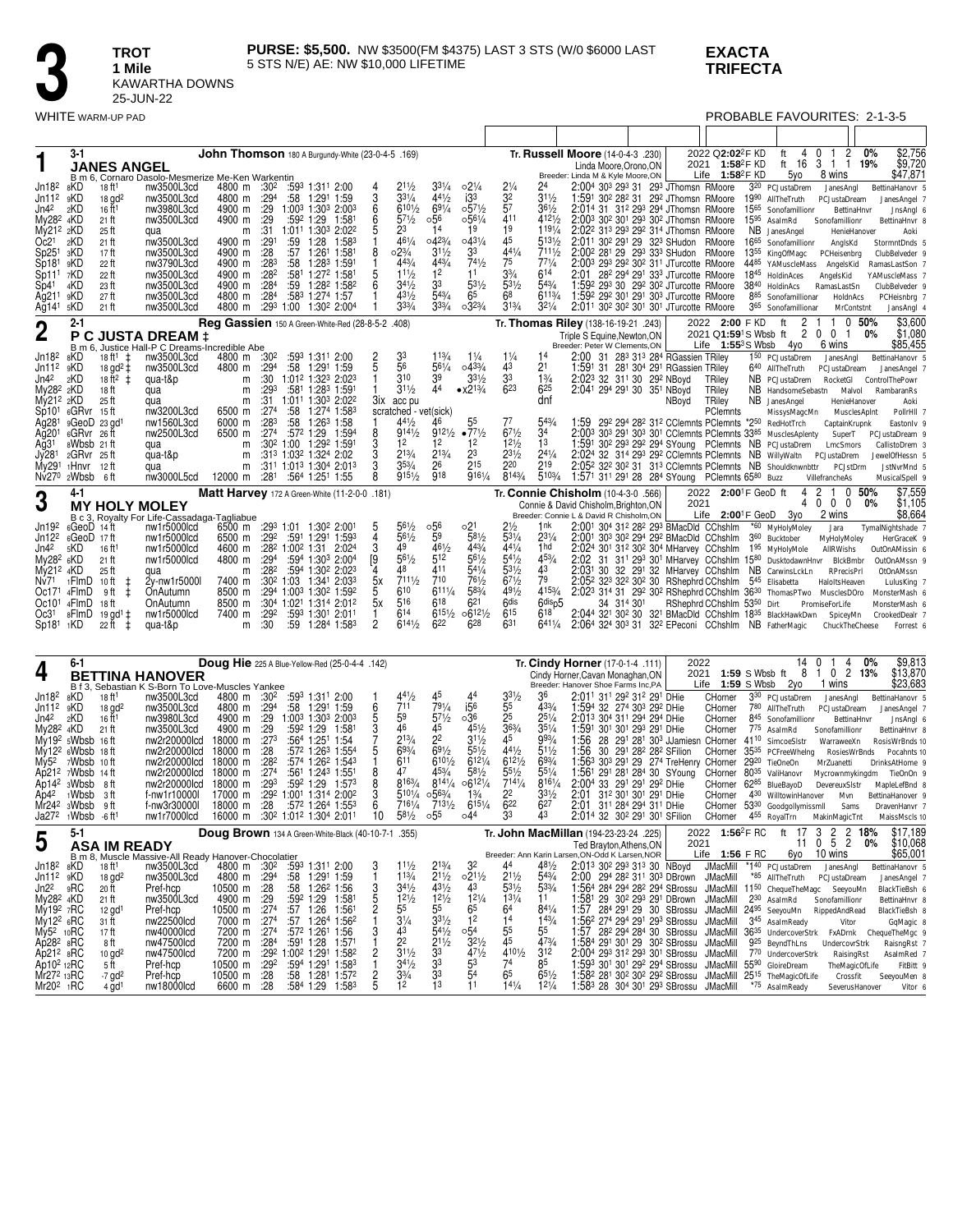# 3

**TROT**
**1 Mile**
KAWARTHA DOWNS
25-JUN-22

**PURSE: $5,500.** NW $3500(FM $4375) LAST 3 STS (W/0 $6000 LAST 5 STS N/E) AE: NW $10,000 LIFETIME

**EXACTA**
**TRIFECTA**

WHITE WARM-UP PAD

PROBABLE FAVOURITES: 2-1-3-5

---

## 1 — JANES ANGEL (3-1)

**John Thomson** 180 A Burgundy-White (23-0-4-5 .169)
B m 6, Cornaro Dasolo-Mesmerize Me-Ken Warkentin
**Tr. Russell Moore** (14-0-4-3 .230)
Linda Moore,Orono,ON
Breeder: Linda M & Kyle Moore,ON

| | | | | | |
|---|---|---|---|---|---|
| 2022 | Q2:02²F KD | ft | 4 0 1 2 | 0% | $2,756 |
| 2021 | 1:58²F KD | ft | 16 3 1 1 | 19% | $9,720 |
| Life | 1:58²F KD | 5yo | 8 wins | | $47,871 |

```
Jn18² 8KD   18 ft¹   nw3500L3cd  4800 m :30² :59³ 1:31¹ 2:00    4  2¹½   3³¼  o2¹¼  2¼   2⁴    2:00⁴ 30³ 29³ 31 29³ JThomsn RMoore   3²⁰ PCJustaDrem    JanesAngl      BettinaHanovr 5
Jn11² 9KD   18 gd²   nw3500L3cd  4800 m :29⁴ :58  1:29¹ 1:59    3  3³¼   4⁴½   i3³   3²   3¹½   1:59¹ 30² 28² 31 29² JThomsn RMoore  19⁹⁰ AllTheTruth    PCJustaDream   JanesAngel 7
Jn4²  2KD   16 ft¹   nw3500L3cd  4900 m :29  1:00³ 1:30³ 2:00³  5  6¹⁰½  6⁹¼   o5⁷½  5⁷   3⁶½   2:01⁴ 31 31² 29³ 29⁴ JThomsn RMoore  15⁶⁵ Sonofamillionr BettinaHnvr    JnsAngl 6
My28² 4KD   21 ft    nw3500L3cd  4900 m :29  :59² 1:29  1:58¹   6  5⁷½   o5⁶   o5⁶¼  4¹¹   4¹²½  2:00³ 30² 30¹ 29³ 30² JThomsn RMoore  15⁹⁵ AsalmRd        Sonofamillionr BettinaHnvr 8
My21² 2KD   25 ft    qua              m :31  1:01¹ 1:30³ 2:02²  5  2³    1⁴    1⁹    1⁹   1¹⁹¼  2:02² 31³ 29³ 29² 31⁴ JThomsn RMoore   NB JanesAngel     HenieHanover   Aoki
Oc21  2KD   21 ft    nw3500L3cd  4900 m :29¹ :59  1:28  1:58³   1  4⁶¼   o4²³¼ o4³¼  4⁵   5¹³½  2:01¹ 30² 29¹ 29 32³ SHudon RMoore  16⁶⁵ Sonofamillionr AnglsKd        StormntDnds 5
Sp25¹ 3KD   17 ft    nw3500L3cd  4900 m :28  :57  1:26¹ 1:58¹   8  o2³¼  3¹½   3³    4⁴¼  7¹¹½  2:00² 28¹ 29 29³ 33³ SHudon RMoore  13⁵⁵ KingOfMagc     PCHeisenbrg    ClubBelveder 9
Sp18¹ 9KD   22 ft    nw3790L3cd  4900 m :28³ :58  1:28³ 1:59¹   1  4⁴¾   4⁴¾   7⁴½   7⁵   7⁷¼   2:00³ 29³ 29² 30² 31¹ JTurcotte RMoore 44⁸⁵ YAMuscleMass  AngelsKid      RamasLastSon 7
Sp11¹ 7KD   22 ft    nw3500L3cd  4900 m :28² :58¹ 1:27² 1:58¹   5  1¹½   1²    1¹    3¾   6¹⁴   2:01  28² 29⁴ 29¹ 33³ JTurcotte RMoore 18⁴⁵ HoldinAces    AngelsKid      YAMuscleMass 7
Sp4¹  4KD   23 ft    nw3500L3cd  4900 m :28⁴ :59  1:28² 1:58²   6  3⁴½   3³    5³½   5³½  5⁴¾   1:59² 29³ 30 29² 30² JTurcotte RMoore 38⁴⁰ HoldinAcs     RamasLastSn    ClubBelveder 9
Ag21¹ 9KD   27 ft    nw3500L3cd  4800 m :28⁴ :58³ 1:27⁴ 1:57    1  4³½   5⁴¾   6⁵    6⁸   6¹¹¾  1:59² 29² 30¹ 29³ 30³ JTurcotte RMoore  8⁸⁵ Sonofamillionr HoldnAcs       PCHeisnbrg 7
Ag14¹ 5KD   21 ft    nw3500L3cd  4800 m :29³ 1:00  1:30² 2:00⁴  1  3³¾   3³¾   o3²¾  3¹¾  3²¼   2:01¹ 30² 30² 30¹ 30¹ JTurcotte RMoore  3⁶⁵ Sonofamillionar MrContstnt    JansAngl 4
```

## 2 — P C JUSTA DREAM ‡ (2-1)

**Reg Gassien** 150 A Green-White-Red (28-8-5-2 .408)
B m 6, Justice Hall-P C Dreams-Incredible Abe
**Tr. Thomas Riley** (138-16-19-21 .243)
Triple S Equine,Newton,ON
Breeder: Peter W Clements,ON

| | | | | | |
|---|---|---|---|---|---|
| 2022 | 2:00 F KD | ft | 2 1 1 0 | 50% | $3,600 |
| 2021 | Q1:59¹S Wbsb | ft | 2 0 0 1 | 0% | $1,080 |
| Life | 1:55³S Wbsb | 4yo | 6 wins | | $85,455 |

```
Jn18² 8KD   18 ft¹ ‡ nw3500L3cd  4800 m :30² :59³ 1:31¹ 2:00    2  3³    1¹³⁄₄  1¼    1¼   1⁴    2:00  31 28³ 31³ 28⁴ RGassien TRiley   1⁵⁰ PCJustaDrem    JanesAngl      BettinaHanovr 5
Jn11² 9KD   18 gd² ‡ nw3500L3cd  4800 m :29⁴ :58  1:29¹ 1:59    5  5⁶    5⁶¼   o4³¾  4³   2¹    1:59¹ 31 28¹ 30⁴ 29¹ RGassien TRiley   6⁴⁰ AllTheTruth    PCJustaDream   JanesAngel 7
Jn4²  2KD   18 ft² ‡ qua-t&p          m :30  1:01² 1:32³ 2:03¹  1  3¹⁰   3⁹    3³½   3³   1¾    2:02³ 32 31¹ 30 29² NBoyd TRiley     NB PCJustaDrem    RocketGl       ControlThePowr
My28² 2KD   18 ft    qua              m :29³ :58¹ 1:28³ 1:59¹   1  3¹½   4⁴    •x2¹¾ 6²³  6²⁵   2:04¹ 29⁴ 29¹ 30 35¹ NBoyd TRiley     NB HandsomeSebastn Malvol        RambaranRs
My21² 2KD   25 ft    qua              m :31  1:01¹ 1:30³ 2:02²  3ix acc pu                   dnf                            NBoyd TRiley     NB JanesAngel     HenieHanover   Aoki
Sp10¹ 6GRvr 15 ft    nw3200L3cd  6500 m :27⁴ :58  1:27⁴ 1:58³   scratched - vet(sick)                                           PClemnts         MissysMagcMn   MusclesAplnt   PollrHll 7
Ag28¹ 9GeoD 23 gd¹   nw1560L3cd  6000 m :28³ :58  1:26³ 1:58    1  4⁴½   4⁶    5⁵    7⁷   5⁴³⁄₄  1:59  29² 29⁴ 28² 31² CClemnts PClemnts *2⁵⁰ RedHotTrch    CaptainKrupnk  Eastonlv 9
Ag20¹ 6GRvr 26 ft    nw2500L3cd  6500 m :27⁴ :57² 1:29  1:59⁴   8  9¹⁴½  9¹²½  •7⁷½  6⁷½  3⁴    2:00³ 30³ 29¹ 30³ 30¹ CClemnts PClemnts 33⁸⁵ MusclesAplenty SuperT        PCJustaDream 9
Ag31  8Wbsb 21 ft    qua              m :30² 1:00  1:29² 1:59¹  3  1²    1²    1²    1²½  1³    1:59¹ 30² 29³ 29² 29⁴ SYoung PClemnts   NB PCJustaDrem    LmcSmors       CallistoDrem 3
Jy281 2GRvr 25 ft    qua-t&p          m :31³ 1:03² 1:32⁴ 2:02   3  2¹¾   2¹¾   2³    2³½  2⁴¼   2:02⁴ 32 31⁴ 29³ 29² CClemnts PClemnts NB WillyWaltn    PCJustaDrem    JewelOfHessn 5
My29¹ 1Hnvr 12 ft    qua              m :31¹ 1:01³ 1:30⁴ 2:01³  3  3⁵¾   2⁶    2¹⁵   2²⁰  2¹⁹   2:05² 32² 30² 31 31³ CClemnts PClemnts NB Shouldknwnbttr PCJstDrm      JstNvrMnd 5
Nv27⁰ 2Wbsb 6 ft     nw3000L5cd 12000 m :28¹ :56⁴ 1:25¹ 1:55    8  9¹⁵½  9¹⁸   9¹⁶¼  8¹⁴¾  5¹⁰¾  1:57¹ 31¹ 29¹ 28 28⁴ SYoung PClemnts 65⁸⁰ Buzz          VillefrancheAs MusicalSpell 9
```

## 3 — MY HOLY MOLEY (4-1)

**Matt Harvey** 172 A Green-White (11-2-0-0 .181)
B c 3, Royalty For Life-Cassadaga-Tagliabue
**Tr. Connie Chisholm** (10-4-3-0 .566)
Connie & David Chisholm,Brighton,ON
Breeder: Connie L & David R Chisholm,ON

| | | | | | |
|---|---|---|---|---|---|
| 2022 | 2:00¹F GeoD | ft | 4 2 1 0 | 50% | $7,559 |
| 2021 | | | 4 0 0 0 | 0% | $1,105 |
| Life | 2:00¹F GeoD | 3yo | 2 wins | | $8,664 |

```
Jn19² 6GeoD 14 ft    nw1r5000lcd  6500 m :29³ 1:01  1:30² 2:00¹  5  5⁶½   o5⁶   o2¹   2½   1nk   2:00¹ 30⁴ 31² 28² 29³ BMacDld CChshlm  *6⁰ MyHolyMoley   Jara           TymalNightshade 7
Jn12² 6GeoD 17 ft    nw1r5000lcd  6500 m :29² :59¹ 1:29¹ 1:59³  4  5⁶½   5⁹    5⁸½   5³¼  2³¼   2:00¹ 30³ 30² 29⁴ 29² BMacDld CChshlm  3⁶⁰ Bucktober     MyHolyMoley    HerGraceK 9
Jn4²  5KD   16 ft¹   nw1r5000lcd  4600 m :28² 1:00² 1:31  2:02⁴  3  4⁹    4⁶½   4⁴¾   4⁴¼  1hd   2:02⁴ 30¹ 31² 30² 30⁴ MHarvey CChshlm  1⁹⁵ MyHolyMole    AllRWishs      OutOnAMissin 6
My28² 6KD   21 ft    nw1r5000lcd  4800 m :29⁴ :59⁴ 1:30³ 2:01² [9  5⁶½   5¹²   5⁶½   5⁴½  4⁵¾   2:02  31 31¹ 29³ 30³ MHarvey CChshlm 15⁸⁰ DusktodawnHnvr BlckBmbr      OutOnAMssn 9
My21² 4KD   25 ft    qua               m :28² :59⁴ 1:30² 2:02³  4  4⁸    4¹¹   5⁴¼   5³½  4³    2:03¹ 30 32 29¹ 32 MHarvey CChshlm  NB CarwinsLckLn  RPrecisPrl     OtOnAMssn
Nv71  1FlmD 10 ft ‡  2y-nw1r5000l 7400 m :30² 1:03  1:34¹ 2:03³  5x 7¹¹½  7¹⁰   7⁶½   6⁷½  7⁹    2:05² 32³ 32² 30² 30 RShephrd CChshlm 4⁵ Elisabetta    HaloltsHeaven  LulusKing 7
Oc17¹ 4FlmD 9 ft ‡   OnAutumn     8500 m :29⁴ 1:00³ 1:30² 1:59²  5  6¹⁰   6¹¹¼  5⁸¾   4⁹½  4¹⁵¾  2:02³ 31⁴ 31 29² 30² RShephrd CChshlm 36³⁰ ThomasPTwo   MusclesDOro    MonsterMash 6
Oc10¹ 4FlmD 18 ft    OnAutumn     8500 m :30⁴ 1:02¹ 1:31⁴ 2:01²  5x 5¹⁶   6¹⁸   6²¹   6dis 6disp5         34 31⁴ 30¹  RShephrd CChshlm 53⁵⁰ Dirt          PromiseForLife MonsterMash 6
Oc31  8FlmD 19 gd¹ ‡ nw1r5000lcd  7400 m :29² :59³ 1:30¹ 2:01¹  1  6¹⁴   6¹⁵½  o6¹²½ 6¹⁵  6¹⁸   2:04⁴ 32¹ 30² 30 32¹ BMacDld CChshlm  18³⁵ BlackHawkDwn  SpiceyMn       CrookedDealr 7
Sp18¹ 1KD   22 ft ‡  qua              m :30  :59  1:28⁴ 1:58³  2  6¹⁴½  6²²   6²⁸   6³¹  6⁴¹¼  2:06⁴ 32⁴ 30³ 31 32² EPeconi CChshlm  NB FatherMagic  ChuckTheCheese Forrest 6
```

## 4 — BETTINA HANOVER (6-1)

**Doug Hie** 225 A Blue-Yellow-Red (25-0-4-4 .142)
B f 3, Sebastian K S-Born To Love-Muscles Yankee
**Tr. Cindy Horner** (17-0-1-4 .111)
Cindy Horner,Cavan Monaghan,ON
Breeder: Hanover Shoe Farms Inc,PA

| | | | | | |
|---|---|---|---|---|---|
| 2022 | | | 14 0 1 4 | 0% | $9,813 |
| 2021 | 1:59 S Wbsb | ft | 8 1 0 2 | 13% | $13,870 |
| Life | 1:59 S Wbsb | 2yo | 1 wins | | $23,683 |

```
Jn18² 8KD   18 ft¹   nw3500L3cd   4800 m :30² :59³ 1:31¹ 2:00    1  4⁴½   4⁵    4⁴    3³½  3⁶    2:01¹ 31¹ 29² 31² 29¹ DHie CHorner  3³⁰ PCJustaDrem    JanesAngl      BettinaHanovr 5
Jn11² 9KD   18 gd²   nw3500L3cd   4800 m :29⁴ :58  1:29¹ 1:59    6  7¹¹   7⁹¼   i5⁶   5⁵   4³¾   1:59⁴ 32 27⁴ 30³ 29² DHie CHorner  7⁸⁰ AllTheTruth    PCJustaDream   JanesAngel 7
Jn4²  2KD   16 ft¹   nw3980L3cd   4900 m :29  1:00³ 1:30³ 2:00³  5  5⁹    5⁷½   o3⁶   2⁵   2⁵¼   2:01³ 30⁴ 31 29⁴ 29⁴ DHie CHorner  8⁴⁵ Sonofamillionr BettinaHnvr    JnsAngl 6
My28² 4KD   21 ft    nw3500L3cd   4900 m :29  :59² 1:29  1:58¹   3  4⁶    4⁵    4⁵½   3⁶¾  3⁵¼   1:59¹ 30¹ 30¹ 29³ 29¹ DHie CHorner  7⁷⁵ AsalmRd        Sonofamillionr BettinaHnvr 8
My19² 5Wbsb 16 ft    nw2r20000lcd 18000 m :27³ :56⁴ 1:25¹ 1:54  7  2¹¾   2²    3¹½   4⁵   9⁹¾   1:56  28 29¹ 28¹ 30³ JJamiesn CHorner 41¹⁰ SimcoeSlstr   WarraweeXn     RosisWrBnds 10
My12² 6Wbsb 18 ft    nw2r20000lcd 18000 m :28  :57² 1:26³ 1:55⁴  5  6⁹¾   6⁹½   5⁵½   4⁴½  5¹½   1:56  30 29¹ 28² 28² SFilion CHorner 35³⁵ PCFreeWhelng  RosiesWrBnds   Pocahnts 10
My5²  7Wbsb 10 ft    nw2r20000lcd 18000 m :28² :57⁴ 1:26² 1:54³  1  6¹¹   6¹⁰½  6¹²¼  6¹²½ 6⁹¾   1:56³ 30³ 29¹ 29 27⁴ TreHenry CHorner 29²⁰ TieOneOn     MrZuanetti     DrinksAtHome 9
Ap21² 7Wbsb 14 ft    nw2r20000lcd 18000 m :27⁴ :56¹ 1:24³ 1:55¹  8  4⁷    4⁵¾   5⁸½   5⁵½  5⁵¼   1:56¹ 29¹ 28¹ 28⁴ 30 SYoung CHorner 80³⁵ ValiHanovr   Mycrownmykingdm TieOnOn 9
Ap14² 3Wbsb 8 ft     nw2r20000lcd 18000 m :29³ :59² 1:29  1:57³  8  8¹⁶³⁄₄  8¹⁴¼  o6¹²¼ 7¹⁴¼ 8¹⁶¼   2:00⁴ 33 29¹ 29¹ 29² DHie CHorner 62⁸⁵ BlueBayoD    DevereuxSlstr  MapleLefBnd 8
Ap4²  1Wbsb 3 ft     f-nw1r10000l 17000 m :29² 1:00¹ 1:31⁴ 2:00²  3  5¹⁰¼  o5⁶¾   1¾    2²   3³½   2:01  31² 30¹ 30¹ 29¹ DHie CHorner  4³⁰ WilltowinHanover Mvn         BettinaHanover 9
Mr24² 3Wbsb 18 ft    f-nw3r30000l 18000 m :28  :57² 1:26⁴ 1:55³  6  7¹⁶¼  7¹³½  6¹⁵¼  6²²  6²⁷   2:01  31 28⁴ 29⁴ 31¹ DHie CHorner 53³⁰ Goodgollymissmll Sams       DravenHanvr 7
Ja27² 1Wbsb -6 ft¹   nw1r7000lcd  16000 m :30² 1:01² 1:30⁴ 2:01¹ 10 5⁸½   o5⁵   o4⁴   3³   4³    2:01⁴ 32 30² 29¹ 30¹ SFilion CHorner  4⁵⁵ RoyalTrn     MakinMagicTnt  MaissMscls 10
```

## 5 — ASA IM READY (5-1)

**Doug Brown** 134 A Green-White-Black (40-10-7-1 .355)
B m 8, Muscle Massive-All Ready Hanover-Chocolatier
**Tr. John MacMillan** (194-23-23-24 .225)
Ted Brayton,Athens,ON
Breeder: Ann Karin Larsen,ON-Odd K Larsen,NOR

| | | | | | |
|---|---|---|---|---|---|
| 2022 | 1:56²F RC | ft | 17 3 2 2 | 18% | $17,189 |
| 2021 | | | 11 0 5 2 | 0% | $10,068 |
| Life | 1:56 F RC | 6yo | 10 wins | | $65,001 |

```
Jn18² 8KD   18 ft¹   nw3500L3cd  4800 m :30² :59³ 1:31¹ 2:00    3  1¹½   2¹³⁄₄  3²    4⁴   4⁸½   2:01³ 30² 29³ 31³ 30 NBoyd JMacMill   *1⁴⁰ PCJustaDrem    JanesAngl      BettinaHanovr 5
Jn11² 9KD   18 gd²   nw3500L3cd  4800 m :29⁴ :58  1:29¹ 1:59    4  1¹³⁄₄  2¹½   o2¹½  2¹½  5⁴¾   2:00  29⁴ 28² 31¹ 30³ DBrown JMacMill   *8⁵ AllTheTruth    PCJustaDream   JanesAngel 7
Jn2²  9RC   20 ft    Pref-hcp   10500 m :28  :58  1:26² 1:56    3  3⁴½   4³½   4³    5³½  5³¾   1:56⁴ 28⁴ 29⁴ 28² 29⁴ SBrossu JMacMill 11⁵⁰ ChequeTheMagc SeeyouMn       BlackTieBsh 6
My28² 4KD   21 ft    nw3500L3cd  4900 m :29  :59² 1:29  1:58¹   5  1²½   1²½   1²¼   1³¼  1¹    1:58¹ 29 30² 29³ 29¹ DBrown JMacMill   2³⁰ AsalmRd        Sonofamillionr BettinaHnvr 8
My19² 7RC   12 gd¹   Pref-hcp   10500 m :27⁴ :57  1:26  1:56¹   2  5⁵    5⁵    6⁵    6⁴   8⁴¼   1:57  28⁴ 29¹ 29 30 SBrossu JMacMill 24⁹⁵ SeeyouMn      RippedAndRead  BlackTieBsh 8
My12² 6RC   31 ft    nw22500lcd  7000 m :27⁴ :57  1:26⁴ 1:56²   1  3¼    3³½   1²    1⁴   1⁴¾   1:56² 27⁴ 29⁴ 29¹ 29³ SBrossu JMacMill   3⁴⁵ AsalmReady     Vitor          GqMagic 8
My5²  10RC  17 ft    nw40000lcd  7200 m :27⁴ :57² 1:26¹ 1:56    3  4³    5⁴½   o5⁴   5⁵   5⁵    1:57  28² 29⁴ 28⁴ 30 SBrossu JMacMill 36³⁵ UndercoverStrk FxADrnk       ChequeTheMgc 9
Ap28² 8RC   8 ft     nw47500lcd  7200 m :28⁴ :59¹ 1:28  1:57¹   1  2²    2¹½   3²½   4⁵   4⁷¾   1:58⁴ 29¹ 30¹ 29 30² SBrossu JMacMill  9²⁵ BeyndThLns     UndercovrStrk  RaisngRst 7
Ap21² 8RC   10 gd²   nw47500lcd  7200 m :29² 1:00² 1:29¹ 1:58²  2  3¹½   3³    4⁷½   4¹⁰½ 3¹²   2:00⁴ 29³ 31² 29³ 30¹ SBrossu JMacMill  7⁷⁰ UndercoverStrk RaisingRst     AsalmRed 7
Ap10² 12RC  5 ft     Pref-hcp   10500 m :29² :59⁴ 1:29¹ 1:58³   5  3⁴½   3³    5³    7⁴   8⁵    1:59³ 30¹ 30¹ 29² 29⁴ SBrossu JMacMill 55⁹⁰ GloireDream   TheMagicOfLife FitBitt 9
Mr27² 13RC  -7 gd²   Pref-hcp   10500 m :28  :58  1:28¹ 1:57²   2  3¾    3³    5⁴    6⁵   6⁵½   1:58² 28¹ 30² 30² 29² SBrossu JMacMill 25¹⁵ TheMagicOfLife Crossfit      SeeyouMen 8
Mr20² 1RC   4 gd¹    nw18000lcd  6600 m :28  :58⁴ 1:29  1:58³   5  1²    1³    1¹    1⁴¼  1²¼   1:58³ 28 30⁴ 30¹ 29³ SBrossu JMacMill  *7⁵ AsalmReady     SeverusHanover Vitor 6
```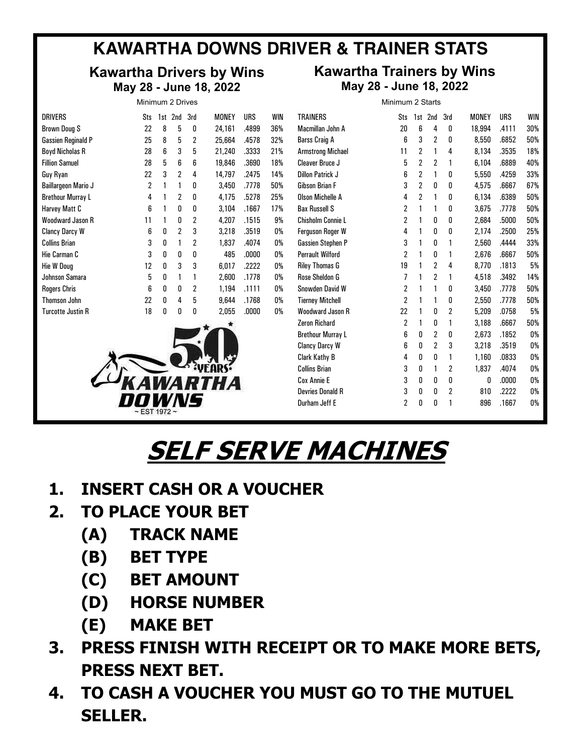# KAWARTHA DOWNS DRIVER & TRAINER STATS

## Kawartha Drivers by Wins

**May 28 - June 18, 2022**

Minimum 2 Drives

| DRIVERS | Sts | 1st | 2nd | 3rd | MONEY | URS | WIN |
|---|---|---|---|---|---|---|---|
| Brown Doug S | 22 | 8 | 5 | 0 | 24,161 | .4899 | 36% |
| Gassien Reginald P | 25 | 8 | 5 | 2 | 25,664 | .4578 | 32% |
| Boyd Nicholas R | 28 | 6 | 3 | 5 | 21,240 | .3333 | 21% |
| Fillion Samuel | 28 | 5 | 6 | 6 | 19,846 | .3690 | 18% |
| Guy Ryan | 22 | 3 | 2 | 4 | 14,797 | .2475 | 14% |
| Baillargeon Mario J | 2 | 1 | 1 | 0 | 3,450 | .7778 | 50% |
| Brethour Murray L | 4 | 1 | 2 | 0 | 4,175 | .5278 | 25% |
| Harvey Matt C | 6 | 1 | 0 | 0 | 3,104 | .1667 | 17% |
| Woodward Jason R | 11 | 1 | 0 | 2 | 4,207 | .1515 | 9% |
| Clancy Darcy W | 6 | 0 | 2 | 3 | 3,218 | .3519 | 0% |
| Collins Brian | 3 | 0 | 1 | 2 | 1,837 | .4074 | 0% |
| Hie Carman C | 3 | 0 | 0 | 0 | 485 | .0000 | 0% |
| Hie W Doug | 12 | 0 | 3 | 3 | 6,017 | .2222 | 0% |
| Johnson Samara | 5 | 0 | 1 | 1 | 2,600 | .1778 | 0% |
| Rogers Chris | 6 | 0 | 0 | 2 | 1,194 | .1111 | 0% |
| Thomson John | 22 | 0 | 4 | 5 | 9,644 | .1768 | 0% |
| Turcotte Justin R | 18 | 0 | 0 | 0 | 2,055 | .0000 | 0% |

## Kawartha Trainers by Wins

**May 28 - June 18, 2022**

Minimum 2 Starts

| TRAINERS | Sts | 1st | 2nd | 3rd | MONEY | URS | WIN |
|---|---|---|---|---|---|---|---|
| Macmillan John A | 20 | 6 | 4 | 0 | 18,994 | .4111 | 30% |
| Barss Craig A | 6 | 3 | 2 | 0 | 8,550 | .6852 | 50% |
| Armstrong Michael | 11 | 2 | 1 | 4 | 8,134 | .3535 | 18% |
| Cleaver Bruce J | 5 | 2 | 2 | 1 | 6,104 | .6889 | 40% |
| Dillon Patrick J | 6 | 2 | 1 | 0 | 5,550 | .4259 | 33% |
| Gibson Brian F | 3 | 2 | 0 | 0 | 4,575 | .6667 | 67% |
| Olson Michelle A | 4 | 2 | 1 | 0 | 6,134 | .6389 | 50% |
| Bax Russell S | 2 | 1 | 1 | 0 | 3,675 | .7778 | 50% |
| Chisholm Connie L | 2 | 1 | 0 | 0 | 2,684 | .5000 | 50% |
| Ferguson Roger W | 4 | 1 | 0 | 0 | 2,174 | .2500 | 25% |
| Gassien Stephen P | 3 | 1 | 0 | 1 | 2,560 | .4444 | 33% |
| Perrault Wilford | 2 | 1 | 0 | 1 | 2,676 | .6667 | 50% |
| Riley Thomas G | 19 | 1 | 2 | 4 | 8,770 | .1813 | 5% |
| Rose Sheldon G | 7 | 1 | 2 | 1 | 4,518 | .3492 | 14% |
| Snowden David W | 2 | 1 | 1 | 0 | 3,450 | .7778 | 50% |
| Tierney Mitchell | 2 | 1 | 1 | 0 | 2,550 | .7778 | 50% |
| Woodward Jason R | 22 | 1 | 0 | 2 | 5,209 | .0758 | 5% |
| Zeron Richard | 2 | 1 | 0 | 1 | 3,188 | .6667 | 50% |
| Brethour Murray L | 6 | 0 | 2 | 0 | 2,673 | .1852 | 0% |
| Clancy Darcy W | 6 | 0 | 2 | 3 | 3,218 | .3519 | 0% |
| Clark Kathy B | 4 | 0 | 0 | 1 | 1,160 | .0833 | 0% |
| Collins Brian | 3 | 0 | 1 | 2 | 1,837 | .4074 | 0% |
| Cox Annie E | 3 | 0 | 0 | 0 | 0 | .0000 | 0% |
| Devries Donald R | 3 | 0 | 0 | 2 | 810 | .2222 | 0% |
| Durham Jeff E | 2 | 0 | 0 | 1 | 896 | .1667 | 0% |

50 YEARS KAWARTHA DOWNS ~ EST 1972 ~

# SELF SERVE MACHINES

1. **INSERT CASH OR A VOUCHER**
2. **TO PLACE YOUR BET**
   - **(A) TRACK NAME**
   - **(B) BET TYPE**
   - **(C) BET AMOUNT**
   - **(D) HORSE NUMBER**
   - **(E) MAKE BET**
3. **PRESS FINISH WITH RECEIPT OR TO MAKE MORE BETS, PRESS NEXT BET.**
4. **TO CASH A VOUCHER YOU MUST GO TO THE MUTUEL SELLER.**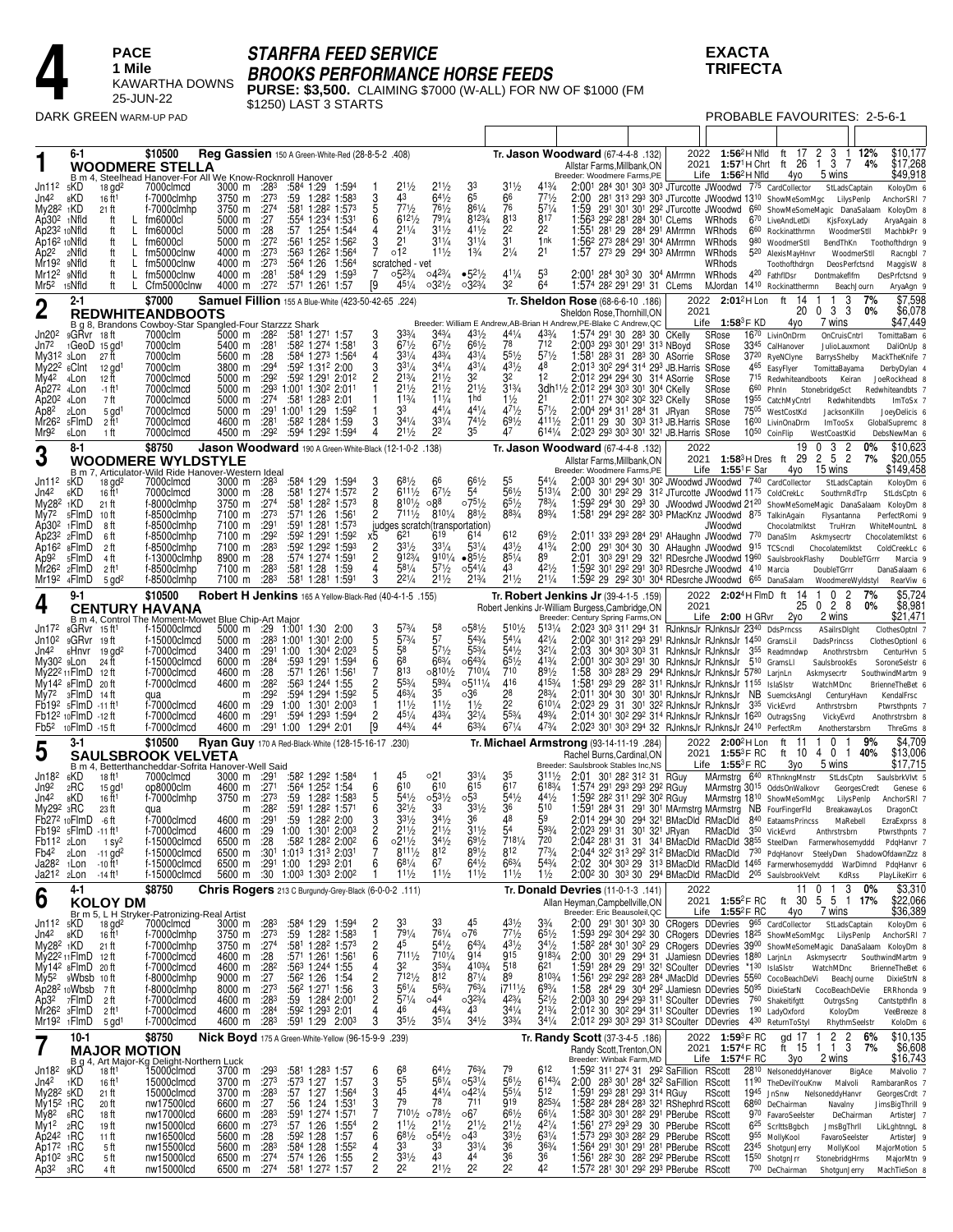# 4

**PACE**
**1 Mile**
KAWARTHA DOWNS
25-JUN-22

DARK GREEN WARM-UP PAD

## STARFRA FEED SERVICE BROOKS PERFORMANCE HORSE FEEDS

**PURSE: $3,500.** CLAIMING $7000 (W-ALL) FOR NW OF $1000 (FM $1250) LAST 3 STARTS

**EXACTA TRIFECTA**

PROBABLE FAVOURITES: 2-5-6-1

---

### 1 — WOODMERE STELLA (6-1) — $10500

Reg Gassien 150 A Green-White-Red (28-8-5-2 .408)
B m 4, Steelhead Hanover-For All We Know-Rocknroll Hanover
Tr. Jason Woodward (67-4-4-8 .132)
Allstar Farms,Millbank,ON
Breeder: Woodmere Farms,PE

| Year | Record | Starts | W-P-S | Win% | Earnings |
|---|---|---|---|---|---|
| 2022 | 1:56²H Nfld ft | 17 | 2 3 1 | 12% | $10,177 |
| 2021 | 1:57¹H Chrt ft | 26 | 1 3 7 | 4% | $17,268 |
| Life | 1:56²H Nfld 4yo | 5 wins | | | $49,918 |

```
Jn11² 5KD   18 gd² 7000clmcd   3000 m :28³ :58⁴ 1:29 1:59⁴  1 2¹½ 2¹½ 3³ 3¹½ 4¹¾ 2:00¹ 28⁴ 30¹ 30³ 30³ JTurcotte JWoodwd 7⁷⁵ CardCollector StLadsCaptain KoloyDm 6
Jn4²  8KD   16 ft¹ f-7000clmhp  3750 m :27³ :59 1:28² 1:58³  3 4³ 6⁴½ 6⁵ 6⁶ 7⁷½ 2:00 28¹ 31³ 29³ 30³ JTurcotte JWoodwd 13¹⁰ ShowMeSomMgc LilysPenlp AnchorSRI 7
My28² 1KD   21 ft  f-7000clmhp  3750 m :27⁴ :58¹ 1:28² 1:57³  5 7¹½ 7⁶½ 8⁶¼ 7⁶ 5⁷¼ 1:59 29¹ 30¹ 30¹ 29² JTurcotte JWoodwd 6⁶⁰ ShowMeSomeMagic DanaSalaam KoloyDm 8
Ap30² 1Nfld ft L fm6000cl   5000 m :27 :55⁴ 1:23⁴ 1:53¹  6 6¹²½ 7⁹¼ 8¹²¾ 8¹³ 8¹⁷ 1:56³ 29² 28¹ 28⁴ 30¹ CLems WRhods 6⁷⁰ LiveAndLetDi KjsFoxyLady AryaAgain 8
Ap23² 10Nfld ft L fm6000cl   5000 m :28 :57 1:25⁴ 1:54⁴  4 2¹¼ 3¹½ 4¹½ 2² 2² 1:55¹ 28¹ 29 28⁴ 29¹ AMrrmn WRhods 6⁶⁰ Rockinatthrmn WoodmerStll MachbkPr 9
Ap16² 10Nfld ft L fm6000cl   5000 m :27² :56¹ 1:25² 1:56²  3 2¹ 3¹¼ 3¹¼ 3¹ 1nk 1:56² 27³ 28⁴ 29¹ 30⁴ AMrrmn WRhods 9⁸⁰ WoodmerStll BendThKn Toothofthdrgn 9
Ap2²  2Nfld ft L fm5000clnw  4000 m :27³ :56³ 1:26² 1:56⁴  7 ○1² 1¹½ 1¾ 2¹¼ 2¹ 1:57 27³ 29 29⁴ 30³ AMrrmn WRhods 5²⁰ AlexisMayHnvr WoodmerStll Racngbl 7
Mr19² 8Nfld ft L fm5000clnw  4000 m :27³ :56⁴ 1:26 1:56⁴  scratched - vet  WRhods Toothofthdrgn DeosPerfctsnd MaggisW 8
Mr12² 9Nfld ft L fm5000clnw  4000 m :28¹ :58⁴ 1:29 1:59³  7 ○5²¾ ○4²¾ •5²½ 4¹¼ 5³ 2:00¹ 28⁴ 30³ 30 30⁴ AMrrmn WRhods 4²⁰ FathflDsr Dontmakeflfm DesPrfctsnd 9
Mr5²  15Nfld ft L Cfm5000clnw 4000 m :27² :57¹ 1:26¹ 1:57  [9 4⁵¼ ○3²½ ○3²¾ 3² 6⁴ 1:57⁴ 28² 29¹ 29¹ 31 CLems MJordan 14¹⁰ Rockinatthermn BeachJourn AryaAgn 9
```

### 2 — REDWHITEANDBOOTS (2-1) — $7000

Samuel Fillion 155 A Blue-White (423-50-42-65 .224)
B g 8, Brandons Cowboy-Star Spangled-Four Starzzz Shark
Tr. Sheldon Rose (68-6-6-10 .186)
Sheldon Rose,Thornhill,ON
Breeder: William E Andrew,AB-Brian H Andrew,PE-Blake C Andrew,QC

| Year | Record | Starts | W-P-S | Win% | Earnings |
|---|---|---|---|---|---|
| 2022 | 2:01²H Lon ft | 14 | 1 1 3 | 7% | $7,598 |
| 2021 | | 20 | 0 3 3 | 0% | $6,078 |
| Life | 1:58³F KD 4yo | 7 wins | | | $47,449 |

```
Jn20² 9GRvr 18 ft  7000clm   5000 m :28² :58¹ 1:27¹ 1:57  3 3³¾ 3⁴¾ 4³½ 4⁴¼ 4³¾ 1:57⁴ 29¹ 30 28³ 30 CKelly SRose 16⁷⁰ LivinOnDrm OnCruisCntrl TomittaBam 6
Jn7²  1GeoD 15 gd¹ 7000clm  5400 m :28¹ :58² 1:27⁴ 1:58¹  2 6⁷½ 6⁷½ 6⁶½ 7⁸ 7¹² 2:00³ 29³ 30¹ 29¹ 31³ NBoyd SRose 33⁴⁵ CalHanover JulioLauxmont DaliOnUp 8
My31² 3Lon  27 ft  7000clm   5600 m :28 :58⁴ 1:27³ 1:56⁴  4 3³¼ 4³¾ 4³¼ 5⁵½ 5⁷½ 1:58¹ 28³ 31 28³ 30 ASorrie SRose 37²⁰ RyeNClyne BarrysShelby MackTheKnife 7
My22² 6Clnt 12 gd¹ 7000clm   3800 m :29⁴ :59² 1:31² 2:00   3 3³¼ 3⁴¼ 4³¼ 4³½ 4⁸ 2:01³ 30² 29⁴ 31⁴ 29³ JB.Harris SRose 4⁶⁵ EasyFlyer TomittaBayama DerbyDylan 4
My4²  4Lon  12 ft  7000clmcd  5000 m :29² :59² 1:29¹ 2:01²  2 2¹¾ 2¹½ 2¹½ 3² 1² 2:01² 29³ 29⁴ 30 31⁴ ASorrie SRose 7¹⁵ Redwhiteandboots Keiran JoeRockhead 8
Ap27² 4Lon  -1 ft¹ 7000clmcd  5000 m :29³ 1:00¹ 1:30² 2:01¹  1 2¹½ 2¹½ 2¹½ 3¹¾ 3dh1½ 2:01² 29⁴ 30³ 30¹ 30⁴ CKelly SRose 6⁶⁰ Phnln StonebridgeSct Redwhiteandbts 7
Ap20² 4Lon  7 ft   7000clmcd  5000 m :27⁴ :58¹ 1:28³ 2:01  1 1¹¾ 1¹¼ 1hd 1½ 2¹ 2:01¹ 27⁴ 30² 30² 32³ CKelly SRose 19⁵⁵ CatchMyCntrl Redwhitendbts ImToSx 7
Ap8²  2Lon  5 gd¹ 7000clmcd  5000 m :29¹ 1:00¹ 1:29 1:59²  1 3³ 4⁴¼ 4⁴¼ 4⁷½ 5⁷½ 2:00⁴ 29⁴ 31¹ 28⁴ 31 JRyan SRose 75⁰⁵ WestCostKd JacksonKilln JoeyDelicis 6
Mr26² 5FlmD 2 ft¹  7000clmcd  4600 m :28¹ :58² 1:28⁴ 1:59  3 3⁴¼ 3³¼ 7⁴½ 6⁹½ 4¹¹½ 2:01¹ 29 30 30³ 31³ JB.Harris SRose 16⁰⁰ LivinOnaDrm ImTooSx GlobalSupremc 8
Mr9²  6Lon  1 ft   7000clmcd  4500 m :29² :59⁴ 1:29² 1:59⁴  4 2¹½ 2² 3⁵ 4⁷ 6¹⁴¼ 2:02³ 29³ 30³ 30¹ 32¹ JB.Harris SRose 10⁵⁰ CoinFlip WestCoastKid DebsNewMan 6
```

### 3 — WOODMERE WYLDSTYLE (8-1) — $8750

Jason Woodward 190 A Green-White-Black (12-1-0-2 .138)
B m 7, Articulator-Wild Ride Hanover-Western Ideal
Tr. Jason Woodward (67-4-4-8 .132)
Allstar Farms,Millbank,ON
Breeder: Woodmere Farms,PE

| Year | Record | Starts | W-P-S | Win% | Earnings |
|---|---|---|---|---|---|
| 2022 | | 19 | 0 3 2 | 0% | $10,623 |
| 2021 | 1:58³H Dres ft | 29 | 2 5 2 | 7% | $20,055 |
| Life | 1:55¹F Sar 4yo | 15 wins | | | $149,458 |

```
Jn11² 5KD   18 gd² 7000clmcd   3000 m :28³ :58⁴ 1:29 1:59⁴  3 6⁸½ 6⁶ 6⁶½ 5⁵ 5⁴¼ 2:00³ 30¹ 29⁴ 30¹ 30² JWoodwd JWoodwd 7⁴⁰ CardCollector StLadsCaptain KoloyDm 6
Jn4²  6KD   16 ft¹ f-7000clmhp  3000 m :28 :58¹ 1:27⁴ 1:57²  2 6¹¹½ 6⁷½ 5⁴ 5⁶½ 5¹³¼ 2:00 30¹ 29² 29 31² JTurcotte JWoodwd 11⁷⁵ ColdCreekL SouthrnRdTrp StLdsCptn 6
My28² 1KD   21 ft  f-8000clmhp  3750 m :27⁴ :58¹ 1:28² 1:57³  8 8¹⁰½ ○8⁸ ○7⁵½ 6⁵½ 7⁸¾ 1:59² 29⁴ 30 29³ 30 JWoodwd JWoodwd 21²⁰ ShowMeSomeMagic DanaSalaam KoloyDm 8
My7²  5FlmD 10 ft  f-8500clmhp  7100 m :27³ :57¹ 1:26 1:56¹  2 7¹¹½ 8¹⁰¼ 8⁸½ 8⁸¾ 8⁹¾ 1:58¹ 29⁴ 29² 28² 30³ PMacKnz JWoodwd 8⁷⁵ TalkinAgain Flysantanna PerfectRomi 9
Ap30² 1FlmD 8 ft   f-8500clmhp  7100 m :29¹ :59¹ 1:28¹ 1:57³  judges scratch(transportation)  JWoodwd Chocolatmlktst TruHrzn WhiteMountnL 8
Ap23² 2FlmD 6 ft   f-8500clmhp  7100 m :29² :59² 1:29¹ 1:59²  x5 6²¹ 6¹⁹ 6¹⁴ 6¹² 6⁹½ 2:01¹ 33³ 29³ 28⁴ 29¹ AHaughn JWoodwd 7⁷⁰ DanaSlm Askmysecrtr Chocolatemlktst 6
Ap16² 8FlmD 2 ft   f-8500clmhp  7100 m :28³ :59² 1:29² 1:59³  2 3³½ 3³½ 5³¼ 4³½ 4¹³¾ 2:00 29¹ 30⁴ 30 30 AHaughn JWoodwd 9¹⁵ TCScndl Chocolatemlktst ColdCreekLc 6
Ap9²  5FlmD 4 ft   f-13000clmhp 8900 m :28 :57⁴ 1:27⁴ 1:59¹  2 9¹²¾ 9¹⁰¼ •8⁵½ 8⁵¼ 8⁹ 2:01 30³ 29¹ 29 32¹ RDesrche JWoodwd 19⁶⁰ SaulsbrookFlashy DoubleTGrr Marcia 9
Mr26² 2FlmD 2 ft¹  f-8500clmhp  7100 m :28³ :58¹ 1:28 1:59  4 5⁸¼ 5⁷½ ○5⁴¼ 4³ 4²½ 1:59² 30¹ 29² 29¹ 30³ RDesrche JWoodwd 4¹⁰ Marcia DoubleTGrrr DanaSalaam 6
Mr19² 4FlmD 5 gd²  f-8500clmhp  7100 m :28³ :58¹ 1:28¹ 1:59¹  3 2²¼ 2¹½ 2¹¾ 2¹½ 2¹¼ 1:59² 29 29² 30¹ 30⁴ RDesrche JWoodwd 6⁶⁵ DanaSalaam WoodmereWyldstyl RearView 6
```

### 4 — CENTURY HAVANA (9-1) — $10500

Robert H Jenkins 165 A Yellow-Black-Red (40-4-1-5 .155)
B m 4, Control The Moment-Mowet Blue Chip-Art Major
Tr. Robert Jenkins Jr (39-4-1-5 .159)
Robert Jenkins Jr-William Burgess,Cambridge,ON
Breeder: Century Spring Farms,ON

| Year | Record | Starts | W-P-S | Win% | Earnings |
|---|---|---|---|---|---|
| 2022 | 2:02⁴H FlmD ft | 14 | 1 0 2 | 7% | $5,724 |
| 2021 | | 25 | 0 2 8 | 0% | $8,981 |
| Life | 2:00 H GRvr 2yo | 2 wins | | | $21,471 |

```
Jn17² 8GRvr 15 ft¹ f-15000clmcd  5000 m :29 1:00¹ 1:30 2:00  3 5⁷¾ 5⁸ ○5⁸½ 5¹⁰½ 5¹³¼ 2:02³ 30³ 31¹ 29⁴ 31 RJnknsJr RJnknsJr 23⁴⁰ DdsPrncss ASailrsDlght ClothesOptnl 7
Jn10² 9GRvr 19 ft  f-15000clmcd  5000 m :28³ 1:00¹ 1:30¹ 2:00  5 5⁷¾ 5⁷ 5⁴¾ 5⁴¼ 4²¼ 2:00² 30¹ 31² 29³ 29¹ RJnknsJr RJnknsJr 14⁵⁰ GramsLil DadsPrincss ClothesOptionl 6
Jn4²  6Hnvr 19 gd² f-7000clmcd   3400 m :29¹ 1:00 1:30⁴ 2:02³  5 5⁸ 5⁷½ 5⁵¾ 5⁴½ 3²½ 2:03 30⁴ 30³ 30³ 31 RJnknsJr RJnknsJr 3⁵⁵ Readmndwp Anothrstrsbrn CenturHvn 5
My30² 9Lon  24 ft  f-15000clmcd  6000 m :28⁴ :59³ 1:29¹ 1:59⁴  6 6⁸ 6⁶³⁄₄ ○6⁴¾ 6⁵½ 4¹¾ 2:00¹ 30² 30³ 29¹ 30 RJnknsJr RJnknsJr 5¹⁰ GramsLl SaulsbrookEs SoroneSelstr 6
My22² 11FlmD 12 ft f-7000clmcd   4600 m :28 :57¹ 1:26¹ 1:56¹  7 8¹³ ○8¹⁰½ 7¹⁰¼ 7¹⁰ 8⁹½ 1:58 30³ 28³ 29 29⁴ RJnknsJr RJnknsJr 57⁸⁰ LarjnLn Askmysecrtr SouthwindMartm 9
My14² 8FlmD 20 ft  f-7000clmcd   4600 m :28² :56³ 1:24⁴ 1:55  2 5⁵¾ 5⁹¾ ○5¹¹¼ 4¹⁶ 4¹⁵¾ 1:58¹ 29³ 29 28² 31¹ RJnknsJr RJnknsJr 11⁵⁵ IslaSlstr WatchMDnc BrienneTheBet 6
My7²  3FlmD 14 ft  qua           m :29² :59⁴ 1:29⁴ 1:59²  5 4⁶¾ 3⁵ ○3⁶ 2⁸ 2⁸¾ 2:01¹ 30⁴ 30 30¹ 30¹ RJnknsJr RJnknsJr NB SuemcksAngl CenturyHavn KendalFrsc 6
Fb19² 5FlmD -11 ft¹ f-7000clmcd  4600 m :29 1:00 1:30¹ 2:00³  1 1¹½ 1¹½ 1½ 2² 6¹⁰¼ 2:02³ 29 31 30¹ 32² RJnknsJr RJnknsJr 3³⁵ VickEvrd Anthrstrsbrn Ptwrsthpnts 7
Fb12² 10FlmD -12 ft f-7000clmcd  4600 m :29¹ :59⁴ 1:29³ 1:59⁴  2 4⁵¼ 4³¾ 3²¼ 5⁵¾ 4⁹¾ 2:01⁴ 30¹ 30² 29² 31⁴ RJnknsJr RJnknsJr 16²⁰ OutragsSng VickyEvrd Anothrstrsbrn 8
Fb5²  10FlmD -15 ft f-7000clmcd  4600 m :29¹ 1:00 1:29⁴ 2:01  [9 4⁴¾ 4⁴ 6³¾ 6⁷¼ 4⁷¾ 2:02³ 30¹ 30³ 29⁴ 32 RJnknsJr RJnknsJr 24¹⁰ PerfectRm Anotherstarsbrn ThreGms 8
```

### 5 — SAULSBROOK VELVETA (3-1) — $10500

Ryan Guy 170 A Red-Black-White (128-15-16-17 .230)
B m 4, Betterthancheddar-Sofrita Hanover-Well Said
Tr. Michael Armstrong (93-14-11-19 .284)
Rachel Burns,Cardinal,ON
Breeder: Saulsbrook Stables Inc,NS

| Year | Record | Starts | W-P-S | Win% | Earnings |
|---|---|---|---|---|---|
| 2022 | 2:00²H Lon ft | 11 | 1 0 1 | 9% | $4,709 |
| 2021 | 1:55³F RC ft | 10 | 4 0 1 | 40% | $13,006 |
| Life | 1:55³F RC 3yo | 5 wins | | | $17,715 |

```
Jn18² 6KD   18 ft¹ 7000clmcd   3000 m :29¹ :58² 1:29² 1:58⁴  6 4⁵ ○2¹ 3³¼ 3⁵ 3¹¹½ 2:01 30¹ 28² 31² 31 RGuy MArmstrg 6⁴⁰ RThnkngMnstr StLdsCptn SaulsbrkVlvt 5
Jn9²  2RC   15 gd¹ op8000clm   4000 m :27¹ :56⁴ 1:25² 1:54  6 6¹⁰ 6¹⁰ 6¹⁵ 6¹⁷ 6¹⁸¾ 1:57⁴ 29¹ 29³ 29³ 29² RGuy MArmstrg 30¹⁵ OddsOnWalkovr GeorgesCredt Genese 6
Jn4²  8KD   16 ft¹ f-7000clmhp  3750 m :27³ :59 1:28² 1:58³  5 5⁴½ ○5³½ ○5³ 5⁴½ 4⁴½ 1:59² 28² 31¹ 29² 30² RGuy MArmstrg 18¹⁰ ShowMeSomMgc LilysPenlp AnchorSRI 7
My29² 3RC   23 ft  qua           m :28² :59¹ 1:28² 1:57¹  6 3²½ 3³ 3³½ 3⁶ 5¹⁰ 1:59¹ 28⁴ 31 29¹ 30¹ MArmstrg MArmstrg NB FourFingerFld BreakawayLos DragonCt
Fb27² 10FlmD -6 ft f-7000clmcd   4600 m :29¹ :59 1:28² 2:00  3 3¹½ 3⁴½ 3⁶ 4⁸ 5⁹ 2:01⁴ 29⁴ 30 29⁴ 32¹ RMacDld RMacDld 8⁴⁰ EataamsPrincss MaRebell EzraExprss 8
Fb19² 5FlmD -11 ft¹ f-7000clmcd  4600 m :29 1:00 1:30¹ 2:00³  2 2¹½ 2¹½ 3¹½ 5⁴ 5⁹¾ 2:02³ 29¹ 31 30¹ 32² JRyan RMacDld 3⁵⁰ VickEvrd Anthrstrsbrn Ptwrsthpnts 7
Fb11² 2Lon  1 sy² f-15000clmcd  6500 m :28 :58² 1:28² 2:00²  6 ○2¹½ 3⁴½ 6⁹½ 7¹⁸¼ 7²⁰ 2:04² 28¹ 31 31 34¹ BMacDld RMacDld 38⁵⁵ SteelDwn Farmerwhosemyddd PdqHanvr 7
Fb4²  2Lon  -11 gd² f-15000clmcd  6500 m :30¹ 1:01³ 1:31³ 2:03¹  7 8¹¹½ 8¹² 8⁹½ 8¹² 7⁷¾ 2:04⁴ 32³ 30³ 29² 32¹ BMacDld RMacDld 7³⁰ PdqHanovr SteelyDwn ShadowOfdawnZzz 8
Ja28² 1Lon  -10 ft¹ f-15000clmcd 6500 m :29¹ 1:00 1:29³ 2:01  6 6⁸¼ 6⁷ 6⁴½ 6⁶¾ 5⁴¾ 2:02 30⁴ 30³ 29 31³ BMacDld RMacDld 14⁶⁵ Farmerwhosemyddd WarDimnd PdqHanvr 6
Ja21² 2Lon  -14 ft¹ f-15000clmcd 5600 m :30 1:00³ 1:30³ 2:00²  1 1¹½ 1¹½ 1¹½ 1¹½ 1½ 2:00² 30 30³ 29⁴ 29⁴ BMacDld RMacDld 2⁰⁵ SaulsbrookVelvt KdRss PlayLikeKirr 6
```

### 6 — KOLOY DM (4-1) — $8750

Chris Rogers 213 C Burgundy-Grey-Black (6-0-0-2 .111)
Br m 5, L H Stryker-Patronizing-Real Artist
Tr. Donald Devries (11-0-1-3 .141)
Allan Heyman,Campbellville,ON
Breeder: Eric Beausoleil,QC

| Year | Record | Starts | W-P-S | Win% | Earnings |
|---|---|---|---|---|---|
| 2022 | | 11 | 0 1 3 | 0% | $3,310 |
| 2021 | 1:55²F RC ft | 30 | 5 5 1 | 17% | $22,066 |
| Life | 1:55²F RC 4yo | 7 wins | | | $36,389 |

```
Jn11² 5KD   18 gd² 7000clmcd   3000 m :28³ :58⁴ 1:29 1:59⁴  2 3³ 3³ 4⁵ 4³½ 3¾ 2:00 29¹ 30¹ 30³ 30 CRogers DDevries 9⁶⁵ CardCollector StLadsCaptain KoloyDm 6
Jn4²  8KD   16 ft¹ f-7000clmhp  3750 m :27³ :59 1:28² 1:58³  1 7⁹¼ 7⁶¼ ○7⁶ 7⁷½ 6⁵½ 1:59³ 29² 30⁴ 29² 30 CRogers DDevries 18²⁵ ShowMeSomMgc LilysPenlp AnchorSRI 7
My28² 1KD   21 ft  f-7000clmhp  3750 m :27⁴ :58¹ 1:28² 1:57³  2 4⁵ 5⁴½ 6⁴¾ 4³½ 3⁴½ 1:58² 28⁴ 30¹ 30² 29 CRogers DDevries 39⁰⁰ ShowMeSomeMagic DanaSalaam KoloyDm 8
My22² 11FlmD 12 ft f-7000clmcd   4600 m :28 :57¹ 1:26¹ 1:56¹  6 7¹¹½ 7¹⁰¼ 9¹⁴ 9¹⁵ 9¹⁸¾ 2:00 30¹ 29 29⁴ 31 JJamiesn DDevries 18⁸⁰ LarjnLn Askmysecrtr SouthwindMartm 9
My14² 8FlmD 20 ft  f-7000clmcd   4600 m :28² :56³ 1:24⁴ 1:55  4 3² 3⁵¾ 4¹⁰¾ 5¹⁸ 6²¹ 1:59¹ 28⁴ 29 29¹ 32¹ SCoulter DDevries *1³⁰ IslaSlstr WatchMDnc BrienneTheBet 6
My5²  9Wbsb 10 ft  f-8000clmhp   9000 m :27 :56² 1:26 1:54  2 7¹²½ 8¹² 8⁷¼ 8⁹ 8¹⁰¾ 1:56¹ 29² 29² 28³ 28⁴ JMacDnld DDevries 55⁶⁰ CocoBeachDeVi BeachJourne DixieStrN 8
Ap28² 10Wbsb 7 ft  f-8000clmhp   8000 m :27³ :56² 1:27 1:56  3 5⁶¼ 5⁶¾ 7⁶¾ i7¹¹½ 6⁹¾ 1:58 28⁴ 29 30⁴ 29² JJamiesn DDevries 50⁹⁵ DixieStarN CocoBeachDeVie ERRhonda 9
Ap3²  7FlmD 2 ft   f-7000clmcd   4600 m :28³ :59 1:28⁴ 2:00¹  2 5⁷¼ ○4⁴ ○3²¾ 4²¾ 5²½ 2:00³ 30 29⁴ 29³ 31¹ SCoulter DDevries 7⁶⁰ Shakeitfgtt OutrgsSng Cantstpthfln 8
Mr26² 5FlmD 2 ft¹  f-7000clmcd   4600 m :28⁴ :59² 1:29³ 2:01  4 4⁶ 4⁴¾ 4³ 3⁴¼ 2¹¾ 2:01² 30 30² 29⁴ 31¹ SCoulter DDevries 1⁹⁰ LadyOxford KoloyDm VeeBreeze 8
Mr19² 1FlmD 5 gd¹  f-7000clmcd   4600 m :28³ :59¹ 1:29 2:00³  3 3⁵½ 3⁵¼ 3⁴½ 3³¾ 3⁴¼ 2:01² 29³ 30³ 29³ 31³ SCoulter DDevries 4³⁰ ReturnToStyl RhythmSeelstr KoloDm 6
```

### 7 — MAJOR MOTION (10-1) — $8750

Nick Boyd 175 A Green-White-Yellow (96-15-9-9 .239)
B g 4, Art Major-Kg Delight-Northern Luck
Tr. Randy Scott (37-3-4-5 .186)
Randy Scott,Trenton,ON
Breeder: Winbak Farm,MD

| Year | Record | Starts | W-P-S | Win% | Earnings |
|---|---|---|---|---|---|
| 2022 | 1:59³F RC gd | 17 | 1 2 2 | 6% | $10,135 |
| 2021 | 1:57⁴F RC ft | 15 | 1 1 3 | 7% | $6,608 |
| Life | 1:57⁴F RC 3yo | 2 wins | | | $16,743 |

```
Jn18² 9KD   18 ft¹ 15000clmcd  3700 m :29³ :58¹ 1:28³ 1:57  6 6⁸ 6⁴½ 7⁶¾ 7⁹ 6¹² 1:59² 31¹ 27⁴ 30 29² SaFillion RScott 28¹⁰ NelsoneddyHanover BigAce Malvolio 7
Jn4²  1KD   16 ft¹ 15000clmcd  3700 m :27³ :57³ 1:27 1:57  3 5⁵ 5⁶¼ ○5⁵¼ 5⁶½ 6¹⁴¾ 2:00 28¹ 30¹ 28⁴ 32² SaFillion RScott 11⁹⁰ TheDevilYouKnw Malvoli RambaranRos 7
My28² 5KD   21 ft  15000clmcd  3700 m :28³ :57 1:27 1:56⁴  3 4⁵ 4⁴¼ ○4²¼ 5⁵¼ 5¹² 1:59¹ 29³ 28¹ 29³ 31⁴ RGuy RScott 19⁴⁵ JnSnw NelsneddyHanvr GeorgesCrdt 7
My15² 1RC   20 ft  nw17500lcd  6600 m :27 :56 1:24 1:53¹  3 7⁹ 7⁸ 7¹¹ 9¹⁹ 8²⁵¾ 1:58² 28⁴ 28¹ 28³ 32¹ RShephrd RScott 68⁶⁰ DeChairman Navalny JimsBigThrill 9
My8²  6RC   18 ft  nw17000lcd   6600 m :28¹ :59¹ 1:27⁴ 1:57¹  7 7¹⁰½ ○7⁸½ ○6⁷ 6⁶½ 6⁶¼ 1:58² 30³ 30¹ 28² 29¹ PBerube RScott 9⁷⁰ FavaroSeelster DeChairman ArtisterJ 7
My1²  2RC   19 ft  nw15000lcd   6600 m :27³ :57 1:26 1:55⁴  2 1¹½ 2¹½ 2¹½ 2¹½ 4²¼ 1:56¹ 27³ 29³ 29 30 PBerube RScott 6²⁵ ScrltsBgbch JmsBgThrll LikLghtnngL 8
Ap24² 1RC   11 ft  nw16500lcd   5600 m :28 :59² 1:28 1:57  6 6⁸½ ○5⁴½ ○4³ 3³½ 6³¼ 1:57³ 29³ 30³ 28² 29 PBerube RScott 9⁵⁵ MollyKool FavaroSeelster ArtisterJ 9
Ap17² 1RC   5 ft   nw15500lcd   5600 m :28³ :58⁴ 1:28 1:55²  4 3³ 3³ 3³¼ 3⁶ 3⁶¾ 1:56⁴ 29¹ 30¹ 29¹ 28¹ PBerube RScott 23⁴⁵ ShotgunJerry MollyKool MajorMotion 5
Ap10² 3RC   5 ft   nw15500lcd   6500 m :27⁴ :57⁴ 1:26 1:55  2 3³½ 4³ 4⁴ 3⁶ 3⁶ 1:56¹ 28² 30 28² 29² PBerube RScott 15⁵⁰ ShotgnJrr StonebridgHrms MajorMtn 9
Ap3²  3RC   4 ft   nw15000lcd   6500 m :27⁴ :58¹ 1:27² 1:57²  2 2² 2¹½ 2² 2² 4² 1:57² 28¹ 30¹ 29² 29² PBerube RScott 7⁰⁰ DeChairman ShotgunJerry MachTieSon 8
```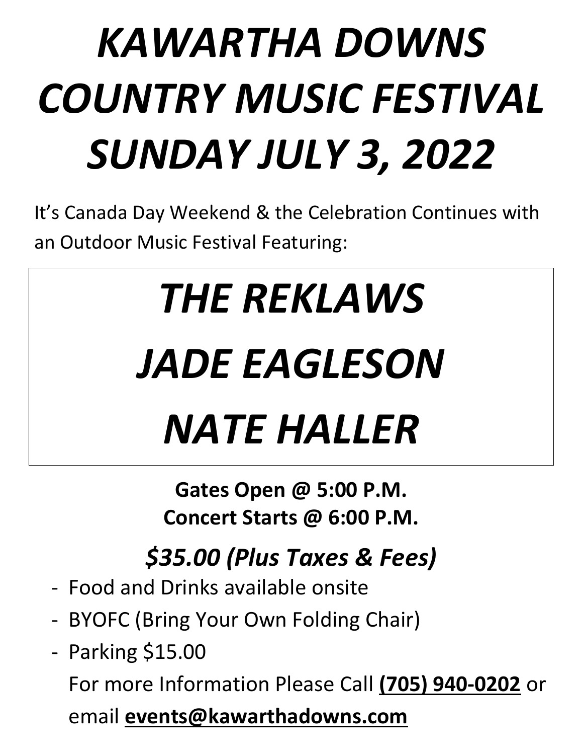# *KAWARTHA DOWNS COUNTRY MUSIC FESTIVAL SUNDAY JULY 3, 2022*

It's Canada Day Weekend & the Celebration Continues with an Outdoor Music Festival Featuring:

## *THE REKLAWS*

## *JADE EAGLESON*

## *NATE HALLER*

**Gates Open @ 5:00 P.M.**
**Concert Starts @ 6:00 P.M.**

### *$35.00 (Plus Taxes & Fees)*

- Food and Drinks available onsite
- BYOFC (Bring Your Own Folding Chair)
- Parking $15.00

For more Information Please Call **(705) 940-0202** or email **events@kawarthadowns.com**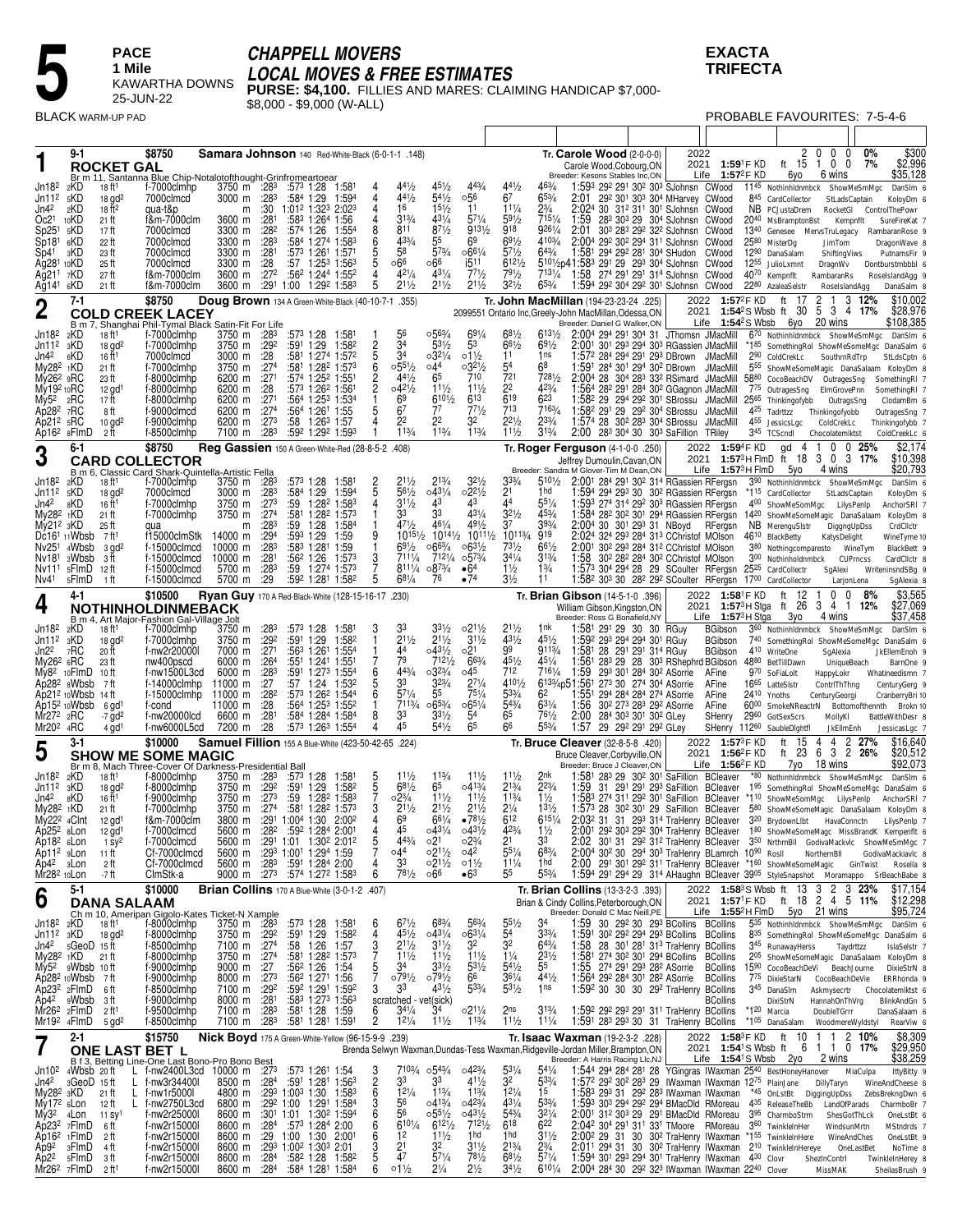# 5

**PACE**
**1 Mile**
KAWARTHA DOWNS
25-JUN-22

## CHAPPELL MOVERS
## LOCAL MOVES & FREE ESTIMATES

**PURSE: $4,100.** FILLIES AND MARES: CLAIMING HANDICAP $7,000-$8,000 - $9,000 (W-ALL)

**EXACTA**
**TRIFECTA**

BLACK WARM-UP PAD

PROBABLE FAVOURITES: 7-5-4-6

---

### 1 — ROCKET GAL — 9-1 — $8750

**Samara Johnson** 140 Red-White-Black (6-0-1-1 .148) — **Tr. Carole Wood** (2-0-0-0)
Br m 11, Santanna Blue Chip-Notalotofthought-Grinfromeartoear — Carole Wood, Cobourg, ON — Breeder: Kessons Stables Inc, ON

| Year | Record | Starts | W | P | S | % | Earnings |
|---|---|---|---|---|---|---|---|
| 2022 | | 2 | 0 | 0 | 0 | 0% | $300 |
| 2021 | 1:59¹F KD | 15 | 1 | 0 | 0 | 7% | $2,996 |
| Life | 1:57²F KD 6yo | 6 wins | | | | | $35,128 |

| Date | Race | Cond | Class | Dist | 1/4 | 1/2 | 3/4 | Fin | PP | 1/4 | 1/2 | 3/4 | Str | Fin | Time | Driver | Trainer | Comments |
|---|---|---|---|---|---|---|---|---|---|---|---|---|---|---|---|---|---|---|
| Jn18² | 2KD | 18 ft¹ | 7000clmhp | 3750 m | :28³ | :57³ | 1:28 | 1:58¹ | 4 | 4⁴½ | 4⁵½ | 4⁴¾ | 4⁴½ | 4⁶¾ | 1:59³ 29² 29¹ 30² 30³ SJohnsn | CWood | 11⁴⁵ NothinhIdnmbck ShowMeSmMgc DanSlm 6 |
| Jn11² | 5KD | 18 gd² | 7000clmcd | 3000 m | :28³ | :58⁴ | 1:29 | 1:59⁴ | 4 | 4⁴½ | 5⁴½ | ∘5⁶ | 6⁷ | 6⁵¾ | 2:01 29² 30¹ 30³ 30⁴ MHarvey | CWood | 8⁴⁵ CardCollector StLadsCaptain KoloyDm 6 |
| Jn4² | 2KD | 18 ft² | qua-t&p | m | :30 | 1:01² | 1:32³ | 2:02³ | 4 | 1⁶ | 1⁵½ | 1¹ | 1¹¼ | 2¾ | 2:02⁴ 30 31² 31¹ 30¹ SJohnsn | CWood | NB PCJustaDrem RocketGl ControlThePowr |
| Oc21 | 10KD | 21 ft | f&m-7000clm | 3600 m | :28¹ | :58³ | 1:26⁴ | 1:56 | 4 | 3¹¾ | 4³¼ | 5⁷¼ | 5⁹½ | 7¹⁵¼ | 1:59 28³ 30³ 29 30⁴ SJohnsn | CWood | 20⁴⁰ MsBramptonBst Kempnflt SureFireKat 7 |
| Sp25¹ | 5KD | 17 ft | 7000clmcd | 3300 m | :28² | :57⁴ | 1:26 | 1:55⁴ | 8 | 8¹¹ | 8⁷½ | 9¹³½ | 9¹⁸ | 9²⁶¼ | 2:01 30³ 28³ 29² 32² SJohnsn | CWood | 13⁴⁰ Genesee MervsTruLegacy RambaranRose 9 |
| Sp18¹ | 6KD | 22 ft | 7000clmcd | 3300 m | :28³ | :58⁴ | 1:27⁴ | 1:58³ | 6 | 4³¾ | 5⁵ | 6⁹ | 6⁹½ | 4¹⁰¾ | 2:00⁴ 29² 30² 29⁴ 31¹ SJohnsn | CWood | 25⁸⁰ MisterDg JimTom DragonWave 8 |
| Sp4¹ | 3KD | 23 ft | 7000clmcd | 3300 m | :28¹ | :57³ | 1:26¹ | 1:57¹ | 5 | 5⁸ | 5⁷¾ | ∘6⁶¼ | 5⁷½ | 6⁴¾ | 1:58¹ 29⁴ 29² 28¹ 30⁴ SHudon | CWood | 12⁹⁰ DanaSalam ShiftingViws PutnamsFir 9 |
| Ag28¹ | 10KD | 25 ft | 7000clmcd | 3300 m | :28 | :57 | 1:25³ | 1:56³ | 5 | ∘6⁶ | ∘6⁶ | i5¹¹ | 6¹²½ | 5¹⁰½p4 | 1:58³ 29¹ 29 29³ 30⁴ SJohnsn | CWood | 12⁵⁵ JulioLxmnt DragnWv Dontburstmbbbl 6 |
| Ag21¹ | 7KD | 27 ft | f&m-7000clm | 3600 m | :27² | :56² | 1:24⁴ | 1:55² | 4 | 4²¼ | 4³¼ | 7⁷½ | 7⁹½ | 7¹³¼ | 1:58 27⁴ 29¹ 29¹ 31⁴ SJohnsn | CWood | 40⁷⁰ Kempnflt RambaranRs RoseIslandAgg 9 |
| Ag14¹ | 6KD | 21 ft | f&m-7000clm | 3600 m | :29¹ | 1:00 | 1:29² | 1:58³ | 5 | 2¹½ | 2¹½ | 2¹½ | 3²½ | 6⁵¾ | 1:59⁴ 29² 30⁴ 29² 30¹ SJohnsn | CWood | 22⁸⁰ AzaleaSelstr RoseIslandAgg DanaSalm 8 |

### 2 — COLD CREEK LACEY — 7-1 — $8750

**Doug Brown** 134 A Green-White-Black (40-10-7-1 .355) — **Tr. John MacMillan** (194-23-23-24 .225)
B m 7, Shanghai Phil-Tymal Black Satin-Fit For Life — 2099551 Ontario Inc,Greely-John MacMillan,Odessa,ON — Breeder: Daniel G Walker,ON

| Year | Record | Starts | W | P | S | % | Earnings |
|---|---|---|---|---|---|---|---|
| 2022 | 1:57²F KD | 17 | 2 | 1 | 3 | 12% | $10,002 |
| 2021 | 1:54²S Wbsb | 30 | 5 | 3 | 4 | 17% | $28,976 |
| Life | 1:54²S Wbsb 6yo | 20 wins | | | | | $108,385 |

| Date | Race | Cond | Class | Dist | 1/4 | 1/2 | 3/4 | Fin | PP | 1/4 | 1/2 | 3/4 | Str | Fin | Time | Driver | Trainer | Comments |
|---|---|---|---|---|---|---|---|---|---|---|---|---|---|---|---|---|---|---|
| Jn18² | 2KD | 18 ft¹ | f-7000clmhp | 3750 m | :28³ | :57³ | 1:28 | 1:58¹ | 2 | 5⁶ | ∘5⁶¾ | 6⁹¼ | 6⁸½ | 6¹³½ | 2:00⁴ 29⁴ 29¹ 30⁴ 31 JThomsn | JMacMill | 6⁷⁰ NothinhIdnmbck ShowMeSmMgc DanSlm 6 |
| Jn11² | 3KD | 18 gd² | f-7000clmhp | 3750 m | :29² | :59¹ | 1:29 | 1:58² | 5 | 3⁴ | 5³½ | 5³ | 6⁶½ | 6⁹½ | 2:00¹ 30¹ 29³ 29⁴ 30³ RGassien | JMacMill | *1⁸⁵ SomethingRol ShowMeSmMgc DanaSalm 6 |
| Jn4² | 6KD | 16 ft¹ | 7000clmcd | 3000 m | :28 | :58¹ | 1:27⁴ | 1:57² | 5 | 3⁴ | ∘3²¼ | ∘1½ | 1¹ | 1ns | 1:57² 28⁴ 29⁴ 29¹ 29³ DBrown | JMacMill | 2⁹⁰ ColdCrekLc SouthrnRdTrp StLdsCptn 6 |
| My28² | 1KD | 21 ft | f-7000clmhp | 3750 m | :27⁴ | :58¹ | 1:28² | 1:57³ | 6 | ∘5⁵½ | ∘4⁴ | ∘3²½ | 5⁴ | 6⁸ | 1:59¹ 28⁴ 30¹ 29⁴ 30² DBrown | JMacMill | 5⁵⁵ ShowMeSomeMagic DanaSalaam KoloyDm 8 |
| My26² | 6LON | 23 ft | f-8000clmhp | 6200 m | :27¹ | :57⁴ | 1:25² | 1:55¹ | 2 | 4⁴½ | 6⁵ | 7¹⁰ | 7²¹ | 7²⁸½ | 2:00⁴ 28 30⁴ 28³ 33² RSimard | JMacMill | 58⁸⁰ CocoBeachDV OutragesSng SomethingRl 7 |
| My19² | 10RC | 12 gd¹ | f-8000clmhp | 6200 m | :28 | :57³ | 1:26² | 1:56¹ | 2 | ∘4²½ | 1¹½ | 1¹½ | 2² | 4²¾ | 1:56⁴ 28² 29¹ 28⁴ 30² GGagnon | JMacMill | 7⁷⁵ OutragesSng ElmGrovePnn SomethingRl 7 |
| My5² | 2RC | 17 ft | f-8000clmhp | 6200 m | :27¹ | :56⁴ | 1:25³ | 1:53⁴ | 1 | 6⁹ | 6¹⁰½ | 6¹³ | 6¹⁹ | 6²³ | 1:58² 29 29⁴ 29² 30¹ SBrossu | JMacMill | 25⁶⁵ Thinkingofybb OutragsSng ClodamBm 6 |
| Ap28² | 7RC | 8 ft | f-9000clmcd | 6200 m | :27⁴ | :56⁴ | 1:26¹ | 1:55 | 5 | 6⁷ | 7⁷ | 7⁷½ | 7¹³ | 7¹⁶¾ | 1:58² 29¹ 29 29² 30⁴ SBrossu | JMacMill | 4²⁵ Tadrttzz Thinkingofybb OutragesSng 7 |
| Ap21² | 5RC | 10 gd² | f-9000clmhp | 6200 m | :27³ | :58 | 1:26³ | 1:57 | 4 | 2² | 2² | 3² | 2¹½ | 2³¼ | 1:57⁴ 28 30² 28³ 30⁴ SBrossu | JMacMill | 4⁵⁵ JessicsLgc ColdCrekLc Thinkingofyb 7 |
| Ap16² | 8FlmD | 2 ft | f-8500clmhp | 7100 m | :28³ | :59² | 1:29² | 1:59³ | 1 | 1¹¾ | 1¹¾ | 1¹¾ | 1¹½ | 3¹¾ | 2:00 28³ 30⁴ 30 30³ SaFillion | TRiley | 3⁴⁵ TCScndl ChocolateMlktst ColdCreekLc 6 |

### 3 — CARD COLLECTOR — 6-1 — $8750

**Reg Gassien** 150 A Green-White-Red (28-8-5-2 .408) — **Tr. Roger Ferguson** (4-1-0-0 .250)
B m 6, Classic Card Shark-Quintella-Artistic Fella — Jeffrey Dumoulin,Cavan,ON — Breeder: Sandra M Glover-Tim M Dean,ON

| Year | Record | Starts | W | P | S | % | Earnings |
|---|---|---|---|---|---|---|---|
| 2022 | 1:59⁴F KD gd | 4 | 1 | 0 | 0 | 25% | $2,174 |
| 2021 | 1:57³H FlmD | 18 | 3 | 0 | 3 | 17% | $10,398 |
| Life | 1:57³H FlmD 5yo | 4 wins | | | | | $20,793 |

| Date | Race | Cond | Class | Dist | 1/4 | 1/2 | 3/4 | Fin | PP | 1/4 | 1/2 | 3/4 | Str | Fin | Time | Driver | Trainer | Comments |
|---|---|---|---|---|---|---|---|---|---|---|---|---|---|---|---|---|---|---|
| Jn18² | 2KD | 18 ft¹ | f-7000clmhp | 3750 m | :28³ | :57³ | 1:28 | 1:58¹ | 2 | 2¹½ | 2¹¾ | 3²½ | 3³¾ | 5¹⁰½ | 2:00¹ 28⁴ 29¹ 30² 31⁴ RGassien | RFergsn | 3⁹⁰ NothinhIdnmbck ShowMeSmMgc DanSlm 6 |
| Jn11² | 5KD | 18 gd² | 7000clmcd | 3000 m | :28³ | :58⁴ | 1:29 | 1:59⁴ | 5 | 5⁶½ | ∘4³¼ | ∘2²½ | 2¹ | 1hd | 1:59⁴ 29⁴ 29³ 30 30² RGassien | RFergsn | *1¹⁵ CardCollector StLadsCaptain KoloyDm 6 |
| Jn4² | 8KD | 16 ft¹ | f-7000clmhp | 3750 m | :27³ | :59 | 1:28² | 1:58³ | 4 | 3¹½ | 4³ | 4³ | 4⁴ | 5⁵¼ | 1:59³ 27⁴ 31⁴ 29² 30³ RGassien | RFergsn | 4⁰⁰ ShowMeSomMgc LilysPenlp AnchorSRI 7 |
| My28² | 1KD | 21 ft | f-7000clmhp | 3750 m | :27⁴ | :58¹ | 1:28² | 1:57³ | 1 | 3³ | 3³ | 4³¼ | 3²½ | 4⁵¾ | 1:58⁴ 28² 30² 30¹ 29⁴ RGassien | RFergsn | 14²⁰ ShowMeSomeMagic DanaSalaam KoloyDm 8 |
| My21² | 3KD | 25 ft | qua | m | :28³ | :59 | 1:28 | 1:58⁴ | 1 | 4⁷½ | 4⁶¼ | 4⁹½ | 3⁷ | 3⁹¾ | 2:00⁴ 30 30¹ 29³ 31 NBoyd | RFergsn | NB MerenguSlstr DiggngUpDss CrdClctr |
| Dc16¹ | 11Wbsb | 7 ft¹ | f15000clmStk | 14000 m | :29⁴ | :59³ | 1:29 | 1:59 | 9 | 10¹⁵½ | 10¹⁴½ | 10¹¹½ | 10¹¹¾ | 9¹⁹ | 2:02⁴ 32⁴ 29³ 28⁴ 31³ CChristof | MOlson | 46¹⁰ BlackBetty KatysDelight WineTyme 10 |
| Nv25¹ | 4Wbsb | 3 gd² | f-15000clmcd | 10000 m | :28³ | :58³ | 1:28¹ | 1:59 | 1 | 6⁹½ | ∘6⁶¾ | ∘6³½ | 7³½ | 6⁶½ | 2:00¹ 30² 29³ 28⁴ 31² CChristof | MOlson | 3⁸⁰ Nothingcomparesto WineTym BlackBett 9 |
| Nv18¹ | 3Wbsb | 3 ft | f-15000clmcd | 10000 m | :28¹ | :56² | 1:26 | 1:57³ | 3 | 7¹¹¼ | 7¹²¼ | ∘5⁷¾ | 3⁴¼ | 3¹¾ | 1:58 30² 28² 28⁴ 30² CChristof | MOlson | 3⁰⁰ NothinholdnmbcK CUPrncss CardClctr 8 |
| Nv11¹ | 5FlmD | 12 ft | f-15000clmcd | 5700 m | :28³ | :59 | 1:27⁴ | 1:57³ | 1 | 8¹¹¼ | ∘8⁷¾ | •6⁴ | 1½ | 1¾ | 1:57³ 30⁴ 29⁴ 28 29 SCoulter | RFergsn | 25²⁵ CardCollectr SgAlexi WriteninsndSBg 9 |
| Nv4¹ | 5FlmD | 1 ft | f-15000clmcd | 5700 m | :29 | :59² | 1:28¹ | 1:58² | 5 | 6⁸¼ | 7⁶ | •7⁴ | 3½ | 1¹ | 1:58² 30³ 30 28² 29² SCoulter | RFergsn | 17⁰⁰ CardCollector LarjonLena SgAlexia 8 |

### 4 — NOTHINHOLDINMEBACK — 4-1 — $10500

**Ryan Guy** 170 A Red-Black-White (128-15-16-17 .230) — **Tr. Brian Gibson** (14-5-1-0 .396)
B m 4, Art Major-Fashion Gal-Village Jolt — William Gibson,Kingston,ON — Breeder: Ross G Bonafield,NY

| Year | Record | Starts | W | P | S | % | Earnings |
|---|---|---|---|---|---|---|---|
| 2022 | 1:58¹F KD | 12 | 1 | 0 | 0 | 8% | $3,565 |
| 2021 | 1:57³H Stga | 26 | 3 | 4 | 1 | 12% | $27,069 |
| Life | 1:57³H Stga 3yo | 4 wins | | | | | $37,458 |

| Date | Race | Cond | Class | Dist | 1/4 | 1/2 | 3/4 | Fin | PP | 1/4 | 1/2 | 3/4 | Str | Fin | Time | Driver | Trainer | Comments |
|---|---|---|---|---|---|---|---|---|---|---|---|---|---|---|---|---|---|---|
| Jn18² | 2KD | 18 ft¹ | f-7000clmhp | 3750 m | :28³ | :57³ | 1:28 | 1:58¹ | 3 | 3³ | 3³½ | ∘2¹½ | 2¹½ | 1nk | 1:58¹ 29¹ 29 30 30 RGuy | BGibson | 3⁶⁰ NothinhIdnmbck ShowMeSmMgc DanSlm 6 |
| Jn11² | 3KD | 18 gd² | f-7000clmhp | 3750 m | :29² | :59¹ | 1:29 | 1:58² | 1 | 2¹½ | 2¹½ | 3¹½ | 4³½ | 4⁵½ | 1:59² 29³ 29⁴ 29⁴ 30¹ RGuy | BGibson | 7⁴⁰ SomethingRol ShowMeSmMgc DanaSalm 6 |
| Jn2² | 7RC | 20 ft | f-nw2r20000l | 7000 m | :27¹ | :56³ | 1:26¹ | 1:55⁴ | 1 | 4⁴ | ∘4³½ | ∘2²½ | 9⁹ | 9¹¹¾ | 1:58¹ 28 29¹ 29¹ 31⁴ RGuy | BGibson | 4¹⁰ WriteOne SgAlexia JkEllemEnoh 9 |
| My26² | 6RC | 23 ft | nw400pscd | 6000 m | :26⁴ | :55¹ | 1:24¹ | 1:55¹ | 7 | 7⁹ | 7¹²½ | 6⁶¾ | 4⁵½ | 4⁵¼ | 1:56¹ 28³ 29 28 30³ RShephrd | BGibson | 48⁸⁰ BetTillDawn UniqueBeach BarnOne 9 |
| My8² | 10FlmD | 10 ft | f-nw1500L3cd | 6000 m | :28³ | :59¹ | 1:27³ | 1:55⁴ | 6 | 4⁴¾ | ∘3²¾ | ∘4⁵ | 7¹² | 7¹⁶¼ | 1:59 29³ 30¹ 28⁴ 30² ASorrie | AFine | 9⁷⁰ SoFiaLolt HappyLokr Whatineedismn 7 |
| Ap28² | 8Wbsb | 7 ft | f-14000clmhp | 11000 m | :27 | :57 | 1:24 | 1:53² | 5 | 3³ | 3²¾ | 2⁷¼ | 4¹⁰½ | 6¹³¾p5 | 1:56¹ 27³ 30 27⁴ 30⁴ ASorrie | AFine | 16⁶⁵ LatteSlstr ContrlThThng CenturyGerg 9 |
| Ap21² | 10Wbsb | 14 ft | f-15000clmhp | 11000 m | :28² | :57³ | 1:26² | 1:54⁴ | 6 | 5⁷¼ | 5⁵ | 7⁵¼ | 5³¾ | 6² | 1:55¹ 29⁴ 28⁴ 28⁴ 27⁴ ASorrie | AFine | 24¹⁰ Ynoths CenturyGeorgi CranberryBri 10 |
| Ap15² | 10Wbsb | 6 gd¹ | f-cond | 11000 m | :28 | :56⁴ | 1:25³ | 1:55² | 1 | 7¹¹¾ | ∘6⁵¾ | ∘6⁵¼ | 5⁴¾ | 6³¼ | 1:56 30² 27³ 28³ 29² ASorrie | AFine | 60⁰⁰ SmokeNReactrN BottomoftheInth Brokn 10 |
| Mr27² | 2RC | -7 gd² | f-nw20000lcd | 6600 m | :28¹ | :58⁴ | 1:28⁴ | 1:58⁴ | 8 | 3³ | 3³½ | 5⁴ | 6⁵ | 7⁶½ | 2:00 28⁴ 30³ 30¹ 30² GLey | SHenry | 29⁶⁰ GotSexScrs MollyKl BattleWithDesr 8 |
| Mr20² | 4RC | 4 gd¹ | f-nw6000L5cd | 7200 m | :28 | :57³ | 1:26³ | 1:55⁴ | 4 | 4⁵ | 5⁴½ | 6⁵ | 6⁶ | 5⁵¾ | 1:57 29 29² 29¹ 29² GLey | SHenry | 112⁶⁰ SaubleDlghtfl JkEllmEnh JessicasLgc 7 |

### 5 — SHOW ME SOME MAGIC — 3-1 — $10000

**Samuel Fillion** 155 A Blue-White (423-50-42-65 .224) — **Tr. Bruce Cleaver** (32-8-5-8 .420)
Br m 8, Mach Three-Cover Of Darkness-Presidential Ball — Bruce Cleaver,Corbyville,ON — Breeder: Bruce J Cleaver,ON

| Year | Record | Starts | W | P | S | % | Earnings |
|---|---|---|---|---|---|---|---|
| 2022 | 1:57³F KD | 15 | 4 | 4 | 2 | 27% | $16,640 |
| 2021 | 1:56²F KD | 23 | 6 | 3 | 2 | 26% | $20,512 |
| Life | 1:56²F KD 7yo | 18 wins | | | | | $92,073 |

| Date | Race | Cond | Class | Dist | 1/4 | 1/2 | 3/4 | Fin | PP | 1/4 | 1/2 | 3/4 | Str | Fin | Time | Driver | Trainer | Comments |
|---|---|---|---|---|---|---|---|---|---|---|---|---|---|---|---|---|---|---|
| Jn18² | 2KD | 18 ft¹ | f-8000clmhp | 3750 m | :28³ | :57³ | 1:28 | 1:58¹ | 5 | 1¹½ | 1¹¾ | 1¹½ | 1¹½ | 2nk | 1:58¹ 28³ 29 30² 30¹ SaFillion | BCleaver | *8⁰ NothinhIdnmbck ShowMeSmMgc DanSlm 6 |
| Jn11² | 3KD | 18 gd² | f-8000clmhp | 3750 m | :29² | :59¹ | 1:29 | 1:58² | 5 | 6⁸½ | 6⁵ | ∘4³¼ | 2¹¾ | 2³¼ | 1:59 31 29¹ 29¹ 29³ SaFillion | BCleaver | 1⁹⁵ SomethingRol ShowMeSmMgc DanaSalm 6 |
| Jn4² | 8KD | 16 ft¹ | f-9000clmhp | 3750 m | :27³ | :59 | 1:28² | 1:58³ | 7 | ∘2¾ | 1¹½ | 1¹½ | 1¹¾ | 1½ | 1:58³ 27⁴ 31¹ 29² 30¹ SaFillion | BCleaver | *1¹⁰ ShowMeSomMgc LilysPenlp AnchorSRI 7 |
| My28² | 1KD | 21 ft | f-8000clmhp | 3750 m | :27⁴ | :58¹ | 1:28² | 1:57³ | 3 | 2¹½ | 2¹½ | 2¹½ | 2¼ | 1³½ | 1:57³ 28 30² 30 29 SaFillion | BCleaver | 5⁸⁰ ShowMeSomeMagic DanaSalaam KoloyDm 8 |
| My22² | 4Clnt | 12 gd¹ | f&m-7000clm | 3800 m | :29¹ | 1:00⁴ | 1:30 | 2:00² | 4 | 6⁹ | 6⁶¼ | •7⁸½ | 6¹² | 6¹⁵¼ | 2:03² 31 31 29³ 31⁴ TraHenry | BCleaver | 3²⁰ BrydownLlbt HavaConnctn LilysPenlp 7 |
| Ap25² | 6Lon | 12 gd¹ | f-7000clmcd | 5600 m | :28² | :59² | 1:28⁴ | 2:00¹ | 4 | 4⁵ | ∘4³¼ | ∘4³½ | 4²¾ | 1½ | 2:00¹ 29² 30³ 29² 30⁴ TraHenry | BCleaver | 1⁸⁰ ShowMeSomeMagc MissBrandK Kempenflt 6 |
| Ap18² | 6Lon | 1 sy² | f-7000clmcd | 5600 m | :29¹ | 1:01 | 1:30² | 2:01² | 5 | 4⁴¾ | ∘2¹ | ∘2¾ | 2¹ | 3³ | 2:02 30¹ 31 29² 31² TraHenry | BCleaver | 3⁵⁰ NrthrnBll GodivaMackvlc ShowMeSmMgc 7 |
| Ap11² | 9Lon | 11 ft | Cf-7000clmcd | 5600 m | :29³ | 1:00¹ | 1:29⁴ | 1:59 | 7 | ∘4⁴ | ∘2¹½ | ∘4² | 5⁵¼ | 6⁸¾ | 2:00⁴ 30² 30 29⁴ 30³ BLamrch | BCleaver | 10⁹⁰ Rosll NorthernBll GodivaMackiavlc 8 |
| Ap4² | 3Lon | 2 ft | Cf-7000clmcd | 5600 m | :28³ | :59¹ | 1:28⁴ | 2:00 | 4 | 3³ | ∘2¹½ | ∘1½ | 1¹¼ | 1hd | 2:00 29¹ 30¹ 29² 31¹ TraHenry | BCleaver | *1⁶⁰ ShowMeSomeMagic GinTwist Rosella 8 |
| Mr28² | 10Lon | -7 ft | ClmStk-a | 9000 m | :27³ | :57⁴ | 1:27² | 1:58³ | 6 | 7⁸½ | ∘6⁶ | •6³ | 5⁵ | 5⁵¾ | 1:59⁴ 29¹ 29⁴ 29 31⁴ AHaughn | BCleaver | 39⁰⁵ StyleSnapshot Moramappo SrBeachBabe 8 |

### 6 — DANA SALAAM — 5-1 — $10000

**Brian Collins** 170 A Blue-White (3-0-1-2 .407) — **Tr. Brian Collins** (13-3-2-3 .393)
Ch m 10, Ameripan Gigolo-Kates Ticket-N Xample — Brian & Cindy Collins,Peterborough,ON — Breeder: Donald C Mac Neill,PE

| Year | Record | Starts | W | P | S | % | Earnings |
|---|---|---|---|---|---|---|---|
| 2022 | 1:58³S Wbsb | 13 | 3 | 2 | 3 | 23% | $17,154 |
| 2021 | 1:57¹F KD | 18 | 2 | 4 | 5 | 11% | $12,298 |
| Life | 1:55²H FlmD 5yo | 21 wins | | | | | $95,724 |

| Date | Race | Cond | Class | Dist | 1/4 | 1/2 | 3/4 | Fin | PP | 1/4 | 1/2 | 3/4 | Str | Fin | Time | Driver | Trainer | Comments |
|---|---|---|---|---|---|---|---|---|---|---|---|---|---|---|---|---|---|---|
| Jn18² | 2KD | 18 ft¹ | f-8000clmhp | 3750 m | :28³ | :57³ | 1:28 | 1:58¹ | 6 | 6⁷½ | 6⁸¾ | 5⁶¾ | 5⁵½ | 3⁴ | 1:59 30 29² 30 29³ BCollins | BCollins | 5³⁵ NothinhIdnmbck ShowMeSmMgc DanSlm 6 |
| Jn11² | 3KD | 18 gd² | f-8000clmhp | 3750 m | :29² | :59¹ | 1:29 | 1:58² | 4 | 4⁵½ | ∘4³¼ | ∘6³¼ | 5⁴ | 3³¾ | 1:59¹ 30² 29² 29⁴ 29⁴ BCollins | BCollins | 8³⁵ SomethingRol ShowMeSmMgc DanaSalm 6 |
| Jn4² | 5GeoD | 15 ft | f-8500clmhp | 7100 m | :27⁴ | :58 | 1:26 | 1:57 | 3 | 2¹½ | 3¹½ | 3² | 3² | 6⁴¾ | 1:57⁴ 28 30¹ 28¹ 31³ TraHenry | BCollins | 3⁴⁵ RunawayHerss Taydrttzz IslaSelstr 7 |
| My28² | 1KD | 21 ft | f-8000clmhp | 3750 m | :27⁴ | :58¹ | 1:28² | 1:57³ | 7 | 1¹½ | 1¹½ | 1¹½ | 1¼ | 2³½ | 1:58¹ 27⁴ 30² 30¹ 29⁴ BCollins | BCollins | 2⁰⁵ ShowMeSomeMagic DanaSalaam KoloyDm 8 |
| My5² | 9Wbsb | 10 ft | f-9000clmhp | 9000 m | :27 | :56² | 1:26 | 1:54 | 5 | 3⁴ | 3³½ | 5³½ | 5⁴½ | 5⁵ | 1:55 27⁴ 29¹ 29³ 28² ASorrie | BCollins | 15⁹⁰ CocoBeachDeVi BeachJourne DixieStrN 8 |
| Ap28² | 10Wbsb | 7 ft | f-9000clmhp | 8000 m | :27³ | :56² | 1:27¹ | 1:56 | 7 | ∘7⁹½ | ∘7⁹½ | 6⁶ | 3⁶¼ | 4⁴½ | 1:56⁴ 29² 28⁴ 30¹ 28² ASorrie | BCollins | 7⁷⁵ DixieStarN CocoBeachDeVie ERRhonda 9 |
| Ap23² | 2FlmD | 6 ft | f-8500clmhp | 7100 m | :29² | :59² | 1:29¹ | 1:59² | 3 | 3³ | 4³½ | 5³¾ | 5³½ | 1ns | 1:59² 30 30 30 29² TraHenry | BCollins | 3⁴⁵ DanaSlm Askmysecrtr ChocolateMlktst 6 |
| Ap4² | 9Wbsb | 3 ft | f-9000clmhp | 8000 m | :28¹ | :58³ | 1:27³ | 1:56³ | scratched - vet(sick) | | | | | | | BCollins | DixiStrN HannahOnThVrg BlinkAndGn 5 |
| Mr26² | 5FlmD | 2 ft¹ | f-9500clmhp | 7100 m | :28 | :58¹ | 1:28 | 1:59 | 6 | 3⁴¼ | 3⁴ | ∘2¹¼ | 2ns | 3¹¾ | 1:59² 29² 29³ 29¹ 31¹ TraHenry | BCollins | *1²⁰ Marcia DoubleTGrrr DanaSalaam 6 |
| Mr19² | 4FlmD | 5 gd² | f-8500clmhp | 7100 m | :28³ | :58¹ | 1:28¹ | 1:59¹ | 2 | 1²¼ | 1¹½ | 1¹¾ | 1¹½ | 1¹¼ | 1:59¹ 28³ 29³ 30 31 TraHenry | BCollins | *1⁰⁵ DanaSalaam WoodmereWyldstyl RearView 6 |

### 7 — ONE LAST BET L — 2-1 — $15750

**Nick Boyd** 175 A Green-White-Yellow (96-15-9-9 .239) — **Tr. Isaac Waxman** (19-2-3-2 .228)
B f 3, Betting Line-One Last Bono-Pro Bono Best — Brenda Selwyn Waxman,Dundas-Tess Waxman,Ridgeville-Jordan Miller,Brampton,ON — Breeder: A Harris Racing Llc,NJ

| Year | Record | Starts | W | P | S | % | Earnings |
|---|---|---|---|---|---|---|---|
| 2022 | 1:58³F KD | 10 | 1 | 2 | 10% | | $8,309 |
| 2021 | 1:54¹S Wbsb | 6 | 1 | 1 | 0 | 17% | $29,950 |
| Life | 1:54¹S Wbsb 2yo | 2 wins | | | | | $38,259 |

| Date | Race | Cond | Class | Dist | 1/4 | 1/2 | 3/4 | Fin | PP | 1/4 | 1/2 | 3/4 | Str | Fin | Time | Driver | Trainer | Comments |
|---|---|---|---|---|---|---|---|---|---|---|---|---|---|---|---|---|---|---|
| Jn10² | 4Wbsb | 20 ft | L f-nw2400L3cd | 10000 m | :27³ | :57³ | 1:26¹ | 1:54 | 3 | 7¹⁰¾ | ∘5⁴¾ | ∘4²¾ | 5³¼ | 5⁴¼ | 1:54⁴ 29⁴ 28⁴ 28¹ 28 YGingras | IWaxman | 25⁴⁰ BestHoneyHanover MiaCulpa IttyBitty 9 |
| Jn4² | 3GeoD | 15 ft | L f-nw3r34400l | 8500 m | :28⁴ | :59¹ | 1:28¹ | 1:56³ | 2 | 3³ | 3³ | 4¹½ | 3² | 5³¾ | 1:57² 29² 30² 28³ 29 IWaxman | IWaxman | 12⁷⁵ PlainJane DillyTaryn WineAndCheese 6 |
| My28² | 3KD | 21 ft | L f-nw1r5000l | 4800 m | :29³ | 1:00³ | 1:30 | 1:58³ | 6 | 1²¼ | 1¹¾ | 1¹¾ | 1²¼ | 1⁵ | 1:58³ 29³ 31 29² 28³ IWaxman | IWaxman | *4⁵ OnLstBt DiggingUpDss ZebsBrekngDwn 6 |
| My17² | 6Lon | 12 ft | L f-nw2750L3cd | 6800 m | :29² | 1:00 | 1:29¹ | 1:58⁴ | 3 | 5⁶ | ∘4³¼ | ∘4²¾ | 4³¼ | 5³¾ | 1:59³ 30³ 29⁴ 29² 30 BMacDld | RMoreau | 4³⁵ ReleaseTheBb LandOfParads CharmboBr 7 |
| My3² | 4Lon | 11 sy¹ | f-nw2r25000l | 8600 m | :30¹ | 1:01 | 1:30² | 1:59⁴ | 6 | 5⁶ | ∘5⁵½ | ∘4³½ | 5⁴¾ | 3²¼ | 2:00¹ 31² 30³ 29 29¹ BMacDld | RMoreau | 3⁹⁵ CharmboStrm ShesGotThLck OneLstBt 6 |
| Ap23² | 7FlmD | 6 ft | f-nw2r15000l | 8600 m | :28⁴ | :57³ | 1:28⁴ | 2:00 | 6 | 6¹⁰¼ | 6¹²½ | 7¹²½ | 6¹⁸ | 6²² | 2:04² 30⁴ 29 31¹ 33¹ TMoore | RMoreau | 3⁶⁰ TwinkleInHer WindsunMrtn MStndrds 7 |
| Ap16² | 1FlmD | 2 ft | f-nw2r15000l | 8600 m | :29 | 1:00 | 1:30 | 2:00¹ | 6 | 1² | 1¹½ | 1hd | 1hd | 3¹½ | 2:00² 29 31 30 30² TraHenry | IWaxman | *1⁵⁵ TwinkleInHere WineAndChes OneLstBt 9 |
| Ap9² | 3FlmD | 4 ft | f-nw2r15000l | 8600 m | :29³ | 1:00² | 1:30³ | 2:01 | 3 | 2¹ | 3² | 3¹½ | 2¹¾ | 2¾ | 2:01¹ 29⁴ 31 30 30² TraHenry | IWaxman | 2¹⁰ TwinkleInHereye OneLastBet NoTime 8 |
| Ap2² | 5FlmD | 3 ft | f-nw2r15000l | 8600 m | :28² | :58² | 1:28 | 1:58² | 5 | 4⁷ | 5⁷¼ | 7⁸½ | 6⁸½ | 5⁷¼ | 1:59⁴ 30¹ 29³ 29⁴ 30¹ TraHenry | IWaxman | 4³⁰ Clover ShezInContrl TwinkleInHerey 8 |
| Mr26² | 7FlmD | 2 ft¹ | f-nw2r15000l | 8600 m | :28⁴ | :58⁴ | 1:28¹ | 1:58⁴ | 6 | ∘1½ | 2¼ | 2½ | 3⁴½ | 6¹⁰¼ | 2:00⁴ 28⁴ 30 29² 32³ IWaxman | IWaxman | 22⁴⁰ Clover MissMAK SheilasBrush 9 |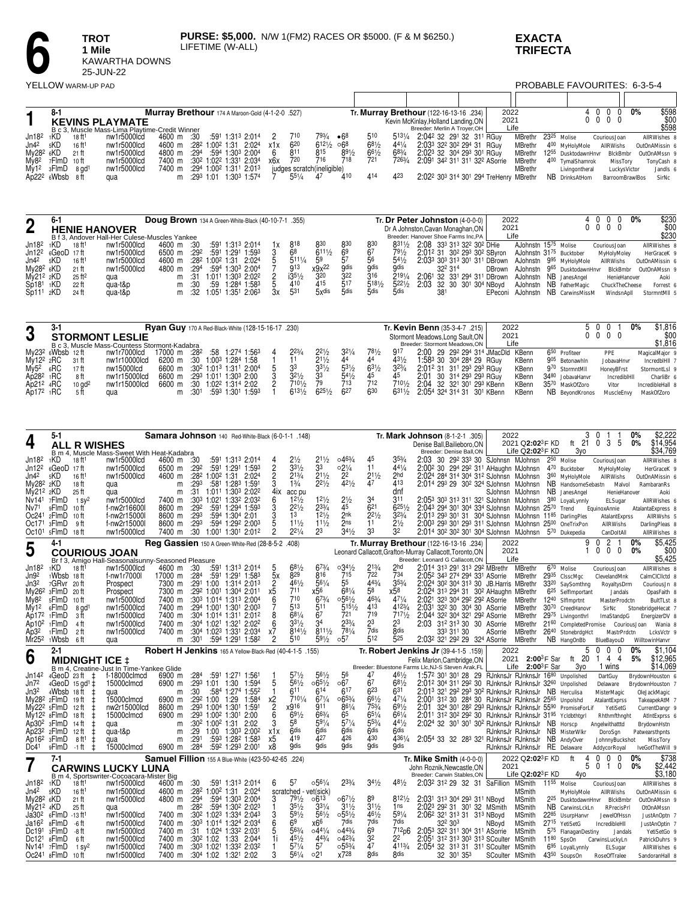# 6 TROT — 1 Mile — KAWARTHA DOWNS — 25-JUN-22

**PURSE: $5,000.** N/W 1(FM2) RACES OR $5000. (F & M $6250.) LIFETIME (W-ALL)

**EXACTA TRIFECTA**

YELLOW WARM-UP PAD

PROBABLE FAVOURITES: 6-3-5-4

---

## 1 — KEVINS PLAYMATE (8-1)

**Murray Brethour** 174 A Maroon-Gold (4-1-2-0 .527) — Tr. **Murray Brethour** (122-16-13-16 .234)

B c 3, Muscle Mass-Lima Playtime-Credit Winner — Kevin McKinlay, Holland Landing, ON — Breeder: Merlin A Troyer, OH

2022: 4 0 0 0 0% $598 | 2021: 0 0 0 0 $00 | Life: $598

| Date | Track | Dist | Class | Purse | | Fractions | PP | 1/4 | 1/2 | 3/4 | Str | Fin | Time/Last Q | Driver | Trainer | Odds | Top 3 | |
|---|---|---|---|---|---|---|---|---|---|---|---|---|---|---|---|---|---|---|
| Jn18² 1KD | 18 ft¹ | nw1r5000lcd | 4600 m | :30 :59¹ 1:31³ 2:01⁴ | 2 | 7¹⁰ | 7⁹³⁄₄ | •6⁸ | 5¹⁰ | 5¹³¹⁄₄ | 2:04² 32 29¹ 32 31¹ RGuy | MBrethr | 23²⁵ | Molise CouriousJoan AllRWishes | 8 |
| Jn4² 5KD | 16 ft¹ | nw1r5000lcd | 4600 m | :28² 1:00² 1:31 2:02⁴ | x1x | 6²⁰ | 6¹²¹⁄₂ | ○6⁸ | 6⁸¹⁄₂ | 4⁴¹⁄₄ | 2:03³ 32² 30² 29⁴ 31 RGuy | MBrethr | 4⁰⁰ | MyHolyMole AllRWishs OutOnAMissin | 6 |
| My28² 6KD | 21 ft | nw1r5000lcd | 4800 m | :29⁴ :59⁴ 1:30³ 2:00⁴ | 6 | 8¹¹ | 8¹⁵ | 8⁹¹⁄₂ | 6⁶¹⁄₂ | 6⁸³⁄₄ | 2:02³ 32 30⁴ 29³ 30¹ RGuy | MBrethr | 12⁵⁵ | DusktodawnHnvr BlckBmbr OutOnAMssn | 9 |
| My8² 7FlmD | 10 ft | nw1r5000lcd | 7400 m | :30² 1:02² 1:33¹ 2:03⁴ | x6x | 7²⁰ | 7¹⁶ | 7¹⁸ | 7²¹ | 7²⁶³⁄₄ | 2:09¹ 34² 31¹ 31¹ 32² ASorrie | MBrethr | 4⁰⁰ | TymalShamrock MissTory TonyCash | 8 |
| My1² 3FlmD | 8 gd¹ | nw1r5000lcd | 7400 m | :29⁴ 1:00² 1:31¹ 2:01³ | | judges scratch(ineligible) | | | | | | MBrethr | | Livingontheral LuckysVictor Jandls | 6 |
| Ap22² 6Wbsb | 8 ft | qua | m | :29³ 1:01 1:30³ 1:57⁴ | 7 | 5⁵¹⁄₄ | 4⁷ | 4¹⁰ | 4¹⁴ | 4²³ | 2:02² 30³ 31⁴ 30¹ 29⁴ TreHenry | MBrethr | NB | DrinksAtHom BarroomBrawlBos SirNc | |

---

## 2 — HENIE HANOVER (6-1)

**Doug Brown** 134 A Green-White-Black (40-10-7-1 .355) — Tr. **Dr Peter Johnston** (4-0-0-0)

B f 3, Andover Hall-Her Culese-Muscles Yankee — Dr A Johnston, Cavan Monaghan, ON — Breeder: Hanover Shoe Farms Inc, PA

2022: 4 0 0 0 0% $230 | 2021: 0 0 0 0 $00 | Life: $230

| Date | Track | Dist | Class | Purse | Fractions | PP | 1/4 | 1/2 | 3/4 | Str | Fin | Time/Last Q | Driver | Trainer | Odds | Top 3 | |
|---|---|---|---|---|---|---|---|---|---|---|---|---|---|---|---|---|---|
| Jn18² 1KD | 18 ft¹ | nw1r5000lcd | 4600 m | :30 :59¹ 1:31³ 2:01⁴ | 1x | 8¹⁸ | 8³⁰ | 8³⁰ | 8³⁰ | 8³¹¹⁄₂ | 2:08 33³ 31³ 32² 30² DHie | AJohnstn | 15⁷⁵ | Molise CouriousJoan AllRWishes | 8 |
| Jn12² 6GeoD | 17 ft | nw1r5000lcd | 6500 m | :29² :59¹ 1:29¹ 1:59³ | 3 | 6⁸ | 6¹¹¹⁄₂ | 6⁹ | 6⁷ | 7⁹¹⁄₂ | 2:01² 31 30² 29³ 30² SByron | AJohnstn | 31⁷⁵ | Bucktober MyHolyMoley HerGraceK | 9 |
| Jn4² 5KD | 16 ft¹ | nw1r5000lcd | 4600 m | :28² 1:00² 1:31 2:02⁴ | 5 | 5¹¹¹⁄₄ | 5⁹ | 5⁷ | 5⁶ | 5⁴¹⁄₂ | 2:03³ 30³ 31³ 30¹ 31¹ DBrown | AJohnstn | 9⁹⁵ | MyHolyMole AllRWishs OutOnAMissin | 6 |
| My28² 6KD | 21 ft | nw1r5000lcd | 4800 m | :29⁴ :59⁴ 1:30³ 2:00⁴ | 7 | 9¹³ | x9x²² | 9dis | 9dis | 9dis | 32² 31⁴ | DBrown AJohnstn | 9⁶⁵ | DusktodawnHnvr BlckBmbr OutOnAMssn | 9 |
| My21² 2KD | 25 ft² | qua | m | :31 1:01¹ 1:30³ 2:02² | 2 | i3⁵¹⁄₂ | 3²⁰ | 3²² | 3¹⁶ | 2¹⁹¹⁄₄ | 2:06¹ 32 33¹ 29⁴ 31¹ DBrown | AJohnstn | NB | JanesAngel HenieHanover Aoki | |
| Sp18¹ 1KD | 22 ft | qua-t&p | m | :30 :59 1:28⁴ 1:58³ | 5 | 4¹⁰ | 4¹⁵ | 5¹⁷ | 5¹⁸¹⁄₂ | 5²²¹⁄₂ | 2:03 32 30 30¹ 30⁴ NBoyd | AJohnstn | NB | FatherMagic ChuckTheCheese Forrest | 6 |
| Sp11¹ 2KD | 24 ft | qua-t&p | m | :32 1:05¹ 1:35¹ 2:06³ | 3x | 5³¹ | 5xdis | 5dis | 5dis | 5dis | 38¹ | EPeconi AJohnstn | NB | CarwinsMissM WindsnApll StormntMll | 5 |

---

## 3 — STORMONT LESLIE (3-1)

**Ryan Guy** 170 A Red-Black-White (128-15-16-17 .230) — Tr. **Kevin Benn** (35-3-4-7 .215)

B c 3, Muscle Mass-Countess Stormont-Kadabra — Stormont Meadows, Long Sault, ON — Breeder: Stormont Meadows, ON

2022: 5 0 0 1 0% $1,816 | 2021: 0 0 0 0 $00 | Life: $1,816

| Date | Track | Dist | Class | Purse | Fractions | PP | 1/4 | 1/2 | 3/4 | Str | Fin | Time/Last Q | Driver | Trainer | Odds | Top 3 | |
|---|---|---|---|---|---|---|---|---|---|---|---|---|---|---|---|---|---|
| My23² 6Wbsb | 12 ft | nw1r7000lcd | 17000 m | :28² :58 1:27⁴ 1:56³ | 4 | 2²³⁄₄ | 2²¹⁄₂ | 3²¹⁄₄ | 7⁸¹⁄₂ | 9¹⁷ | 2:00 29 29² 29⁴ 31⁴ JMacDld | KBenn | 6⁵⁰ | Profiteer PPE MagicalMajor | 9 |
| My12² 2RC | 31 ft | nw1r10000lcd | 6200 m | :30 1:00³ 1:28⁴ 1:58 | 3 | 1¹ | 2¹¹⁄₂ | 4⁴ | 4⁴ | 4³¹⁄₂ | 1:58³ 30 30⁴ 28⁴ 29 RGuy | KBenn | 9⁰⁵ | Betonawhln JobavaHnvr IncredblHll | 7 |
| My5² 6RC | 17 ft | nw15000lcd | 6600 m | :30² 1:01³ 1:31¹ 2:00⁴ | 5 | 3³ | 3³¹⁄₂ | 5³¹⁄₂ | 6³¹⁄₂ | 3²³⁄₄ | 2:01² 31 31¹ 29³ 29³ RGuy | KBenn | 9⁷⁰ | StormntMll HoneyBFrst StormontLsl | 9 |
| Ap28² 1RC | 8 ft | nw1r15000lcd | 6600 m | :29³ 1:01¹ 1:30³ 2:00 | 3 | 3²¹⁄₂ | 3³ | 5⁴¹⁄₂ | 4⁵ | 4⁵ | 2:01 30 31⁴ 29³ 29³ RGuy | KBenn | 34⁸⁰ | JobavaHanvr IncredblHll CharliBr | 6 |
| Ap21² 4RC | 10 gd² | nw1r15000lcd | 6600 m | :30 1:02² 1:31⁴ 2:02 | 2 | 7¹⁰¹⁄₂ | 7⁹ | 7¹³ | 7¹² | 7¹⁰¹⁄₂ | 2:04 32 32¹ 30¹ 29³ KBenn | KBenn | 35⁷⁰ | MaskOfZoro Vitor IncredibleHall | 8 |
| Ap17² 1RC | 5 ft | qua | m | :30¹ :59³ 1:30¹ 1:59³ | 1 | 6¹³¹⁄₂ | 6²⁵¹⁄₂ | 6²⁷ | 6³⁰ | 6³¹¹⁄₂ | 2:05⁴ 32⁴ 31⁴ 31 30¹ KBenn | KBenn | NB | BeyondKronos MuscleEnvy MaskOfZoro | |

---

## 4 — ALL R WISHES (5-1)

**Samara Johnson** 140 Red-White-Black (6-0-1-1 .148) — Tr. **Mark Johnson** (8-1-2-1 .305)

B m 4, Muscle Mass-Sweet With Heat-Kadabra — Denise Ball, Bailieboro, ON — Breeder: Denise Ball, ON

2022: 3 0 1 1 0% $2,222 | 2021 Q2:02³F KD: ft 21 0 3 5 0% $14,954 | Life Q2:02³F KD 3yo: $34,769

| Date | Track | Dist | Class | Purse | Fractions | PP | 1/4 | 1/2 | 3/4 | Str | Fin | Time/Last Q | Driver | Trainer | Odds | Top 3 | |
|---|---|---|---|---|---|---|---|---|---|---|---|---|---|---|---|---|---|
| Jn18² 1KD | 18 ft¹ | nw1r5000lcd | 4600 m | :30 :59¹ 1:31³ 2:01⁴ | 4 | 2¹⁄₂ | 2¹¹⁄₂ | ○4⁶³⁄₄ | 4⁵ | 3⁵³⁄₄ | 2:03 30 29² 33³ 30 SJohnsn | MJohnsn | 2⁵⁰ | Molise CouriousJoan AllRWishes | 8 |
| Jn12² 6GeoD | 17 ft | nw1r5000lcd | 6500 m | :29² :59¹ 1:29¹ 1:59³ | 2 | 3³¹⁄₂ | 3³ | ○2¹⁄₄ | 1¹ | 4⁴¹⁄₄ | 2:00² 30 29⁴ 29² 31¹ AHaughn | MJohnsn | 4⁷⁰ | Bucktober MyHolyMoley HerGraceK | 9 |
| Jn4² 5KD | 16 ft¹ | nw1r5000lcd | 4600 m | :28² 1:00² 1:31 2:02⁴ | 2 | 2¹³⁄₄ | 2¹¹⁄₂ | 2² | 2¹¹⁄₂ | 2hd | 2:02⁴ 28⁴ 31⁴ 30⁴ 31² SJohnsn | MJohnsn | 3⁶⁰ | MyHolyMole AllRWishs OutOnAMissin | 6 |
| My28² 2KD | 18 ft | qua | m | :29³ :58¹ 1:28³ 1:59¹ | 3 | 1³⁄₄ | 2²¹⁄₂ | 4²¹⁄₂ | 4⁷ | 4¹³ | 2:01⁴ 29³ 29 30² 32⁴ SJohnsn | MJohnsn | NB | HandsomeSebastn Malvol RambaranRs | |
| My21² 2KD | 25 ft | qua | m | :31 1:01¹ 1:30³ 2:02² | 4ix | acc pu | | | | dnf | | SJohnsn MJohnsn | NB | JanesAngel HenieHanover Aoki | |
| Nv14¹ 7FlmD | 1 sy² | nw1r5000lcd | 7400 m | :30³ 1:02¹ 1:32² 2:03² | 6 | 1²¹⁄₂ | 1²¹⁄₂ | 2¹⁄₂ | 3⁴ | 3¹¹ | 2:05³ 30³ 31³ 31¹ 32¹ SJohnsn | MJohnsn | 3⁸⁰ | LoyalLynnly ELSugar AllRWishes | 6 |
| Nv7¹ 9FlmD | 10 ft | f-nw2r16600l | 8600 m | :29² :59¹ 1:29⁴ 1:59³ | 3 | 2²¹⁄₂ | 2³³⁄₄ | 4⁵ | 6²¹ | 6²⁵¹⁄₂ | 2:04³ 29⁴ 30¹ 30⁴ 33⁴ SJohnsn | MJohnsn | 25⁷⁰ | Trend EquinoxAnnie AtalantaExpress | 8 |
| Oc24¹ 2FlmD | 10 ft | f-nw2r15000l | 8600 m | :29³ :59⁴ 1:30⁴ 2:01 | 3 | 1³ | 1²¹⁄₂ | 2nk | 2²¹⁄₂ | 3²³⁄₄ | 2:01³ 29³ 30¹ 31 30⁴ SJohnsn | MJohnsn | 11⁸⁵ | DarlingPles AtalantExprss AllRWshs | 5 |
| Oc17¹ 5FlmD | 9 ft | f-nw2r15000l | 8600 m | :29³ :59⁴ 1:29² 2:00³ | 5 | 1¹¹⁄₂ | 1¹¹⁄₂ | 2ns | 1¹ | 2¹⁄₂ | 2:00³ 29³ 30¹ 29³ 31¹ SJohnsn | MJohnsn | 25⁰⁰ | OneTrixPon AllRWishs DarlingPleas | 8 |
| Oc10¹ 5FlmD | 18 ft | nw1r5000lcd | 7400 m | :30 1:00¹ 1:30¹ 2:01² | 2 | 2²¹⁄₄ | 2³ | 3⁴¹⁄₂ | 3³ | 3² | 2:01⁴ 30² 30² 30¹ 30⁴ SJohnsn | MJohnsn | 5⁷⁰ | Dukepedia CanDoItAll AllRWishes | 8 |

---

## 5 — COURIOUS JOAN (4-1)

**Reg Gassien** 150 A Green-White-Red (28-8-5-2 .408) — Tr. **Murray Brethour** (122-16-13-16 .234)

Br f 3, Amigo Hall-Seasonalsunny-Seasoned Pleasure — Leonard Callacott, Grafton-Murray Callacott, Toronto, ON — Breeder: Leonard G Callacott, ON

2022: 9 0 2 1 0% $5,425 | 2021: 1 0 0 0 0% $00 | Life: $5,425

| Date | Track | Dist | Class | Purse | Fractions | PP | 1/4 | 1/2 | 3/4 | Str | Fin | Time/Last Q | Driver | Trainer | Odds | Top 3 | |
|---|---|---|---|---|---|---|---|---|---|---|---|---|---|---|---|---|---|
| Jn18² 1KD | 18 ft¹ | nw1r5000lcd | 4600 m | :30 :59¹ 1:31³ 2:01⁴ | 5 | 6⁸¹⁄₂ | 6⁷³⁄₄ | ○3⁴¹⁄₂ | 2¹³⁄₄ | 2hd | 2:01⁴ 31³ 29¹ 31³ 29² MBrethr | MBrethr | 6⁷⁰ | Molise CouriousJoan AllRWishes | 8 |
| Jn9² 1Wbsb | 18 ft | f-nw1r7000l | 17000 m | :28⁴ :59¹ 1:29¹ 1:58³ | 5x | 8²⁹ | 8¹⁶ | 7¹⁵ | 7²² | 7³⁴ | 2:05² 34³ 27⁴ 29⁴ 33¹ ASorrie | MBrethr | 29³⁵ | ClsscMgc ClevelandMnk CalmClClctd | 8 |
| Jn3² 7GRvr | 20 ft | Prospect | 7300 m | :29¹ 1:00 1:31⁴ 2:01³ | 2 | 4⁶¹⁄₂ | 5⁶¹⁄₄ | 5⁵ | 4⁴³⁄₄ | 3⁵³⁄₄ | 2:02⁴ 30² 30⁴ 31³ 30 JB.Harris | MBrethr | 33²⁰ | SaySomthng RoyaltysDrm CouriousJn | 8 |
| My26² 3FlmD | 20 ft | Prospect | 7300 m | :29² 1:00¹ 1:30⁴ 2:01¹ | x5 | 7¹¹ | x5⁶ | 6⁸¹⁄₄ | 5⁸ | x5⁸ | 2:02⁴ 31³ 29⁴ 31 30² AHaughn | MBrethr | 6²⁵ | SelfImportant Jandals OpasFaith | 8 |
| My8² 5FlmD | 10 ft | nw1r5000lcd | 7400 m | :30³ 1:01⁴ 1:31³ 2:00⁴ | 6 | 7¹⁰ | 6⁷³⁄₄ | ○5⁶¹⁄₂ | 4⁶³⁄₄ | 4⁷¹⁄₄ | 2:02¹ 32³ 30⁴ 29² 29² ASorrie | MBrethr | 12⁴⁰ | SlfImprtnt MasterProdctn BultTLst | 8 |
| My1² 6FlmD | 8 gd¹ | nw1r5000lcd | 7400 m | :29⁴ 1:00¹ 1:30¹ 2:00³ | 7 | 5¹³ | 5¹¹ | 5¹⁵¹⁄₂ | 4¹³ | 4¹²³⁄₄ | 2:03¹ 32² 30 30⁴ 30 ASorrie | MBrethr | 30⁷⁰ | CreedHanovr SirNc StonebridgeHecat | 7 |
| Ap17² 1FlmD | 3 ft | nw1r5000lcd | 7400 m | :30⁴ 1:01⁴ 1:31¹ 2:01² | 8 | 6⁸¹⁄₄ | 6⁷ | 7²¹ | 7¹⁹ | 7¹⁷¹⁄₂ | 2:04⁴ 32² 30⁴ 32¹ 29² ASorrie | MBrethr | 29⁷⁵ | Livingonthrl ImaStandpG EnergizerDV | 8 |
| Ap10² 1FlmD | 4 ft | nw1r5000lcd | 7400 m | :30⁴ 1:02¹ 1:32¹ 2:02² | 6 | 3³¹⁄₂ | 3⁴ | 2³³⁄₄ | 2³ | 2³ | 2:03 31² 31³ 30 30 ASorrie | MBrethr | 21⁶⁰ | CompletedPromise CouriousJoan Wania | 8 |
| Ap3² 1FlmD | 2 ft | nw1r5000lcd | 7400 m | :30⁴ 1:02³ 1:33¹ 2:03⁴ | x7 | 8¹⁴¹⁄₂ | 8¹¹¹⁄₂ | 7⁸¹⁄₄ | 7dis | 8dis | 33³ 31¹ 30 | ASorrie MBrethr | 26⁴⁰ | StonebrdgHct MastrPrdctn LcksVctr | 9 |
| Mr25² 1Wbsb | 6 ft | qua | m | :30¹ :59⁴ 1:29¹ 1:58² | 2 | 5¹⁰ | 5⁹¹⁄₂ | ○5⁷ | 5¹² | 5²⁵ | 2:03² 32¹ 29² 29 32⁴ ASorrie | MBrethr | NB | HangOnBb BlueBayouD WilltowinHanvr | |

---

## 6 — MIDNIGHT ICE ‡ (2-1)

**Robert H Jenkins** 165 A Yellow-Black-Red (40-4-1-5 .155) — Tr. **Robert Jenkins Jr** (39-4-1-5 .159)

B m 4, Creatine-Just In Time-Yankee Glide — Felix Marion, Cambridge, ON — Breeder: Bluestone Farms Llc, NJ-S Steven Arak, FL

2022: 5 0 0 0 0% $1,104 | 2021 2:00³F Sar: ft 20 1 4 4 5% $12,965 | Life 2:00³F Sar 3yo 1 wins: $14,069

| Date | Track | Dist | Class | Purse | Fractions | PP | 1/4 | 1/2 | 3/4 | Str | Fin | Time/Last Q | Driver | Trainer | Odds | Top 3 | |
|---|---|---|---|---|---|---|---|---|---|---|---|---|---|---|---|---|---|
| Jn14² 4GeoD | 23 ft ‡ | f-18000clmcd | 6900 m | :28⁴ :59¹ 1:27¹ 1:56¹ | 1 | 5⁷¹⁄₂ | 5⁶¹⁄₂ | 5⁶ | 4⁷ | 4⁵ | 1:57² 30¹ 30¹ 28 29 RJnknsJr | RJnknsJr | 16⁸⁰ | Unpolished DartGuy BrydownHouston | 6 |
| Jn7² 4GeoD | 15 gd¹ ‡ | 15000clmcd | 6900 m | :29³ 1:01 1:30 1:59⁴ | 5 | 5⁶¹⁄₂ | ○6⁵¹⁄₂ | ○6⁷ | 6⁷ | 6⁸¹⁄₂ | 2:01² 30⁴ 31¹ 29² 30 RJnknsJr | RJnknsJr | 32⁶⁰ | Unpolished Delaware BrydownHouston | 7 |
| Jn3² 4Wbsb | 18 ft ‡ | qua | m | :30 :58⁴ 1:27⁴ 1:55² | 1 | 6¹¹ | 6¹⁴ | 6¹⁷ | 6²³ | 6³¹ | 2:01³ 32¹ 29² 29³ 30² RJnknsJr | RJnknsJr | NB | Herculisa MisterMagic OleJackMagic | |
| My28² 2FlmD | 19 ft ‡ | 15000clmcd | 6900 m | :29² 1:00 1:29 1:58⁴ | x2 | 7¹⁰¹⁄₄ | 6⁷¹⁄₄ | ○6⁵³⁄₄ | 6⁶¹⁄₂ | 4⁷¹⁄₄ | 2:00¹ 31² 30 28⁴ 30 RJnknsJr | RJnknsJr | 25⁶⁵ | Unpolshd AtalantExprss TakeapekAtM | 7 |
| My22² 5FlmD | 12 ft ‡ | nw2r15000lcd | 8600 m | :29³ 1:00⁴ 1:30¹ 1:59¹ | 2 | x9¹⁶ | 9¹¹ | 8⁶¹⁄₄ | 7⁵³⁄₄ | 6⁹¹⁄₂ | 2:01 32⁴ 30¹ 28² 29³ RJnknsJr | RJnknsJr | 55⁹⁰ | PromiseForLif YetiSetG CurrentDangr | 9 |
| My12² 8FlmD | 18 ft ‡ | 15000clmcd | 6900 m | :29³ 1:00² 1:30¹ 2:00 | 6 | 6⁹¹⁄₂ | 6⁶³⁄₄ | 6⁵ | 6⁵¹⁄₄ | 6⁶¹⁄₄ | 2:01¹ 31² 30² 29² 30 RJnknsJr | RJnknsJr | 31⁹⁵ | Ycldbthtgrl Rhthmfthnght AtlntExprss | 6 |
| Ap30² 3FlmD | 14 ft ‡ | qua | m | :30² 1:00² 1:31 2:02 | 3 | 5⁸ | 5⁹¹⁄₄ | 5⁷¹⁄₄ | 5⁵³⁄₄ | 4⁴¹⁄₂ | 2:02⁴ 32 30¹ 30¹ 30² RJnknsJr | RJnknsJr | NB | Horscp Angelwithatttd BrydownHstn | |
| Ap23² 2FlmD | 12 ft ‡ | qua-t&p | m | :29 1:00 1:30³ 2:00² | x1x | 6dis | 6dis | 6dis | 6dis | 6dis | | RJnknsJr RJnknsJr | NB | MisterWlkr DoroSgn Patwearsthpnts | |
| Ap16² 3FlmD | 8 ft¹ ‡ | qua | m | :29¹ :59³ 1:28² 1:58³ | x5 | 4¹⁹ | 4²⁷ | 4²⁶ | 4³⁰ | 4³⁶¹⁄₄ | 2:05⁴ 33 32 28³ 32¹ RJnknsJr | RJnknsJr | NB | AndyOver JohnnyBuckshot MissTory | |
| Dc4¹ 9FlmD | -1 ft ‡ | 15000clmcd | 6900 m | :28⁴ :59² 1:29³ 2:00¹ | x8 | 9dis | 9dis | 9dis | 9dis | 9dis | | RJnknsJr RJnknsJr | RE | Delaware AddycorRoyal IveGotTheWill | 9 |

---

## 7 — CARWINS LUCKY LUNA (7-1)

**Samuel Fillion** 155 A Blue-White (423-50-42-65 .224) — Tr. **Mike Smith** (4-0-0-0)

B m 4, Sportswriter-Cocoacara-Mister Big — John Roznik, Newcastle, ON — Breeder: Carwin Stables, ON

2022 Q2:02³F KD: ft 4 0 0 0 0% $738 | 2021: 5 0 1 0 0% $2,442 | Life Q2:02³F KD 4yo: $3,180

| Date | Track | Dist | Class | Purse | Fractions | PP | 1/4 | 1/2 | 3/4 | Str | Fin | Time/Last Q | Driver | Trainer | Odds | Top 3 | |
|---|---|---|---|---|---|---|---|---|---|---|---|---|---|---|---|---|---|
| Jn18² 1KD | 18 ft¹ | nw1r5000lcd | 4600 m | :30 :59¹ 1:31³ 2:01⁴ | 6 | 5⁷ | ○5⁶¹⁄₄ | 2³³⁄₄ | 3⁴¹⁄₂ | 4⁸¹⁄₂ | 2:03² 31² 29 32 31 SaFillion | MSmith | 11⁵⁵ | Molise CouriousJoan AllRWishes | 8 |
| Jn4² 5KD | 16 ft¹ | nw1r5000lcd | 4600 m | :28² 1:00² 1:31 2:02⁴ | | scratched - vet(sick) | | | | | | MSmith | | MyHolyMole AllRWishs OutOnAMissin | 6 |
| My28² 6KD | 21 ft | nw1r5000lcd | 4800 m | :29⁴ :59⁴ 1:30³ 2:00⁴ | 3 | 7⁹¹⁄₂ | ○6¹³ | ○6⁷¹⁄₂ | 8⁹ | 8¹²¹⁄₂ | 2:03¹ 31³ 30⁴ 29³ 31 NBoyd | MSmith | 2²⁵ | DusktodawnHnvr BlckBmbr OutOnAMssn | 9 |
| My21² 4KD | 25 ft | qua | m | :28² :59⁴ 1:30² 2:03 | 1 | 3⁵¹⁄₂ | 3³¹⁄₄ | 3¹¹⁄₂ | 3¹¹⁄₂ | 1ns | 2:02³ 29² 31 30¹ 32 MSmith | MSmith | NB | CarwinsLckLn RPrecisPrl OtOnAMssn | |
| Ja30² 6FlmD | -13 ft¹ | nw1r5000lcd | 7400 m | :30² 1:02³ 1:33⁴ 2:04³ | 3 | 5⁹¹⁄₂ | 5⁶¹⁄₂ | ○5⁵¹⁄₂ | 4⁶¹⁄₂ | 5⁹¹⁄₄ | 2:06² 32¹ 31³ 31 31³ NBoyd | MSmith | 22⁸⁵ | UsurpHanvr JewelOfHssn JustAnOptn | 7 |
| Ja16² 8FlmD | -6 ft | nw1r5000lcd | 7400 m | :30³ 1:01⁴ 1:32⁴ 2:03⁴ | 6 | 6⁹ | x6⁶ | 7dis | 7dis | 7dis | 32² 30³ | NBoyd MSmith | 27¹⁵ | YetiSetG IncredibleHll JustAnOptn | 7 |
| Dc19¹ 3FlmD | -8 ft | nw1r5000lcd | 7400 m | :31 1:02⁴ 1:33² 2:03¹ | 5 | 5⁶³⁄₄ | ○4⁴¹⁄₄ | ○4⁴³⁄₄ | 6⁹ | 7¹²p6 | 2:05³ 32² 31¹ 30⁴ 31¹ ASorrie | MSmith | 5⁷⁵ | FlanaganDestiny Jandals YetiSetGo | 9 |
| Dc12¹ 8FlmD | 6 ft | nw1r5000lcd | 7400 m | :30² 1:02 1:33 2:04⁴ | 1i | 4⁵¹⁄₂ | 4⁴³⁄₄ | ○4²³⁄₄ | 3² | 2² | 2:05¹ 31² 31³ 30³ 31³ SCoulter | MSmith | 11⁸⁰ | SpsOn CarwinsLuckyLn PatrickDuhrs | 9 |
| Nv14¹ 7FlmD | 1 sy² | nw1r5000lcd | 7400 m | :30³ 1:02¹ 1:32² 2:03² | 1 | 5⁷¹⁄₄ | 5⁷ | ○5⁵³⁄₄ | 4⁷ | 4¹¹³⁄₄ | 2:05⁴ 32 31³ 31 31¹ SCoulter | MSmith | 6⁹⁵ | LoyalLynnly ELSugar AllRWishes | 6 |
| Oc24¹ 8FlmD | 10 ft | nw1r5000lcd | 7400 m | :30⁴ 1:02 1:32¹ 2:02 | 3 | 5⁶¹⁄₄ | ○2¹ | x7²⁸ | 8dis | 8dis | 32 30¹ 35³ | SCoulter MSmith | 43⁵⁰ | SoupsOn RoseOfTralee SandoranHall | 8 |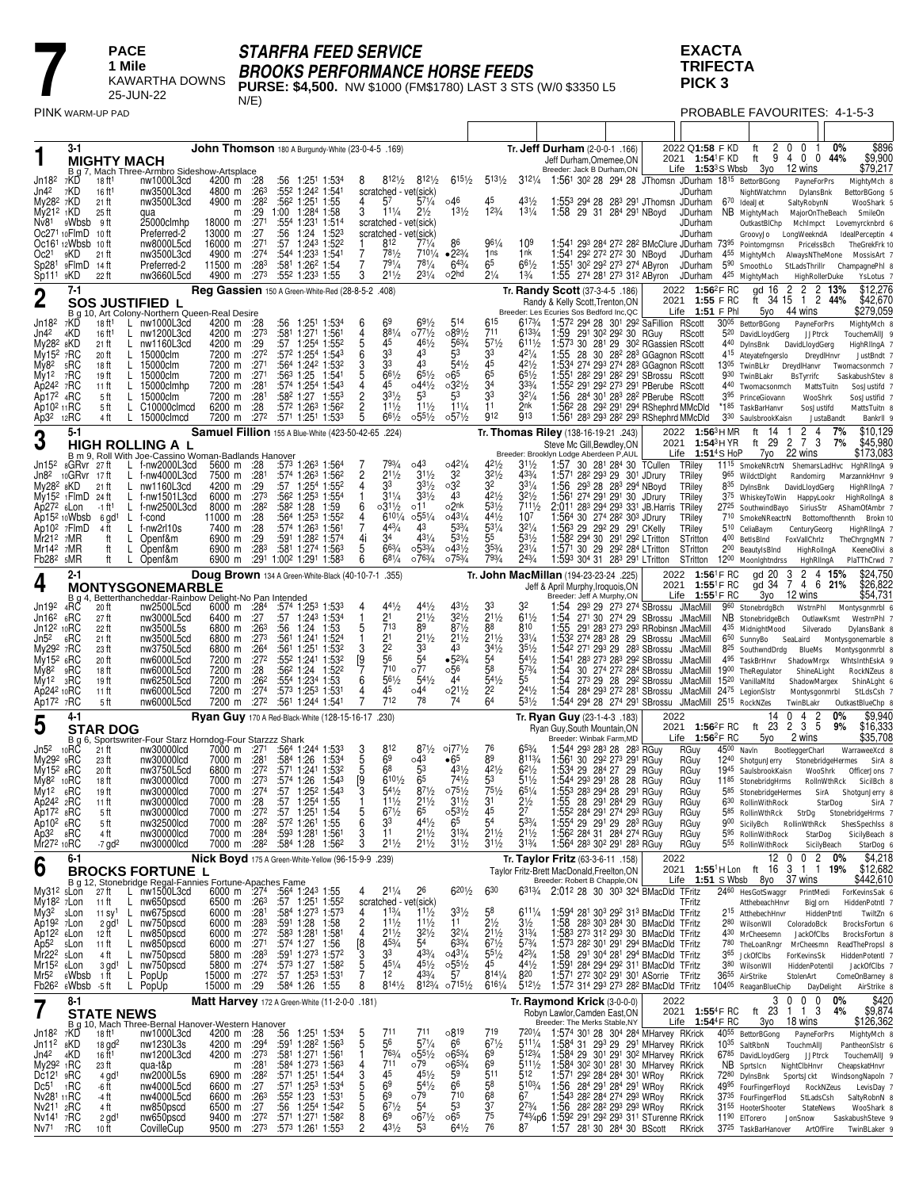# Race 7

**PACE — 1 Mile**
KAWARTHA DOWNS
25-JUN-22

## STARFRA FEED SERVICE
## BROOKS PERFORMANCE HORSE FEEDS

**PURSE: $4,500.** NW $1000 (FM$1780) LAST 3 STS (W/0 $3350 L5 N/E)

**EXACTA TRIFECTA PICK 3**

PINK WARM-UP PAD

PROBABLE FAVOURITES: 4-1-5-3

---

### 1 — MIGHTY MACH (3-1)
**John Thomson** 180 A Burgundy-White (23-0-4-5 .169)
**Tr. Jeff Durham** (2-0-0-1 .166)
Jeff Durham,Omemee,ON
B g 7, Mach Three-Armbro Sideshow-Artsplace — Breeder: Jack B Durham,ON

| | Time | Sts | 1st | 2nd | 3rd | % | Earnings |
|---|---|---|---|---|---|---|---|
| 2022 | Q1:58 F KD | ft | 2 | 0 | 0 | 1 | 0% | $896 |
| 2021 | 1:54¹ F KD | ft | 9 | 4 | 0 | 0 | 44% | $9,900 |
| Life | 1:53³ S Wbsb | 3yo | 12 wins | | | | $79,217 |

| Date | Track | Cond | Class | Purse | Q1 | Q2 | Q3 | Fin | PP | 1/4 | 1/2 | 3/4 | Str | Fin | Time/Fractions | Driver | Odds/Comment | Top 3 |
|---|---|---|---|---|---|---|---|---|---|---|---|---|---|---|---|---|---|---|
| Jn18² 7KD | 18 ft¹ | | nw1000L3cd | 4200 m | :28 | :56 | 1:25¹ | 1:53⁴ | 8 | 8¹²½ | 8¹²½ | 6¹⁵½ | 5¹³½ | 3¹²¼ | 1:56¹ 30² 28 29⁴ 28 JThomsn | JDurham 18¹⁵ | BettorBGong PayneForPrs MightyMch 8 |
| Jn4² 7KD | 16 ft¹ | | nw3500L3cd | 4800 m | :26³ | :55² | 1:24² | 1:54¹ | scratched - vet(sick) | | | | | | | JDurham | |
| My28² 7KD | 21 ft | | nw3500L3cd | 4900 m | :28² | :56² | 1:25¹ | 1:55 | 4 | 5⁷ | 5⁷¼ | ○4⁶ | 4⁵ | 4³½ | 1:55³ 29⁴ 28 28³ 29¹ JThomsn | JDurham 6⁷⁰ | IdealJet SaltyRobynN WooShark 5 |
| My21² 1KD | 25 ft | | qua | m | :29 | 1:00 | 1:28⁴ | 1:58 | 3 | 1¹¼ | 2½ | 1³½ | 1²¾ | 1³¼ | 1:58 29 31 28⁴ 29¹ NBoyd | JDurham NB | MightyMach MajorOnTheBeach SmileOn |
| Nv8¹ 9Wbsb | 9 ft | | 25000clmhp | 18000 m | :27¹ | :55⁴ | 1:23¹ | 1:51⁴ | scratched - vet(sick) | | | | | | | JDurham | OutkastBlChp Mchlmpct Lovemyrcknbrd 6 |
| Oc27¹ 10FlmD | 10 ft | | Preferred-2 | 13000 m | :27 | :56 | 1:24 | 1:52³ | scratched - vet(sick) | | | | | | | JDurham | Groovyjo LongWeekndA IdealPerceptin 4 |
| Oc16¹ 12Wbsb | 10 ft | | nw8000L5cd | 16000 m | :27¹ | :57 | 1:24³ | 1:52² | 1 | 8¹² | 7⁷¼ | 8⁶ | 9⁶¹/₄ | 10⁹ | 1:54¹ 29³ 28⁴ 27² 28² BMcClure | JDurham 73⁹⁵ | Pointomgrnsn PricelssBch TheGrekFrk 10 |
| Oc2¹ 9KD | 21 ft | | nw3500L3cd | 4900 m | :27⁴ | :54⁴ | 1:23³ | 1:54¹ | 7 | 7⁸½ | 7¹⁰¹/₄ | •2²¾ | 1ns | 1nk | 1:54¹ 29² 27² 27³ 30 NBoyd | JDurham 4⁵⁵ | MightyMch AlwaysNTheMone MossisArt 7 |
| Sp28¹ 9FlmD | 14 ft | | Preferred-2 | 11500 m | :28³ | :58¹ | 1:26² | 1:54 | 7 | 7⁹½ | 7⁸¼ | 6⁴¾ | 6⁵ | 6⁶½ | 1:55¹ 30² 29² 27³ 27⁴ ABryon | JDurham 5⁹⁰ | SmoothLo StLadsThrillr ChampagnePhl 8 |
| Sp11¹ 9KD | 22 ft | | nw3660L5cd | 4900 m | :27³ | :55² | 1:23³ | 1:55 | 3 | 2¹½ | 2³¼ | ○2hd | 2¼ | 1¾ | 1:55 27⁴ 28¹ 27³ 31² ABryon | JDurham 4²⁵ | MightyMach HighRollerDuke YsLotus 7 |

---

### 2 — SOS JUSTIFIED L (7-1)
**Reg Gassien** 150 A Green-White-Red (28-8-5-2 .408)
**Tr. Randy Scott** (37-3-4-5 .186)
Randy & Kelly Scott,Trenton,ON
B g 10, Art Colony-Northern Queen-Real Desire — Breeder: Les Ecuries Sos Bedford Inc,QC

| | Time | Cond | Sts | 1st | 2nd | 3rd | % | Earnings |
|---|---|---|---|---|---|---|---|---|
| 2022 | 1:56² F RC | gd | 16 | 2 | 2 | 2 | 13% | $12,276 |
| 2021 | 1:55 F RC | ft | 34 | 15 | 1 | 2 | 44% | $42,670 |
| Life | 1:51 F Phl | 5yo | 44 wins | | | | | $279,059 |

| Date | Track | Cond | Class | Purse | Q1 | Q2 | Q3 | Fin | PP | 1/4 | 1/2 | 3/4 | Str | Fin | Time/Fractions | Driver | Odds | Top 3 |
|---|---|---|---|---|---|---|---|---|---|---|---|---|---|---|---|---|---|---|
| Jn18² 7KD | 18 ft¹ | L | nw1000L3cd | 4200 m | :28 | :56 | 1:25¹ | 1:53⁴ | 6 | 6⁹ | 6⁹½ | 5¹⁴ | 6¹⁵ | 6¹⁷¾ | 1:57² 29⁴ 28 30¹ 29² SaFillion | RScott 30⁰⁵ | BettorBGong PayneForPrs MightyMch 8 |
| Jn4² 4KD | 16 ft¹ | L | nw1200L3cd | 4200 m | :27³ | :58¹ | 1:27¹ | 1:56¹ | 4 | 8⁸¹/₄ | ○7⁷½ | ○8⁹½ | 7¹¹ | 6¹³¾ | 1:59 29¹ 30² 29² 30 RGuy | RScott 5²⁰ | DavidLloydGerg JJPtrck TouchemAllJ 9 |
| My28² 8KD | 21 ft | L | nw1160L3cd | 4200 m | :29 | :57 | 1:25⁴ | 1:55² | 5 | 4⁵ | 4⁶½ | 5⁶¾ | 5⁷½ | 6¹¹½ | 1:57³ 30 28¹ 29 30² RGassien | RScott 4⁴⁰ | DylnsBnk DavidLloydGerg HighRllngA 7 |
| My15² 7RC | 20 ft | L | 15000clm | 7200 m | :27² | :57² | 1:25⁴ | 1:54³ | 6 | 3³ | 4³ | 5³ | 3³ | 4²¼ | 1:55 28 30 28² 28³ GGagnon | RScott 4¹⁵ | Ateyatefngerslo DreydlHnvr JustBndt 7 |
| My8² 5RC | 18 ft | L | 15000clm | 7200 m | :27¹ | :56⁴ | 1:24² | 1:53² | 3 | 3³ | 4³ | 5⁴½ | 4⁵ | 4²½ | 1:53⁴ 27⁴ 29³ 27⁴ 28³ GGagnon | RScott 13⁰⁵ | TwinBLkr DreydlHnvr Twomacsonmch 7 |
| My1² 7RC | 19 ft | L | 15000clm | 7200 m | :27¹ | :56³ | 1:25 | 1:54¹ | 5 | 6⁶½ | 6⁵½ | ○6⁵ | 6⁵ | 6⁵½ | 1:55¹ 28² 29¹ 28² 29¹ SBrossu | RScott 9³⁰ | TwinBLakr BsTyrrlc SaskabushStev 8 |
| Ap24² 7RC | 11 ft | L | 15000clmhp | 7200 m | :28¹ | :57⁴ | 1:25⁴ | 1:54³ | 4 | 4⁵ | ○4⁴½ | ○3²½ | 3⁴ | 3³¾ | 1:55² 29¹ 29² 27³ 29¹ PBerube | RScott 4⁴⁰ | Twomacsonmch MattsTuitn SosJustifd 7 |
| Ap17² 4RC | 5 ft | L | 15000clm | 7200 m | :28¹ | :58² | 1:27 | 1:55³ | 2 | 3³½ | 5³ | 5³ | 3³ | 3²¼ | 1:56 28⁴ 30¹ 28³ 28² PBerube | RScott 3⁹⁵ | PrinceGiovann WooShrk SosJustifid 7 |
| Ap10² 11RC | 5 ft | L | C10000clmcd | 6200 m | :28 | :57² | 1:26³ | 1:56² | 2 | 1¹½ | 1¹½ | 1¹½ | 1¹ | 2nk | 1:56² 28 29² 29¹ 29⁴ RShephrd | MMcDld *1⁸⁵ | TaskBarHanvr SosJustifd MattsTuitn 8 |
| Ap3² 12RC | 4 ft | L | 15000clmcd | 7200 m | :27² | :57¹ | 1:25¹ | 1:53³ | 5 | 6⁶½ | ○5⁵½ | ○5⁷½ | 9¹² | 9¹³ | 1:56¹ 28³ 29³ 28² 29³ RShephrd | MMcDld 3³⁰ | SaulsbrookKaisn JustaBandt Bankrll 9 |

---

### 3 — HIGH ROLLING A L (5-1)
**Samuel Fillion** 155 A Blue-White (423-50-42-65 .224)
**Tr. Thomas Riley** (138-16-19-21 .243)
Steve Mc Gill,Bewdley,ON
B m 9, Roll With Joe-Cassino Woman-Badlands Hanover — Breeder: Brooklyn Lodge Aberdeen P,AUL

| | Time | Cond | Sts | 1st | 2nd | 3rd | % | Earnings |
|---|---|---|---|---|---|---|---|---|
| 2022 | 1:56³ H MR | ft | 14 | 1 | 2 | 4 | 7% | $10,129 |
| 2021 | 1:54³ H YR | ft | 29 | 2 | 7 | 3 | 7% | $45,980 |
| Life | 1:51⁴ S HoP | 7yo | 22 wins | | | | | $173,083 |

| Date | Track | Cond | Class | Purse | Q1 | Q2 | Q3 | Fin | PP | 1/4 | 1/2 | 3/4 | Str | Fin | Time/Fractions | Driver | Odds | Top 3 |
|---|---|---|---|---|---|---|---|---|---|---|---|---|---|---|---|---|---|---|
| Jn15² 8GRvr | 27 ft | L | f-nw2000L3cd | 5600 m | :28 | :57³ | 1:26³ | 1:56⁴ | 7 | 7⁹¾ | ○4³ | ○4²¹/₄ | 4²½ | 3¹½ | 1:57 30 28¹ 28⁴ 30 TCullen | TRiley 11¹⁵ | SmokeNRctrN ShemarsLadHvc HghRllngA 9 |
| Jn8² 10GRvr | 17 ft | L | f-nw4000L3cd | 7500 m | :28¹ | :57⁴ | 1:26³ | 1:56² | 2 | 2¹½ | 3¹½ | 3² | 3²½ | 4³¾ | 1:57¹ 28² 29³ 29 30¹ JDrury | TRiley 9⁶⁵ | WildctDlght Randomirg MarzannHnvr 9 |
| My28² 8KD | 21 ft | L | nw1160L3cd | 4200 m | :29 | :57 | 1:25⁴ | 1:55² | 4 | 3³ | 3³½ | ○3² | 3² | 3³¼ | 1:56 29³ 28 28³ 29⁴ NBoyd | TRiley 8³⁵ | DylnsBnk DavidLloydGerg HighRllngA 7 |
| My15² 1FlmD | 24 ft | L | f-nw1501L3cd | 6000 m | :27³ | :56² | 1:25³ | 1:55⁴ | 1 | 3¹¼ | 3³½ | 4³ | 4²½ | 3²½ | 1:56¹ 27⁴ 29¹ 29¹ 30 JDrury | TRiley 3⁷⁵ | WhiskeyToWin HappyLookr HghRllngA 8 |
| Ap27² 6Lon | -1 ft¹ | L | f-nw2500L3cd | 8000 m | :28² | :58² | 1:28 | 1:59 | 6 | ○3¹½ | ○1¹ | ○2nk | 5³½ | 7¹¹½ | 2:01¹ 28³ 29⁴ 29³ 33¹ JB.Harris | TRiley 27²⁵ | SouthwindBayo SiriusStr AShamOfAmbr 7 |
| Ap15² 10Wbsb | 6 gd¹ | L | f-cond | 11000 m | :28 | :56⁴ | 1:25³ | 1:55² | 4 | 6¹⁰¹/₄ | ○5⁵¼ | ○4³¼ | 4⁴½ | 10⁷ | 1:56⁴ 30 27⁴ 28² 30³ JDrury | TRiley 7¹⁰ | SmokeNReactrN BottomofthennthBrokn 10 |
| Ap10² 7FlmD | 4 ft | L | f-nw2rl10s | 7400 m | :28 | :57⁴ | 1:26³ | 1:56¹ | 7 | 4⁴¾ | 4³ | 5³¾ | 5³¼ | 3²¼ | 1:56³ 29 29² 29 29¹ CKelly | TRiley 5¹⁰ | CeliaBaym CenturyGeorg HighRllngA 7 |
| Mr21² 7MR | ft | L | Openf&m | 6900 m | :29 | :59¹ | 1:28² | 1:57⁴ | 4i | 3⁴ | 4³¼ | 5³½ | 5⁵ | 5³½ | 1:58² 29⁴ 30 29¹ 29² LTritton | STritton 4⁰⁰ | BetlsBlnd FoxVallChrlz TheChrgngMN 7 |
| Mr14² 7MR | ft | L | Openf&m | 6900 m | :28³ | :58¹ | 1:27⁴ | 1:56³ | 5 | 6⁶¾ | ○5³¾ | ○4³½ | 3⁵¾ | 2³¼ | 1:57¹ 30 29 29² 28⁴ LTritton | STritton 2⁰⁰ | BeautylsBlnd HighRollngA KeeneOlivi 8 |
| Fb28² 5MR | ft | L | Openf&m | 6900 m | :29¹ | 1:00² | 1:29¹ | 1:58³ | 6 | 6⁸¼ | ○7⁶¾ | ○7⁵¾ | 7⁹¾ | 2⁴¾ | 1:59³ 30⁴ 31 28³ 29¹ LTritton | STritton 12⁰⁰ | Moonlghtndrss HghRllngA PlaTThCrwd 7 |

---

### 4 — MONTYSGONEMARBLE (2-1)
**Doug Brown** 134 A Green-White-Black (40-10-7-1 .355)
**Tr. John MacMillan** (194-23-23-24 .225)
Jeff & April Murphy,Iroquois,ON
B g 4, Betterthancheddar-Rainbow Delight-No Pan Intended — Breeder: Jeff A Murphy,ON

| | Time | Cond | Sts | 1st | 2nd | 3rd | % | Earnings |
|---|---|---|---|---|---|---|---|---|
| 2022 | 1:56¹ F RC | gd | 20 | 3 | 2 | 4 | 15% | $24,750 |
| 2021 | 1:55¹ F RC | gd | 34 | 7 | 4 | 6 | 21% | $26,822 |
| Life | 1:55¹ F RC | 3yo | 12 wins | | | | | $54,731 |

| Date | Track | Cond | Class | Purse | Q1 | Q2 | Q3 | Fin | PP | 1/4 | 1/2 | 3/4 | Str | Fin | Time/Fractions | Driver | Odds | Top 3 |
|---|---|---|---|---|---|---|---|---|---|---|---|---|---|---|---|---|---|---|
| Jn19² 4RC | 20 ft | | nw2500L5cd | 6000 m | :28⁴ | :57⁴ | 1:25³ | 1:53³ | 4 | 4⁴½ | 4⁴½ | 4³½ | 3³ | 3² | 1:54 29³ 29 27³ 27⁴ SBrossu | JMacMill 9⁶⁰ | StonebrdgBch WstrnPhl Montysgnmrbl 6 |
| Jn16² 6RC | 27 ft | | nw3000L5cd | 6400 m | :27 | :57 | 1:24³ | 1:53⁴ | 1 | 2¹ | 2¹½ | 3²½ | 2¹½ | 6¹½ | 1:54 27¹ 30 27⁴ 29 SBrossu | JMacMill NB | StonebridgeBch OutlawKsmt WestrnPhl 7 |
| Jn12² 10RC | 22 ft | | nw3500L5s | 6800 m | :26³ | :56 | 1:24 | 1:53 | 5 | 7¹³ | 8⁹ | 8⁷½ | 8⁸ | 8¹⁰ | 1:55 29¹ 28³ 27³ 29³ RRobinsn | JMacMill 4³⁵ | MidnightMood Silverado DylansBank 8 |
| Jn5² 6RC | 21 ft | | nw3500L5cd | 6800 m | :27³ | :56¹ | 1:24¹ | 1:52⁴ | 1 | 2¹ | 2¹½ | 2¹½ | 2¹½ | 3³¼ | 1:53² 27⁴ 28³ 28 29 SBrossu | JMacMill 6⁵⁰ | SunnyBo SeaLaird Montysgonemarble 8 |
| My29² 7RC | 23 ft | | nw3750L5cd | 6800 m | :26⁴ | :56¹ | 1:25¹ | 1:53² | 3 | 2² | 3³ | 4³ | 3⁴½ | 3⁵½ | 1:54² 27¹ 29³ 29 28³ SBrossu | JMacMill 8²⁵ | SouthwndDrdg BlueMs Montysgonmrbl 8 |
| My15² 6RC | 20 ft | | nw6000L5cd | 7200 m | :27² | :55² | 1:24¹ | 1:53² | [9 | 5⁶ | 5⁴ | •5²¾ | 5⁴ | 5⁴½ | 1:54¹ 28³ 27³ 28³ 29² SBrossu | JMacMill 4⁹⁵ | TaskBrHnvr ShadowMrgx WhtsInthEskA 9 |
| My8² 9RC | 18 ft | | nw6000L5cd | 7200 m | :28 | :56² | 1:24 | 1:52² | 7 | 7¹⁰ | ○7⁷ | ○5⁶ | 5⁸ | 5⁷¾ | 1:54 30 27⁴ 27² 28⁴ SBrossu | JMacMill 19⁰⁰ | TheRegulator ShineALight RockNZeus 8 |
| My1² 3RC | 19 ft | | nw6250L5cd | 7200 m | :26² | :55⁴ | 1:23⁴ | 1:53 | 6 | 5⁶½ | 5⁴½ | 4⁴ | 5⁴½ | 5⁵ | 1:54 27³ 29 28 29² SBrossu | JMacMill 15²⁰ | VanillaMltd ShadowMargex ShinALght 6 |
| Ap24² 10RC | 11 ft | | nw6000L5cd | 7200 m | :27⁴ | :57³ | 1:25³ | 1:53¹ | 4 | 4⁵ | ○4⁴ | ○2¹½ | 2² | 2⁴½ | 1:54 28⁴ 29³ 27² 28¹ SBrossu | JMacMill 24⁷⁵ | LegionSlstr Montysgonmrbl StLdsCsh 7 |
| Ap17² 7RC | 5 ft | | nw6000L5cd | 7200 m | :27² | :56¹ | 1:24⁴ | 1:54¹ | 7 | 7¹² | 7⁸ | 7⁴ | 6⁴ | 5³½ | 1:54⁴ 29⁴ 28 27⁴ 29¹ SBrossu | JMacMill 25¹⁵ | RockNZes TwinBLakr OutkastBlueChp 8 |

---

### 5 — STAR DOG (4-1)
**Ryan Guy** 170 A Red-Black-White (128-15-16-17 .230)
**Tr. Ryan Guy** (23-1-4-3 .183)
Ryan Guy,South Mountain,ON
B g 6, Sportswriter-Four Starz Horndog-Four Starzzz Shark — Breeder: Winbak Farm,MD

| | Time | Cond | Sts | 1st | 2nd | 3rd | % | Earnings |
|---|---|---|---|---|---|---|---|---|
| 2022 | | | 14 | 0 | 4 | 2 | 0% | $9,940 |
| 2021 | 1:56² F RC | ft | 23 | 2 | 3 | 5 | 9% | $16,333 |
| Life | 1:56² F RC | 5yo | 2 wins | | | | | $35,708 |

| Date | Track | Cond | Class | Purse | Q1 | Q2 | Q3 | Fin | PP | 1/4 | 1/2 | 3/4 | Str | Fin | Time/Fractions | Driver | Odds | Top 3 |
|---|---|---|---|---|---|---|---|---|---|---|---|---|---|---|---|---|---|---|
| Jn5² 10RC | 21 ft | | nw30000lcd | 7000 m | :27¹ | :56⁴ | 1:24⁴ | 1:53³ | 3 | 8¹² | 8⁷½ | ○i7⁷½ | 7⁶ | 6⁵¾ | 1:54⁴ 29³ 28³ 28 28³ RGuy | RGuy 45⁰⁰ | Navin BootleggerCharl WarraweeXcd 8 |
| My29² 9RC | 23 ft | | nw30000lcd | 7000 m | :28¹ | :58⁴ | 1:26 | 1:54⁴ | 5 | 6⁹ | ○4³ | •6⁵ | 8⁹ | 8¹¹¾ | 1:56¹ 30 29² 27³ 29¹ RGuy | RGuy 12⁴⁰ | ShotgunJerry StonebridgeHermes SirA 8 |
| My15² 8RC | 20 ft | | nw3750L5cd | 6800 m | :27² | :57¹ | 1:24¹ | 1:53² | 5 | 6⁸ | 5³ | 4³½ | 4²½ | 6²½ | 1:53⁴ 29 28⁴ 27 29 RGuy | RGuy 19⁴⁵ | SaulsbrookKaisn WooShrk OfficerJons 7 |
| My8² 10RC | 18 ft | | nw30000lcd | 7000 m | :27³ | :57⁴ | 1:26 | 1:54³ | [9 | 6¹⁰½ | 6⁵ | 7⁴½ | 5³ | 5¹½ | 1:54⁴ 29³ 29¹ 28 28 RGuy | RGuy 11⁸⁵ | StonebridgHrms RollnWthRck SicilBch 8 |
| My1² 6RC | 19 ft | | nw30000lcd | 7000 m | :27⁴ | :57 | 1:25² | 1:54³ | 3 | 5⁴½ | 8⁷½ | ○7⁵½ | 7⁵½ | 6⁵¼ | 1:55³ 28³ 29⁴ 28 29¹ RGuy | RGuy 5⁸⁵ | StonebridgeHermes SirA ShotgunJerry 8 |
| Ap24² 2RC | 11 ft | | nw30000lcd | 7000 m | :28 | :57 | 1:25⁴ | 1:55 | 1 | 1¹½ | 2¹½ | 3¹½ | 3¹ | 2½ | 1:55 28 29¹ 28⁴ 29 RGuy | RGuy 6³⁰ | RollinWithRock StarDog SirA 7 |
| Ap17² 8RC | 5 ft | | nw30000lcd | 7000 m | :27² | :57 | 1:25¹ | 1:54 | 5 | 6⁷½ | 6⁵ | ○5³½ | 4⁵ | 2⁷ | 1:55² 28⁴ 29¹ 27⁴ 29³ RGuy | RGuy 5⁸⁵ | RollinWthRck StrDg StonebridgeHrms 7 |
| Ap10² 6RC | 5 ft | | nw32500lcd | 7000 m | :28² | :57² | 1:26¹ | 1:55 | 6 | 3³ | 4⁴½ | 6⁵ | 5⁴ | 5³¾ | 1:55⁴ 29 29¹ 29 28³ RGuy | RGuy 9⁰⁰ | SicilyBch RollinWthRck ShesSpechlss 8 |
| Ap3² 8RC | 4 ft | | nw30000lcd | 7000 m | :28⁴ | :59³ | 1:28¹ | 1:56¹ | 3 | 1¹ | 2¹½ | 3¹¾ | 2¹½ | 2¹½ | 1:56² 28⁴ 31 28⁴ 27⁴ RGuy | RGuy 5⁹⁵ | RollinWithRock StarDog SicilyBeach 8 |
| Mr27² 10RC | -7 gd² | | nw30000lcd | 7000 m | :28² | :58⁴ | 1:28 | 1:56² | 1 | 2¹½ | 2¹½ | 3¹½ | 3¹½ | 3¹¾ | 1:56⁴ 28³ 30² 29¹ 28³ RGuy | RGuy 5⁵⁵ | RollinWithRock SicilyBeach StarDog 6 |

---

### 6 — BROCKS FORTUNE L (6-1)
**Nick Boyd** 175 A Green-White-Yellow (96-15-9-9 .239)
**Tr. Taylor Fritz** (63-3-6-11 .158)
Taylor Fritz-Brett MacDonald,Freelton,ON
B g 12, Stonebridge Regal-Fannies Fortune-Apaches Fame — Breeder: Robert B Chapple,ON

| | Time | Cond | Sts | 1st | 2nd | 3rd | % | Earnings |
|---|---|---|---|---|---|---|---|---|
| 2022 | | | 12 | 0 | 0 | 2 | 0% | $4,218 |
| 2021 | 1:55¹ H Lon | ft | 16 | 3 | 1 | 1 | 19% | $12,682 |
| Life | 1:51 S Wbsb | 8yo | 37 wins | | | | | $442,610 |

| Date | Track | Cond | Class | Purse | Q1 | Q2 | Q3 | Fin | PP | 1/4 | 1/2 | 3/4 | Str | Fin | Time/Fractions | Driver | Odds | Top 3 |
|---|---|---|---|---|---|---|---|---|---|---|---|---|---|---|---|---|---|---|
| My31² 5Lon | 27 ft | L | nw1500L3cd | 6000 m | :27⁴ | :56⁴ | 1:24³ | 1:55 | 4 | 2¹¼ | 2⁶ | 6²⁰½ | 6³⁰ | 6³¹¾ | 2:01² 28 29 27⁴ 33⁴ BMacDld | TFritz 24⁶⁰ | HesGotSwaggr PrintMedi ForKevinsSak 6 |
| My18² 7Lon | 11 ft | L | nw650pscd | 6500 m | :26³ | :57 | 1:25¹ | 1:55² | scratched - vet(sick) | | | | | | | TFritz | AtthebeachHnvr BigJorn HiddenPotntl 7 |
| My3² 3Lon | 11 sy¹ | L | nw675pscd | 6000 m | :28¹ | :58⁴ | 1:27³ | 1:57³ | 4 | 1¹¾ | 1¹½ | 3³½ | 5⁸ | 6¹¹¼ | 1:59⁴ 28¹ 30³ 29² 31³ BMacDld | TFritz 2¹⁵ | AtthebechHnvr HiddenPtntl TwiltZn 6 |
| Ap19² 7Lon | 2 gd¹ | L | nw750pscd | 6000 m | :28³ | :59¹ | 1:28 | 1:58 | 2 | 1¹½ | 1¹½ | 1¹ | 2½ | 3½ | 1:58 28³ 30³ 28⁴ 30 BMacDld | TFritz 2⁸⁰ | WilsonWll ColoradoBck BrocksFortun 6 |
| Ap12² 6Lon | 12 ft | L | nw850pscd | 6000 m | :27² | :58³ | 1:28¹ | 1:58¹ | 4 | 2¹½ | 3²½ | 3²¼ | 2¹½ | 3³¾ | 1:58³ 27⁴ 31² 29³ 30 BMacDld | TFritz 4³⁰ | MrCheesemn JackOfClbs BrocksFortun 6 |
| Ap5² 5Lon | 11 ft | L | nw850pscd | 6000 m | :27¹ | :57⁴ | 1:27 | 1:56 | [8 | 4⁵¾ | 5⁴ | 6³¾ | 6⁷½ | 5⁷¾ | 1:57³ 28² 30¹ 29¹ 29⁴ BMacDld | TFritz 7⁸⁰ | TheLoanRngr MrCheesmn ReadThePropsl 8 |
| Mr22² 5Lon | 4 ft | L | nw750pscd | 5800 m | :28³ | :59¹ | 1:27³ | 1:57² | 3 | 3³ | 4³¾ | ○4³¼ | 5⁵½ | 4²¾ | 1:58 29¹ 30⁴ 28¹ 29⁴ BMacDld | TFritz 3⁶⁵ | JckOfClbs ForKevinsSk HiddenPotentl 7 |
| Mr15² 6Lon | 3 gd¹ | L | nw750pscd | 5800 m | :27⁴ | :57³ | 1:27 | 1:58² | 5 | 4⁵¹/₄ | 4⁵½ | ○5⁵½ | 4⁵ | 4⁴½ | 1:59¹ 28⁴ 29⁴ 29² 31¹ BMacDld | TFritz 3⁸⁰ | WilsonWll HiddenPotentil JackOfClbs 7 |
| Mr5² 6Wbsb | 1 ft | L | PopUp | 15000 m | :27² | :57 | 1:25³ | 1:53¹ | 7 | 1² | 4³¾ | 5⁷ | 8¹⁴¹/₄ | 8²⁰ | 1:57¹ 27² 30² 29¹ 30¹ ASorrie | TFritz 36⁵⁵ | AirStrike StolenArt ComeOnBarney 8 |
| Fb26² 6Wbsb | -5 ft | L | PopUp | 15000 m | :29 | :58⁴ | 1:26 | 1:55 | 8 | 8¹⁴½ | 8¹²¾ | ○7¹⁵½ | 6¹⁶¹/₄ | 5¹²½ | 1:57² 31⁴ 29³ 27³ 28² BMacDld | TFritz 104⁰⁵ | ReaganBlueChip DayDelight AirStrike 8 |

---

### 7 — STATE NEWS (8-1)
**Matt Harvey** 172 A Green-White (11-2-0-0 .181)
**Tr. Raymond Krick** (3-0-0-0)
Robyn Lawlor,Camden East,ON
B g 10, Mach Three-Bernal Hanover-Western Hanover — Breeder: The Merks Stable,NY

| | Time | Cond | Sts | 1st | 2nd | 3rd | % | Earnings |
|---|---|---|---|---|---|---|---|---|
| 2022 | | | 3 | 0 | 0 | 0 | 0% | $420 |
| 2021 | 1:55⁴ F RC | ft | 23 | 1 | 1 | 3 | 4% | $9,874 |
| Life | 1:54⁴ F RC | 3yo | 18 wins | | | | | $126,362 |

| Date | Track | Cond | Class | Purse | Q1 | Q2 | Q3 | Fin | PP | 1/4 | 1/2 | 3/4 | Str | Fin | Time/Fractions | Driver | Odds | Top 3 |
|---|---|---|---|---|---|---|---|---|---|---|---|---|---|---|---|---|---|---|
| Jn18² 7KD | 18 ft¹ | | nw1000L3cd | 4200 m | :28 | :56 | 1:25¹ | 1:53⁴ | 5 | 7¹¹ | 7¹¹ | ○8¹⁹ | 7¹⁹ | 7²⁰¹/₄ | 1:57⁴ 30¹ 28 30⁴ 28⁴ MHarvey | RKrick 40⁵⁵ | BettorBGong PayneForPrs MightyMch 8 |
| Jn11² 8KD | 18 gd² | | nw1230L3s | 4200 m | :29⁴ | :59¹ | 1:28² | 1:56³ | 5 | 5⁶ | 5⁷¼ | 6⁶ | 6⁷½ | 5¹¹¼ | 1:58⁴ 30¹ 29³ 29 32¹ MHarvey | RKrick 10³⁵ | SaltRbnN TouchmAllJ PantheonStr 6 |
| Jn4² 4KD | 16 ft¹ | | nw1200L3cd | 4200 m | :27³ | :58¹ | 1:27¹ | 1:56¹ | 7 | 7⁶³¼ | ○5⁵½ | ○6⁵¾ | 6⁹ | 5¹³¼ | 1:58⁴ 29 30¹ 29¹ 30² MHarvey | RKrick 67⁸⁵ | DavidLloydGerg JJPtrck TouchemAllJ 9 |
| My29² 1RC | 23 ft | | qua-t&p | m | :28¹ | :58⁴ | 1:27³ | 1:56³ | 4 | 7¹¹ | ○7⁹ | ○6⁵¾ | 6⁹ | 5¹¹½ | 1:58⁴ 30² 30¹ 28¹ 30 MHarvey | RKrick NB | Sprtslcn NightClbHnvr CheapskateHnvr |
| Dc12¹ 9RC | 4 gd¹ | | nw2000L5s | 6900 m | :28² | :57¹ | 1:25¹ | 1:54⁴ | 3 | 4⁵ | 4⁵½ | 5³ | 5¹¹ | 5¹² | 1:57¹ 29² 28⁴ 28⁴ 30¹ WRoy | RKrick 72⁸⁰ | DylnsBnk SportsJckt WindsongNapoln 7 |
| Dc5¹ 1RC | -6 ft | | nw4000L5cd | 6600 m | :27 | :57¹ | 1:25³ | 1:53⁴ | 5 | 6⁹ | 5⁴½ | 6⁶ | 5⁸ | 5¹⁰¾ | 1:56 28⁴ 29¹ 28⁴ 29¹ WRoy | RKrick 49⁹⁵ | FourFingerFloyd RockNZeus LevisDay 7 |
| Nv28¹ 11RC | -4 ft | | nw4000L5cd | 6600 m | :26³ | :55² | 1:23 | 1:52⁴ | 5 | 6⁹ | ○7⁹ | 7¹⁰ | 6⁸ | 6⁷ | 1:54¹ 28² 28⁴ 27⁴ 29² WRoy | RKrick 37³⁵ | FourFingerFlod StLadsCsh SaltyRobnN 8 |
| Nv21¹ 2RC | 4 ft | | nw850pscd | 6500 m | :27² | :56 | 1:25⁴ | 1:54² | 5 | 6⁷½ | 5⁴ | 5³ | 3⁷ | 2⁷¾ | 1:56 28² 28² 29³ 29³ WRoy | RKrick 31⁵⁵ | HooterShooter StateNews WooShark 8 |
| Nv14¹ 7RC | 2 gd¹ | | nw650pscd | 9400 m | :27² | :57¹ | 1:27¹ | 1:58² | 6 | 6⁹ | ○6⁷½ | ○6⁵ | 7⁵ | 7⁴³/₄p6 | 1:59² 29¹ 29² 29³ 31¹ STurenne | RKrick 11⁹⁰ | ElTorero JonSnow SaskabushSteve 9 |
| Nv7¹ 7RC | 10 ft | | CovilleCup | 9500 m | :27³ | :57³ | 1:26¹ | 1:55³ | 2 | 4³½ | 5³ | ○6⁵ | 7⁶ | 8⁷ | 1:57 28¹ 30 28⁴ 30 BScott | RKrick 37²⁵ | TaskBarHanover ArtOfFire TwinBLaker 9 |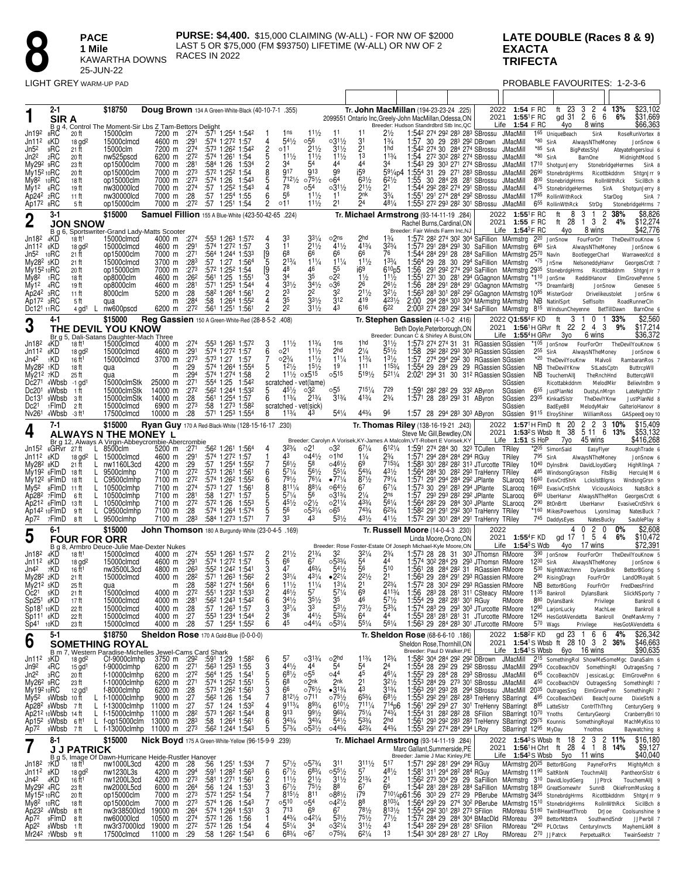# 8

**PACE**
**1 Mile**
KAWARTHA DOWNS
25-JUN-22

**PURSE: $4,400.** $15,000 CLAIMING (W-ALL) - FOR NW OF $2000 LAST 5 OR $75,000 (FM $93750) LIFETIME (W-ALL) OR NW OF 2 RACES IN 2022

**LATE DOUBLE (Races 8 & 9)**
**EXACTA**
**TRIFECTA**

LIGHT GREY WARM-UP PAD

PROBABLE FAVOURITES: 1-2-3-6

---

## 1 — SIR A (2-1) — $18750

Doug Brown 134 A Green-White-Black (40-10-7-1 .355)
Tr. John MacMillan (194-23-23-24 .225)
B g 4, Control The Moment-Sir Lbs Z Tam-Bettors Delight
2099551 Ontario Inc,Greely-John MacMillan,Odessa,ON
Breeder: Hudson Standrdbrd Stb Inc,QC

| Year | Time | | Starts | W | P | S | % | Earnings |
|---|---|---|---|---|---|---|---|---|
| 2022 | 1:54 F RC | ft | 23 | 3 | 2 | 4 | 13% | $23,102 |
| 2021 | 1:55[1] F RC | gd | 31 | 2 | 6 | 6 | 6% | $31,669 |
| Life | 1:54 F RC | | 4yo | 8 wins | | | | $66,363 |

| Date | Trk | Cond | Class | Purse | Q1 | Q2 | Q3 | Fin | PP | 1/4 | 1/2 | 3/4 | Str | Fin | Fractions | Driver | Trainer | Odds | Top 3 | 
|---|---|---|---|---|---|---|---|---|---|---|---|---|---|---|---|---|---|---|---|
| Jn19² | 8RC | 20 ft | 15000clm | 7200 m | :274 | :571 | 1:254 | 1:542 | 1 | 1ns | 11½ | 11 | 11 | 2½ | 1:54² 27⁴ 29² 28³ 28³ SBrossu | JMacMill | 1⁶⁵ | UniqueBeach SirA RoseRunVortex 8 |
| Jn11² | 6KD | 18 gd² | 15000clmcd | 4600 m | :291 | :574 | 1:272 | 1:57 | 4 | 54½ | ○56 | ○31½ | 31 | 1¾ | 1:57 30 29 28³ 29² DBrown | JMacMill | *⁸⁰ | SirA AlwaysNTheMoney JonSnow 6 |
| Jn5² | 9RC | 21 ft | 15000clm | 7200 m | :274 | :573 | 1:262 | 1:542 | 2 | ○11 | 21½ | 31½ | 21 | 1hd | 1:54² 27⁴ 30 28⁴ 27⁴ SBrossu | JMacMill | *⁸⁵ | SirA BigPetesStyl Ateyatefngersloui 6 |
| Jn2² | 2RC | 20 ft | nw525pscd | 6200 m | :272 | :574 | 1:261 | 1:54 | 5 | 11½ | 11½ | 11½ | 13 | 11¾ | 1:54 27² 30² 28² 27⁴ SBrossu | JMacMill | *⁸⁰ | SirA BarnOne MidnightMood 5 |
| My29² | 9RC | 23 ft | op15000clm | 7000 m | :281 | :584 | 1:26 | 1:534 | 3 | 3⁴ | 5⁴ | 4⁴ | 4⁴ | 3⁴ | 1:54³ 29 30³ 27¹ 27⁴ SBrossu | JMacMill | 17¹⁰ | ShotgunJerry StonebridgeHermes SirA 8 |
| My15² | 10RC | 20 ft | op15000clm | 7000 m | :273 | :572 | 1:252 | 1:54 | 8 | 9¹⁷ | 9¹³ | 9⁹ | i5⁹ | 59¼p4 | 1:55⁴ 31 29 27¹ 28³ SBrossu | JMacMill | 26⁹⁰ | StonebrdgHrms Ricottbkddnm ShtgnJrr 9 |
| My8² | 10RC | 18 ft | op15000clm | 7000 m | :273 | :574 | 1:26 | 1:543 | 5 | 7¹²½ | ○75½ | ○6⁴ | 63½ | 62½ | 1:55 30 28⁴ 28 28¹ SBrossu | JMacMill | 8⁰⁰ | StonebridgHrms RollnWthRck SicilBch 8 |
| My1² | 4RC | 19 ft | nw30000lcd | 7000 m | :274 | :57 | 1:252 | 1:543 | 4 | 7⁸ | ○5⁴ | ○31½ | 21½ | 2¹ | 1:54⁴ 29² 28² 27⁴ 29¹ SBrossu | JMacMill | 4⁷⁵ | StonebridgeHermes SirA ShotgunJerry 8 |
| Ap24² | 8RC | 11 ft | nw30000lcd | 7000 m | :28 | :57 | 1:254 | 1:55 | 6 | 5⁶ | 11½ | 11 | 2nk | 3¾ | 1:55¹ 29¹ 27⁴ 28⁴ 29² SBrossu | JMacMill | 17⁸⁵ | RollinWthRock StarDog SirA 7 |
| Ap17² | 8RC | 5 ft | op15000clm | 7000 m | :272 | :57 | 1:251 | 1:54 | 2 | ○11 | 11½ | 2¹ | 2⁴ | 48¼ | 1:55³ 27² 29³ 28² 30¹ SBrossu | JMacMill | 6⁵⁵ | RollinWthRck StrDg StonebridgeHrms 7 |

## 2 — JON SNOW (3-1) — $15000

Samuel Fillion 155 A Blue-White (423-50-42-65 .224)
Tr. Michael Armstrong (93-14-11-19 .284)
B g 6, Sportswriter-Grand Lady-Matts Scooter
Rachel Burns,Cardinal,ON
Breeder: Fair Winds Farm Inc,NJ

| Year | Time | | Starts | W | P | S | % | Earnings |
|---|---|---|---|---|---|---|---|---|
| 2022 | 1:55[1] F RC | ft | 8 | 3 | 1 | 2 | 38% | $8,826 |
| 2021 | 1:55 F RC | ft | 28 | 1 | 3 | 2 | 4% | $12,274 |
| Life | 1:54[3] F RC | | 4yo | 8 wins | | | | $42,776 |

| Date | Trk | Cond | Class | Purse | Q1 | Q2 | Q3 | Fin | PP | 1/4 | 1/2 | 3/4 | Str | Fin | Fractions | Driver | Trainer | Odds | Top 3 |
|---|---|---|---|---|---|---|---|---|---|---|---|---|---|---|---|---|---|---|---|
| Jn18² | 4KD | 18 ft¹ | 15000clmcd | 4000 m | :274 | :553 | 1:263 | 1:572 | 4 | 3³ | 31¼ | ○2ns | 2hd | 1¾ | 1:57² 28² 27⁴ 30² 30⁴ SaFillion | MArmstrg | 2²⁰ | JonSnow FourForOrr TheDevilYouKnow 5 |
| Jn11² | 6KD | 18 gd² | 15000clmcd | 4600 m | :291 | :574 | 1:272 | 1:57 | 3 | 1¹ | 21½ | 41½ | 41¾ | 32¾ | 1:57³ 29¹ 28⁴ 29³ 30 SaFillion | MArmstrg | 6⁸⁰ | SirA AlwaysNTheMoney JonSnow 6 |
| Jn5² | 10RC | 21 ft | op15000clm | 7000 m | :271 | :564 | 1:244 | 1:533 | [9 | 6⁸ | 6⁶ | 6⁶ | 6⁶ | 7⁶ | 1:54⁴ 28⁴ 29¹ 28 28⁴ SaFillion | MArmstrg | 25⁷⁰ | NavIn BootleggerCharl WarraweeXcd 8 |
| My28² | 5KD | 21 ft | 15000clmcd | 3700 m | :283 | :57 | 1:27 | 1:564 | 5 | 21¾ | 11¼ | 11¼ | 11½ | 13¾ | 1:56⁴ 29 28 30 29⁴ SaFillion | MArmstrg | *⁷⁵ | JnSnw NelsoneddyHanvr GeorgesCrdt 7 |
| My15² | 10RC | 20 ft | op15000clm | 7000 m | :273 | :572 | 1:252 | 1:54 | [9 | 4⁸ | 4⁶ | 5⁵ | i6⁹ | 610p5 | 1:56 29¹ 29² 27⁴ 29³ SaFillion | MArmstrg | 29³⁵ | StonebrdgHrms Ricottbkddnm ShtgnJrr 9 |
| My8² | 1RC | 18 ft | op8000clm | 4600 m | :262 | :561 | 1:25 | 1:551 | 3 | 3⁴ | 3⁵ | ○2² | 1½ | 11½ | 1:55¹ 27¹ 30 28¹ 29⁴ GGagnon | MArmstrg | *¹¹⁰ | JonSnw RedditHanovr ElmGrovePenne 5 |
| My1² | 4RC | 19 ft | op8000clm | 4600 m | :281 | :571 | 1:253 | 1:544 | 4 | 33½ | 34½ | ○36 | 2⁶ | 26½ | 1:56 28⁴ 29¹ 28⁴ 29¹ GGagnon | MArmstrg | *⁷⁵ | DreamfairBj JonSnow Genesee 5 |
| Ap24² | 3RC | 11 ft | 8000clm | 5200 m | :28 | :582 | 1:264 | 1:561 | 2 | 2³ | 2² | 3² | 21½ | 32½ | 1:56³ 28³ 30¹ 28² 29² GGagnon | MArmstrg | 10⁸⁵ | MisterGodr Drivelikeustolet JonSnw 6 |
| Ap17² | 3RC | 5 ft | qua | m | :284 | :58 | 1:264 | 1:552 | 4 | 3⁵ | 33½ | 31² | 4¹⁹ | 423½ | 2:00 29⁴ 28⁴ 30³ 30⁴ MArmstrg | MArmstrg | NB | NatinlSprt SelfIsoltn RoadRunnerCln |
| Dc12¹ | 11RC | 4 gd¹ L | nw600pscd | 6200 m | :272 | :561 | 1:251 | 1:561 | 2 | 2² | 31½ | 4³ | 6¹⁶ | 6²² | 2:00³ 27⁴ 28³ 29² 34⁴ SaFillion | MArmstrg | 8¹⁵ | WindsunCheyenne BetTillDawn BarnOne 6 |

## 3 — THE DEVIL YOU KNOW (4-1) — $15000

Reg Gassien 150 A Green-White-Red (28-8-5-2 .408)
Tr. Stephen Gassien (4-1-0-2 .416)
Br g 5, Dali-Satans Daughter-Mach Three
Beth Doyle,Peterborough,ON
Breeder: Duncan C & Shirley A Buist,ON

| Year | Time | | Starts | W | P | S | % | Earnings |
|---|---|---|---|---|---|---|---|---|
| 2022 | Q1:55[4] F KD | ft | 3 | 1 | 0 | 1 | 33% | $2,560 |
| 2021 | 1:56[1] H GRvr | ft | 22 | 2 | 4 | 3 | 9% | $17,214 |
| Life | 1:54[4] H GRvr | | 3yo | 6 wins | | | | $36,372 |

| Date | Trk | Cond | Class | Purse | Q1 | Q2 | Q3 | Fin | PP | 1/4 | 1/2 | 3/4 | Str | Fin | Fractions | Driver | Trainer | Odds | Top 3 |
|---|---|---|---|---|---|---|---|---|---|---|---|---|---|---|---|---|---|---|---|
| Jn18² | 4KD | 18 ft¹ | 15000clmcd | 4000 m | :274 | :553 | 1:263 | 1:572 | 3 | 11½ | 11¾ | 1ns | 1hd | 31½ | 1:57³ 27⁴ 27⁴ 31 31 RGassien | SGssien | *¹⁰⁵ | JonSnow FourForOrr TheDevilYouKnow 5 |
| Jn11² | 6KD | 18 gd² | 15000clmcd | 4600 m | :291 | :574 | 1:272 | 1:57 | 6 | ○2¹ | 11½ | 2hd | 2¼ | 55½ | 1:58 29² 28² 29³ 30³ RGassien | SGssien | 2⁵⁵ | SirA AlwaysNTheMoney JonSnow 6 |
| Jn4² | 1KD | 16 ft¹ | 15000clmcd | 3700 m | :273 | :573 | 1:27 | 1:57 | 7 | ○2¾ | 11½ | 11¼ | 11¾ | 13½ | 1:57 27⁴ 29⁴ 29² 30 RGassien | SGssien | *²⁰ | TheDevilYouKnw Malvoli RambaranRos 7 |
| My28² | 1KD | 18 ft | qua | m | :29 | :574 | 1:264 | 1:554 | 5 | 12½ | 15½ | 1⁹ | 1¹¹ | 115¾ | 1:55⁴ 29 28⁴ 29 29 RGassien | SGssien | NB | TheDevilYKnw StLadsCptn ButtrcpWll |
| My21² | 7KD | 25 ft | qua | m | :294 | :574 | 1:274 | 1:58 | 2 | 11½ ○x515 | | ○515 | 519½ | 521¼ | 2:02¹ 29⁴ 31 30 31² RGassien | SGssien | NB | TouchemAllJ TheRnchHnd ButtercpWll |
| Dc27¹ | 4Wbsb | -1 gd¹ | 15000clmStk | 25000 m | :271 | :554 | 1:25 | 1:542 | | scratched - vet(lame) | | | | | | SGssien | | Ricottabkddnm MelodMkr BelievInBrn 9 |
| Dc20¹ | 8Wbsb | 1 ft | 15000clmStk | 14000 m | :272 | :562 | 1:244 | 1:532 | 5 | 45½ | ○3² | ○5⁵ | 715¼ | 7²⁹ | 1:59¹ 28² 28² 29 33² AByron | SGssien | 6⁵⁵ | JustPlanNd DustyLnMrgn LateNghtDlr 7 |
| Dc13¹ | 9Wbsb | 3 ft | 15000clmStk | 14000 m | :28 | :561 | 1:254 | 1:57 | 6 | 11¾ | 21¾ | 31¾ | 41¾ | 2¾ | 1:57¹ 28 28³ 29³ 31 AByron | SGssien | 23⁰⁵ | KinkadSltr TheDevlYKnw JustPlanNd 8 |
| Dc2¹ | 1FlmD | 2 ft | 15000clmcd | 6900 m | :273 | :58 | 1:273 | 1:582 | | scratched - vet(sick) | | | | | | SGssien | | BadEyeBll MelodyMakr GalterioHanovr 8 |
| Nv26¹ | 4Wbsb | -3 ft¹ | 17500clmcd | 10000 m | :28 | :571 | 1:253 | 1:554 | 8 | 11¾ | 4³ | 54¼ | 44¾ | 9⁶ | 1:57 28 29⁴ 28³ 30³ AByron | SGssien | 9¹¹⁵ | ElroyShiner WilliamRoss GASpeedJoey 10 |

## 4 — ALWAYS N THE MONEY L (7-1) — $15000

Ryan Guy 170 A Red-Black-White (128-15-16-17 .230)
Tr. Thomas Riley (138-16-19-21 .243)
Br g 12, Always A Virgin-Abbeycromble-Abercrombie
Steve Mc Gill,Bewdley,ON
Breeder: Carolyn A Vorisek,KY-James A Malcolm,VT-Robert E Vorisek,KY

| Year | Time | | Starts | W | P | S | % | Earnings |
|---|---|---|---|---|---|---|---|---|
| 2022 | 1:57[1] H FlmD | ft | 20 | 2 | 2 | 3 | 10% | $15,409 |
| 2021 | 1:53[2] S Wbsb | ft | 38 | 5 | 11 | 6 | 13% | $53,132 |
| Life | 1:51 S HoP | | 7yo | 45 wins | | | | $416,268 |

| Date | Trk | Cond | Class | Purse | Q1 | Q2 | Q3 | Fin | PP | 1/4 | 1/2 | 3/4 | Str | Fin | Fractions | Driver | Trainer | Odds | Top 3 |
|---|---|---|---|---|---|---|---|---|---|---|---|---|---|---|---|---|---|---|---|
| Jn15² | 6GRvr | 27 ft L | 8500clm | 5200 m | :271 | :562 | 1:261 | 1:564 | 4 | 32¾ | ○2¹ | ○3² | 67¼ | 612¼ | 1:59¹ 27⁴ 28⁴ 30 32³ TCullen | TRiley | *²⁰⁵ | SimonSaid EasyFlyer RoughTrade 6 |
| Jn11² | 6KD | 18 gd² L | 15000clmcd | 4600 m | :291 | :574 | 1:272 | 1:57 | 1 | 4³ | ○44½ | ○1hd | 1¼ | 2¾ | 1:57¹ 29⁴ 28⁴ 28⁴ 29⁴ RGuy | TRiley | 7⁹⁵ | SirA AlwaysNTheMoney JonSnow 6 |
| My28² | 8KD | 21 ft L | nw1160L3cd | 4200 m | :29 | :57 | 1:254 | 1:552 | 7 | 56½ | 5⁸ | ○46½ | 6⁹ | 715¾ | 1:58³ 30¹ 28² 28² 31³ JTurcotte | TRiley | 10⁴⁰ | DylnsBnk DavidLloydGerg HighRllngA 7 |
| My19² | 6FlmD | 18 ft L | 9500clmhp | 7100 m | :272 | :573 | 1:261 | 1:561 | 6 | 57¼ | 56½ | 55¼ | 54¾ | 43½ | 1:56⁴ 28⁴ 30 28² 29³ TraHenry | TRiley | 4⁸⁵ | WindsongGrayson FitsBig HerculeJ M 6 |
| My12² | 9FlmD | 18 ft L | C9500clmhp | 7100 m | :272 | :574 | 1:262 | 1:552 | 6 | 79½ | 76¼ | ●77¼ | 87½ | 79¼ | 1:57¹ 29¹ 29⁴ 28⁴ 29² JPlante | SLarocq | 16⁶⁰ | EvsvCrdShrk LcksIstBlgrss WndsngGrsn 9 |
| My5² | 8FlmD | 11 ft L | 10500clmhp | 7100 m | :274 | :573 | 1:27 | 1:561 | 8 | 811¼ | 88¼ | ○64½ | 6⁷ | 67¼ | 1:57³ 30 29¹ 28³ 29⁴ JPlante | SLarocq | 16⁶⁰ | EvasivCrdShrk ViciousAloics NatsBck 8 |
| Ap28² | 7FlmD | 6 ft L | 10500clmhp | 7100 m | :281 | :58 | 1:271 | 1:57 | 5 | 57¼ | 5⁶ | ○31¾ | 2¼ | 2ns | 1:57 29³ 29³ 28² 29² JPlante | SLarocq | 6⁶⁰ | UberHanvr AlwaysNTheMon GeorgesCrdt 6 |
| Ap21² | 6FlmD | 13 ft L | 10500clmhp | 7100 m | :272 | :572 | 1:26 | 1:553 | 5 | 45½ | ○2½ | ○21¼ | 43¾ | 56¼ | 1:56⁴ 28² 29 28⁴ 30³ JPlante | SLarocq | 2⁹⁰ | BtOnBrtt UberHanvr EvasiveCrdShrk 6 |
| Ap14² | 10FlmD | 9 ft L | C9500clmhp | 7100 m | :28 | :574 | 1:264 | 1:574 | 5 | 5⁶ | ○53¼ | ○6⁵ | 74¾ | 62¾ | 1:58² 29¹ 29¹ 29² 30³ TraHenry | TRiley | *¹⁶⁰ | MikesPowerhous LyonsImag NatesBuck 7 |
| Ap7² | 7FlmD | 8 ft L | 9500clmhp | 7100 m | :283 | :584 | 1:273 | 1:571 | 7 | 3³ | 4³ | 53½ | 43½ | 41½ | 1:57² 29¹ 30¹ 28⁴ 29¹ TraHenry | TRiley | 7⁴⁵ | DaddysEyes NatesBucky SaublePlay 8 |

## 5 — FOUR FOR ORR (6-1) — $15000

John Thomson 180 A Burgundy-White (23-0-4-5 .169)
Tr. Russell Moore (14-0-4-3 .230)
B g 8, Armbro Deuce-Julie Mae-Dexter Nukes
Linda Moore,Orono,ON
Breeder: Rose Foster-Estate Of Joseph Michael-Kyle Moore,ON

| Year | Time | | Starts | W | P | S | % | Earnings |
|---|---|---|---|---|---|---|---|---|
| 2022 | | | 4 | 0 | 2 | 0 | 0% | $2,608 |
| 2021 | 1:55[4] F KD | gd | 17 | 1 | 5 | 4 | 6% | $10,472 |
| Life | 1:54[3] S Wdb | | 4yo | 17 wins | | | | $72,391 |

| Date | Trk | Cond | Class | Purse | Q1 | Q2 | Q3 | Fin | PP | 1/4 | 1/2 | 3/4 | Str | Fin | Fractions | Driver | Trainer | Odds | Top 3 |
|---|---|---|---|---|---|---|---|---|---|---|---|---|---|---|---|---|---|---|---|
| Jn18² | 4KD | 18 ft¹ | 15000clmcd | 4000 m | :274 | :553 | 1:263 | 1:572 | 2 | 21½ | 21¾ | 3² | 32¼ | 2¾ | 1:57³ 28 28 31 30³ JThomsn | RMoore | 3⁹⁰ | JonSnow FourForOrr TheDevilYouKnow 5 |
| Jn11² | 6KD | 18 gd² | 15000clmcd | 4600 m | :291 | :574 | 1:272 | 1:57 | 5 | 6⁶ | 6⁷ | ○53¾ | 5⁴ | 4⁴ | 1:57⁴ 30² 28⁴ 29 29³ JThomsn | RMoore | 12³⁰ | SirA AlwaysNTheMoney JonSnow 6 |
| Jn4² | 7KD | 16 ft¹ | nw3500L3cd | 4800 m | :263 | :552 | 1:242 | 1:541 | 3 | 4⁷ | 46¾ | 54½ | 5⁶ | 5¹⁰ | 1:56¹ 28 28⁴ 28² 31 RGassien | RMoore | 5³⁰ | NightWatchmn DylansBnk BettorBGong 5 |
| My28² | 2KD | 21 ft | 15000clmcd | 4000 m | :282 | :571 | 1:263 | 1:562 | 2 | 31¼ | 43¼ | ●22½ | 22½ | 2¹ | 1:56³ 29 28⁴ 29¹ 29³ RGassien | RMoore | 2⁹⁰ | RisingDragn FourFrOrr LandOfRoyalt 5 |
| My21² | 5KD | 25 ft | qua | m | :28 | :582 | 1:274 | 1:564 | 6 | 11½ | 11¼ | 13¼ | 2¹ | 22¾ | 1:57² 28 30² 29² 29³ RGassien | RMoore | NB | BettorBGong FourFrOrr FredDeesFrind |
| Oc2¹ | 5KD | 21 ft | 15000clmcd | 4000 m | :272 | :551 | 1:232 | 1:533 | 2 | 46½ | 5⁷ | 57¼ | 6⁹ | 411¾ | 1:56 28³ 28 28¹ 31¹ CSteacy | RMoore | 11³⁵ | Bankroll DylansBank SlickNSporty 7 |
| Sp25¹ | 6KD | 17 ft | 15000clmcd | 4000 m | :281 | :562 | 1:243 | 1:542 | 6 | 34½ | 35½ | 3⁵ | 4⁶ | 57½ | 1:55⁴ 29 28² 28¹ 30¹ RGuy | RMoore | 8⁸⁰ | DylansBank Privilege Bankroll 6 |
| Sp18¹ | 10KD | 22 ft | 15000clmcd | 4000 m | :28 | :563 | 1:263 | 1:57 | 3 | 33¼ | 3³ | 53½ | 73½ | 53¾ | 1:57⁴ 28³ 29 29³ 30³ JTurcotte | RMoore | 12⁹⁰ | LarjonLucky MachLee Bankroll 8 |
| Sp11¹ | 6KD | 22 ft | 15000clmcd | 4000 m | :27 | :553 | 1:234 | 1:544 | 2 | 3⁶ | 44½ | 53¾ | 6⁴ | 4⁴ | 1:55³ 28¹ 28¹ 28¹ 31 JTurcotte | RMoore | 12⁶⁵ | HesGotAVendetta Bankroll OneManArmy 7 |
| Sp4¹ | 10KD | 23 ft | 15000clmcd | 4000 m | :28 | :57 | 1:254 | 1:552 | 6 | 4⁵ | ○44¼ | ○53¼ | 55¼ | 56¼ | 1:56³ 29 28⁴ 28³ 30¹ JTurcotte | RMoore | 5⁷⁰ | Wags Privilege HesGotAVendetta 6 |

## 6 — SOMETHING ROYAL (5-1) — $18750

Sheldon Rose 170 A Gold-Blue (0-0-0-0)
Tr. Sheldon Rose (68-6-6-10 .186)
B m 7, Western Paradise-Michelles Jewel-Cams Card Shark
Sheldon Rose,Thornhill,ON
Breeder: Paul D Walker,PE

| Year | Time | | Starts | W | P | S | % | Earnings |
|---|---|---|---|---|---|---|---|---|
| 2022 | 1:58[2] F KD | gd | 23 | 1 | 6 | 6 | 4% | $26,342 |
| 2021 | 1:54[1] S Wbsb | ft | 28 | 10 | 3 | 2 | 36% | $46,663 |
| Life | 1:54[1] S Wbsb | | 6yo | 16 wins | | | | $90,635 |

| Date | Trk | Cond | Class | Purse | Q1 | Q2 | Q3 | Fin | PP | 1/4 | 1/2 | 3/4 | Str | Fin | Fractions | Driver | Trainer | Odds | Top 3 |
|---|---|---|---|---|---|---|---|---|---|---|---|---|---|---|---|---|---|---|---|
| Jn11² | 3KD | 18 gd² | Cf-9000clmhp | 3750 m | :292 | :591 | 1:29 | 1:582 | 6 | 5⁷ | ○31¾ | ○2hd | 11¾ | 12¾ | 1:58² 30⁴ 28⁴ 29² 29² DBrown | JMacMill | 2¹⁵ | SomethingRoyl ShowMeSomeMgc DanaSalm 6 |
| Jn9² | 4KC | 15 gd¹ | f-9000clmhp | 6200 m | :271 | :563 | 1:253 | 1:55 | 3 | 44½ | 4⁴ | 5⁴ | 5⁴ | 2⁴ | 1:55⁴ 28 29² 29 29² SBrossu | JMacMill | 29⁰⁵ | CocoBeachDV SomethingRl OutragesSng 7 |
| Jn2² | 3RC | 20 ft | f-10000clmhp | 6200 m | :272 | :564 | 1:25 | 1:541 | 5 | 68½ | ○5⁵ | ○4⁴ | 4⁵ | 46¼ | 1:55² 29 28⁴ 28 29³ SBrossu | JMacMill | 6⁴⁵ | CocoBeachDV JessicasLgc ElmGrovePnn 6 |
| My26² | 9RC | 23 ft | f-10000clmhp | 6200 m | :271 | :574 | 1:252 | 1:551 | 5 | 6⁸ | ○2nk | 2nk | 2¹ | 32½ | 1:55³ 28⁴ 29 27³ 30¹ SBrossu | JMacMill | 4⁵⁰ | CocoBeachDV OutragesSng SomethingRl 7 |
| My19² | 10RC | 12 gd¹ | f-8000clmhp | 6200 m | :28 | :573 | 1:262 | 1:561 | 3 | 6⁶ | ○76½ | ●31¾ | 4³ | 33¼ | 1:56³ 29¹ 29³ 28 29⁴ SBrossu | JMacMill | 20³⁵ | OutragesSng ElmGrovePnn SomethingRl 7 |
| My5² | 9Wbsb | 10 ft L | f-10000clmhp | 9000 m | :27 | :562 | 1:26 | 1:54 | 7 | 812½ | ○711 | ○75½ | 65¾ | 68½ | 1:55³ 29² 29¹ 28² 28³ TraHenry | SBarringt | 4⁹⁵ | CocoBeachDeVi BeachJourne DixieStrN 8 |
| Ap28² | 8Wbsb | 7 ft L | f-13000clmhp | 11000 m | :27 | :57 | 1:24 | 1:532 | 4 | 911¾ | 89¾ | 610½ | 711¼ | 714p6 | 1:56¹ 29² 29³ 27 30¹ TraHenry | SBarringt | 8⁸⁵ | LatteSlstr ContrlThThng CenturyGerg 9 |
| Ap21² | 10Wbsb | 14 ft L | f-15000clmhp | 11000 m | :282 | :573 | 1:262 | 1:544 | 8 | 9¹³ | 99½ | 96¾ | 75¼ | 74¾ | 1:55⁴ 31 28² 28² 28 SFilion | SBarringt | 10⁷⁰ | Ynoths CenturyGeorgi CranberryBri 10 |
| Ap15² | 5Wbsb | 6 ft¹ L | f-op15000clm | 13000 m | :283 | :58 | 1:264 | 1:561 | 6 | 34¾ | 34¾ | 54½ | 53¾ | 2hd | 1:56¹ 29³ 29² 28³ 28⁴ TraHenry | SBarringt | 29⁷⁵ | Kounnis SomethingRoyal MachMyKiss 10 |
| Ap7² | 9Wbsb | 7 ft L | f-13000clmhp | 11000 m | :273 | :562 | 1:244 | 1:543 | 5 | 57¾ | ○53½ | ○44¾ | 42¾ | 44¾ | 1:55³ 29¹ 27⁴ 28⁴ 29⁴ LRoy | SBarringt | 12⁹⁵ | MyDay Ynothos Baywatching 8 |

## 7 — J J PATRICK (8-1) — $15000

Nick Boyd 175 A Green-White-Yellow (96-15-9-9 .239)
Tr. Michael Armstrong (93-14-11-19 .284)
B g 5, Image Of Dawn-Hurricane Heide-Rustler Hanover
Marc Gallant,Summerside,PE
Breeder: Jamie J Mac Kinley,PE

| Year | Time | | Starts | W | P | S | % | Earnings |
|---|---|---|---|---|---|---|---|---|
| 2022 | 1:54[3] S Wbsb | ft | 18 | 2 | 3 | 2 | 11% | $16,180 |
| 2021 | 1:56[1] H Chrt | ft | 28 | 4 | 1 | 8 | 14% | $9,127 |
| Life | 1:54[3] S Wbsb | | 5yo | 11 wins | | | | $40,040 |

| Date | Trk | Cond | Class | Purse | Q1 | Q2 | Q3 | Fin | PP | 1/4 | 1/2 | 3/4 | Str | Fin | Fractions | Driver | Trainer | Odds | Top 3 |
|---|---|---|---|---|---|---|---|---|---|---|---|---|---|---|---|---|---|---|---|
| Jn18² | 7KD | 18 ft¹ | nw1000L3cd | 4200 m | :28 | :56 | 1:251 | 1:534 | 7 | 57½ | ○57¾ | 3¹¹ | 311½ | 5¹⁷ | 1:57¹ 29² 28¹ 29⁴ 32⁴ RGuy | MArmstrg | 20²⁵ | BettorBGong PayneForPrs MightyMch 8 |
| Jn11² | 8KD | 18 gd² | nw1230L3s | 4200 m | :294 | :591 | 1:282 | 1:563 | 6 | 67½ | 68¾ | ○55½ | 5⁷ | 48½ | 1:58¹ 31¹ 29⁴ 28² 28⁴ RGuy | MArmstrg | 11⁹⁰ | SaltRbnN TouchmAllJ PantheonStr 6 |
| Jn4² | 4KD | 16 ft¹ | nw1200L3cd | 4200 m | :273 | :581 | 1:271 | 1:561 | 2 | 11½ | 21½ | 31½ | 21¾ | 2¹ | 1:56² 27³ 30⁴ 29 29 SaFillion | MArmstrg | 3¹⁰ | DavidLloydGerg JJPtrck TouchemAllJ 9 |
| My29² | 4RC | 23 ft | nw2000L5cd | 6000 m | :264 | :56 | 1:24 | 1:531 | 3 | 67½ | 75½ | 8⁸ | 6⁷ | 6⁶ | 1:54² 28¹ 28⁴ 28³ 28⁴ SaFillion | MArmstrg | 18³⁰ | GreatSomewhr SunnB OkieFromMuskog 8 |
| My15² | 10RC | 20 ft | op15000clm | 7000 m | :273 | :572 | 1:252 | 1:54 | 7 | 815½ | 8¹¹ | ○88½ | i7⁹ | 7101/4p6 | 1:56 30³ 29 27² 29 PBerube | MArmstrg | 34⁵⁵ | StonebrdgHrms Ricottbkddnm ShtgnJrr 9 |
| My8² | 10RC | 18 ft | op15000clm | 7000 m | :273 | :574 | 1:26 | 1:543 | 7 | ○510 | ○5⁴ | ○42½ | 8⁸ | 8103¼ | 1:56⁴ 29³ 29 27⁴ 30² PBerube | MArmstrg | 15¹⁰ | StonebridgHrms RollnWthRck SicilBch 8 |
| Ap23² | 4Wbsb | 8 ft | nw3r38500lcd | 19000 m | :264 | :574 | 1:264 | 1:531 | 3 | 7¹³ | 6⁹ | 6⁷ | 78½ | 813½ | 1:55⁴ 29² 30¹ 28³ 27³ SFilion | RMoreau | 51⁸⁰ | TwinBHeartThrob DrJoe Coolsunshine 9 |
| Ap7² | 9FlmD | 8 ft | nw60000lcd | 10500 m | :274 | :572 | 1:26 | 1:56 | 1 | 44¾ | ○42¼ | 53½ | 75½ | 77½ | 1:57² 28⁴ 29 28⁴ 30⁴ BMacDld | RMoreau | 3⁰⁰ | BettorNtbttrA SouthwndSndr JJPwrbll 7 |
| Ap2² | 8Wbsb | 1 ft | nw3r37000lcd | 19000 m | :272 | :572 | 1:26 | 1:54 | 4 | 55¼ | 3⁴ | ○32¼ | 31½ | 4³ | 1:54³ 28² 29⁴ 28¹ 28¹ SFilion | RMoreau | *²⁶⁰ | PLOctavs CenturyIncvts MayhemLikM 8 |
| Mr24² | 7Wbsb | 9 ft | 17500clmcd | 11000 m | :29 | :58 | 1:262 | 1:543 | 6 | 68¾ | ○6⁷ | ○75¾ | 62¼ | 1³ | 1:54³ 30⁴ 28³ 28¹ 27 LRoy | RMoreau | 27⁰ | JJPatrck PerpetualRck TwainSeelstr 7 |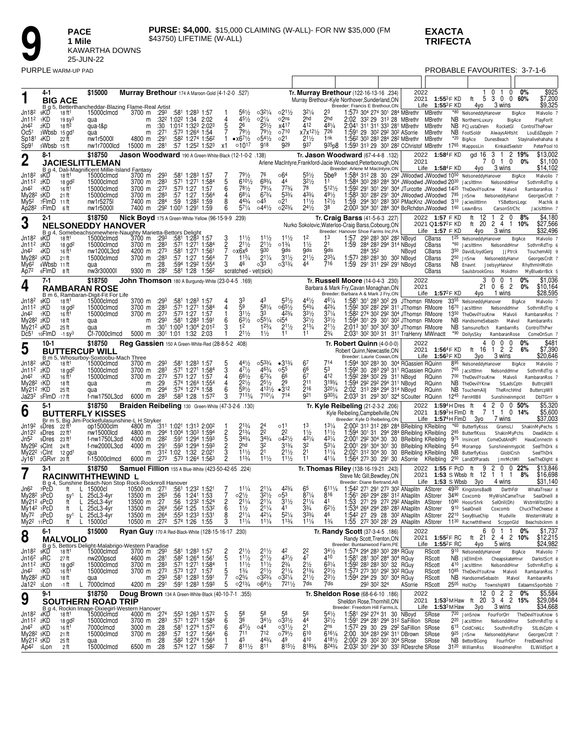# 9

**PACE**
**1 Mile**
KAWARTHA DOWNS
25-JUN-22

**PURSE: $4,000.** $15,000 CLAIMING (W-ALLS)- FOR NW $35,000 (FM $43750) LIFETIME (W-ALL)

**EXACTA**
**TRIFECTA**

PURPLE WARM-UP PAD

PROBABLE FAVOURITES: 3-7-1-6

---

## 1 — BIG ACE (4-1) — $15000

**Murray Brethour** 174 A Maroon-Gold (4-1-2-0 .527)
B g 5, Betterthancheddar-Blazing Flame-Real Artist
Tr. Murray Brethour (122-16-13-16 .234)
Murray Brethour-Kyle Northover,Sunderland,ON
Breeder: Francis E Brethour,ON

| | Starts | 1st | 2nd | 3rd | Win% | Earnings |
|---|---|---|---|---|---|---|
| 2022 | 1 | 0 | 1 | 0 | 0% | $925 |
| 2021 1:55³F KD ft | 5 | 3 | 0 | 0 | 60% | $7,200 |
| Life 1:55³F KD 4yo 3 wins | | | | | | $9,325 |

| Date | Trk | Cond | Class | Purse | Fractions | PP | 1/4 | 1/2 | 3/4 | Str | Fin | Time/Splits | Driver | Trainer | Odds | Top Finishers |
|---|---|---|---|---|---|---|---|---|---|---|---|---|---|---|---|---|
| Jn18² | 9KD | 18 ft¹ | 15000clmcd | 3700 m | :29³ :58¹ 1:28³ 1:57 | 1 | 5⁶½ | o3²¼ | o2¹½ | 3²¼ | 2³ | 1:57³ 30⁴ 27⁴ 30¹ 28⁴ | MBrethr | MBrethr | *80 | NelsoneddyHanover BigAce Malvolio 7 |
| Jn11² | 1KD | 19 sy³ | qua | m | :32² 1:02² 1:34 2:02 | 4 | 4⁵½ | o2¼ | o2ns | 2hd | 2hd | 2:02 33² 29 31³ 28 | MBrethr | MBrethr | NB | NorthernLuxury BigAce PlayForIt |
| Jn4² | 2KD | 18 ft² | qua-t&p | m | :30 1:01² 1:32³ 2:02³ | 5 | 2⁶ | 2⁵½ | x4¹⁷ | 4¹² | 48¼ | 2:04¹ 31 31¹ 33³ 28¹ | MBrethr | MBrethr | NB | PCJustaDrem RocketGl ControlThePowr |
| Oc5¹ | 3Wbsb | 15 gd¹ | qua | m | :27¹ :57³ 1:26⁴ 1:54 | 7 | 7⁹½ | 7⁹½ | o7¹⁰ | x7x12½ | 7²⁶ | 1:59¹ 29 30² 29² 30² | ASorrie | MBrethr | NB | FootSoldr AlwaysAHtsht LouEdZeppln 7 |
| Sp18¹ | 4KD | 22 ft | nw1r5000l | 4800 m | :29¹ :58² 1:27⁴ 1:56² | 1 | •x6⁷½ | o5⁴½ | o2¹ | 2¹½ | 1nk | 1:56² 30³ 28³ 28⁴ 28² | MBrethr | MBrethr | *20 | BigAce DunesBeach Stayinalivehahaha 8 |
| Sp9¹ | 5Wbsb | 15 ft | nw1r7000lcd | 15000 m | :28¹ :57 1:25² 1:52³ | x1 | o10¹⁷ | 9¹⁸ | 9²⁹ | 9³⁷ | 9³⁵p8 | 1:59³ 31³ 29 30³ 28² | CChristof | MBrethr | 17⁶⁵ | MapposLin KinkaidSeelstr PeterPool 10 |

## 2 — JACIESLITTLEMAN (8-1) — $18750

**Jason Woodward** 190 A Green-White-Black (12-1-0-2 .138)
B g 4, Dali-Magnificent Millie-Island Fantasy
Tr. Jason Woodward (67-4-4-8 .132)
Arlene MacIntyre,Frankford-Jacie Woodward,Peterborough,ON
Breeder: Arlene M MacIntyre,ON

| | Starts | 1st | 2nd | 3rd | Win% | Earnings |
|---|---|---|---|---|---|---|
| 2022 1:58⁴F KD gd | 16 | 3 | 1 | 2 | 19% | $13,002 |
| 2021 | 7 | 0 | 1 | 0 | 0% | $1,100 |
| Life 1:58⁴F KD 4yo 3 wins | | | | | | $14,102 |

| Date | Trk | Cond | Class | Purse | Fractions | PP | 1/4 | 1/2 | 3/4 | Str | Fin | Time/Splits | Driver | Trainer | Odds | Top Finishers |
|---|---|---|---|---|---|---|---|---|---|---|---|---|---|---|---|---|
| Jn18² | 9KD | 18 ft¹ | 15000clmcd | 3700 m | :29³ :58¹ 1:28³ 1:57 | 7 | 7⁹½ | 7⁶ | o6⁴ | 5⁵½ | 5be⁹ | 1:58⁴ 31² 28 30 29² | JWoodwd | JWoodwd | 10⁵⁰ | NelsoneddyHanover BigAce Malvolio 7 |
| Jn11² | 2KD | 18 gd² | 15000clmcd | 3700 m | :28³ :57¹ 1:27¹ 1:58⁴ | 5 | 6¹⁰½ | 6⁹¾ | 4⁴ | 3²½ | 1¹ | 1:58⁴ 30³ 28³ 28⁴ 30⁴ | JWoodwd | JWoodwd | 20³⁰ | JacsIttlmn NelsonddHnvr SothrnRdTrp 6 |
| Jn4² | 1KD | 16 ft¹ | 15000clmcd | 3700 m | :27³ :57³ 1:27 1:57 | 6 | 7⁸½ | 7⁹¼ | 7⁷¾ | 7⁸ | 5¹²½ | 1:59² 29¹ 30¹ 29¹ 30⁴ | JTurcotte | JWoodwd | 14²⁵ | TheDevilYouKnw Malvoli RambaranRos 7 |
| My28² | 5KD | 21 ft | 15000clmcd | 3700 m | :28³ :57 1:27 1:56⁴ | 4 | 6⁸¼ | 6⁷¾ | 5³¾ | 4³¾ | 4⁹½ | 1:58³ 30¹ 28² 29¹ 30⁴ | JWoodwd | JWoodwd | 7⁸⁵ | JnSnw NelsoneddyHanvr GeorgesCrdt 7 |
| My5² | 7FlmD | 11 ft | nw1r5275l | 7400 m | :28⁴ :59 1:28² 1:59 | 8 | 4⁴¾ | o4⁵ | o2¹ | 1¹½ | 1²½ | 1:59 29⁴ 30¹ 28³ 30² | PMacKnz | JWoodwd | 3¹⁰ | Jacieslittlemn YSBettorsLegc Machlk 8 |
| Ap28² | 1FlmD | 6 ft | nw1r5000l | 7400 m | :29² 1:00¹ 1:29¹ 1:59 | 6 | 5⁷¼ | o4⁴½ | o2²¾ | 2⁴½ | 3⁸ | 2:00³ 30⁴ 30¹ 28⁴ 30⁴ | BcRchdsn | JWoodwd | 1⁶⁰ | LeavnBrss CarsonStrChc JacisIttlmn 7 |

## 3 — NELSONEDDY HANOVER (2-1) — $18750

**Nick Boyd** 175 A Green-White-Yellow (96-15-9-9 .239)
B g 4, Somebeachsomewhere-Naughty Marietta-Bettors Delight
Tr. Craig Barss (41-5-6-3 .227)
Nurko Sokolovic,Waterloo-Craig Barss,Cobourg,ON
Breeder: Hanover Shoe Farms Inc,PA

| | Starts | 1st | 2nd | 3rd | Win% | Earnings |
|---|---|---|---|---|---|---|
| 2022 1:57 F KD ft | 12 | 1 | 2 | 0 | 8% | $4,180 |
| 2021 Q1:57²F KD ft | 20 | 2 | 4 | 1 | 10% | $27,566 |
| Life 1:57 F KD 4yo 3 wins | | | | | | $32,496 |

| Date | Trk | Cond | Class | Purse | Fractions | PP | 1/4 | 1/2 | 3/4 | Str | Fin | Time/Splits | Driver | Trainer | Odds | Top Finishers |
|---|---|---|---|---|---|---|---|---|---|---|---|---|---|---|---|---|
| Jn18² | 9KD | 18 ft¹ | 15000clmcd | 3700 m | :29³ :58¹ 1:28³ 1:57 | 3 | 1¹½ | 1¹½ | 1¹½ | 1² | 1³ | 1:57 29³ 28³ 30² 28² | NBoyd | CBarss | 1²⁵ | NelsoneddyHanover BigAce Malvolio 7 |
| Jn11² | 2KD | 18 gd² | 15000clmcd | 3700 m | :28³ :57¹ 1:27¹ 1:58⁴ | 2 | 2¹½ | 2¹½ | o1³¼ | 1½ | 2¹ | 1:59 28⁴ 28³ 29⁴ 31⁴ | NBoyd | CBarss | *60 | JacsIttlmn NelsonddHnvr SothrnRdTrp 6 |
| Jn4² | 4KD | 16 ft¹ | nw1200L3cd | 4200 m | :27³ :58¹ 1:27¹ 1:56¹ | 7 | o×6x⁶ | 9³⁰ | 9dis | 9dis | 9dis | 28⁴ 35² | NBoyd | CBarss | 3⁵⁰ | DavidLloydGerg JJPtrck TouchemAllJ 9 |
| My28² | 5KD | 21 ft | 15000clmcd | 3700 m | :28³ :57 1:27 1:56⁴ | 7 | 1¹¾ | 2¹¼ | 3¹½ | 2¹½ | 2³¾ | 1:57³ 28³ 28³ 30 30² | NBoyd | CBarss | 2⁵⁰ | JnSnw NelsoneddyHanvr GeorgesCrdt 7 |
| My6² | 6Wbsb | 11 ft | qua | m | :28 :59⁴ 1:29² 1:55⁴ | 3 | 4⁶ | o3³ | o3¹¾ | 4⁴ | 7¹⁶ | 1:59 29¹ 31¹ 29² 29¹ | NBoyd | CBarss | NB | Enavnt JoelsyyHanovr RhythmInMotin |
| Ap7² | 6FlmD | 8 ft | nw3r30000l | 9300 m | :28² :58¹ 1:28 1:56² | | scratched - vet(sick) | | | | | | | CBarss | | SaulsbrookGnss Mskdmn MyBluebrrBck 5 |

## 4 — RAMBARAN ROSE (7-1) — $18750

**John Thomson** 180 A Burgundy-White (23-0-4-5 .169)
B m 6, Rambaran-Digit-Fit For Life
Tr. Russell Moore (14-0-4-3 .230)
Barbara & Mark Fry,Cavan Monaghan,ON
Breeder: Barbara A & Mark J Fry,ON

| | Starts | 1st | 2nd | 3rd | Win% | Earnings |
|---|---|---|---|---|---|---|
| 2022 | 3 | 0 | 0 | 1 | 0% | $1,036 |
| 2021 | 21 | 0 | 6 | 2 | 0% | $10,164 |
| Life 1:57²F KD 4yo 1 wins | | | | | | $28,595 |

| Date | Trk | Cond | Class | Purse | Fractions | PP | 1/4 | 1/2 | 3/4 | Str | Fin | Time/Splits | Driver | Trainer | Odds | Top Finishers |
|---|---|---|---|---|---|---|---|---|---|---|---|---|---|---|---|---|
| Jn18² | 9KD | 18 ft¹ | 15000clmcd | 3700 m | :29³ :58¹ 1:28³ 1:57 | 4 | 3³ | 4³ | 5³½ | 4⁴½ | 4⁶¼ | 1:58¹ 30¹ 28³ 30² 29 | JThomsn | RMoore | 33⁵⁵ | NelsoneddyHanover BigAce Malvolio 7 |
| Jn11² | 2KD | 18 gd² | 15000clmcd | 3700 m | :28³ :57¹ 1:27¹ 1:58⁴ | 4 | 5⁹ | 5⁸¼ | o6⁵½ | 5⁴¾ | 4²¾ | 1:59² 30² 28² 29² 31¹ | JThomsn | RMoore | 16⁷⁰ | JacsIttlmn NelsonddHnvr SothrnRdTrp 6 |
| Jn4² | 1KD | 16 ft¹ | 15000clmcd | 3700 m | :27³ :57³ 1:27 1:57 | 1 | 3¹½ | 3³ | 4²¾ | 3³½ | 3⁷¼ | 1:58² 27⁴ 30² 29² 30⁴ | JThomsn | RMoore | 13⁵⁰ | TheDevilYouKnw Malvoli RambaranRos 7 |
| My28² | 1KD | 18 ft | qua | m | :29³ :58¹ 1:28³ 1:59¹ | 6 | 6³½ | o5⁵¼ | oi5⁴ | 3²½ | 3³½ | 1:59⁴ 30¹ 29 30¹ 30² | JThomsn | RMoore | NB | HandsomeSebastn Malvol RambaranRs |
| My21² | 6KD | 25 ft | qua | m | :30¹ 1:00³ 1:30⁴ 2:01² | 3 | 1² | 1²¾ | 2¹½ | 2¹¾ | 2¹½ | 2:01³ 30¹ 30² 30² 30³ | JThomsn | RMoore | NB | Samsunofbch RambarnRs ControlThPwr |
| Dc5¹ | 10FlmD | -1 sy³ | Cf-7000clmcd | 5000 m | :30¹ 1:01 1:32 2:03 | 1 | 2¹½ | 1½ | 1¹ | 1¹ | 2¾ | 2:03¹ 30² 30³ 31 31 | TraHenry | MWinactt | *90 | DollysSky RambaranRose ComeOnSun 7 |

## 5 — BUTTERCUP WILL (10-1) — $18750

**Reg Gassien** 150 A Green-White-Red (28-8-5-2 .408)
B m 5, Whosurboy-Soxtoobu-Mach Three
Tr. Robert Quinn (4-0-0-0)
Robert Quinn,Newcastle,ON
Breeder: Laurie Cowan,ON

| | Starts | 1st | 2nd | 3rd | Win% | Earnings |
|---|---|---|---|---|---|---|
| 2022 | 4 | 0 | 0 | 0 | 0% | $481 |
| 2021 1:56⁴F KD ft | 16 | 1 | 2 | 2 | 6% | $7,390 |
| Life 1:56³F KD 3yo 3 wins | | | | | | $20,646 |

| Date | Trk | Cond | Class | Purse | Fractions | PP | 1/4 | 1/2 | 3/4 | Str | Fin | Time/Splits | Driver | Trainer | Odds | Top Finishers |
|---|---|---|---|---|---|---|---|---|---|---|---|---|---|---|---|---|
| Jn18² | 9KD | 18 ft¹ | 15000clmcd | 3700 m | :29³ :58¹ 1:28³ 1:57 | 5 | 4⁴½ | o5³¾ | •3¹¾ | 6⁷ | 7¹⁴ | 1:59⁴ 30² 28³ 30 30⁴ | RGassien | RQuinn | 8⁹⁵ | NelsoneddyHanover BigAce Malvolio 7 |
| Jn11² | 2KD | 18 gd² | 15000clmcd | 3700 m | :28³ :57¹ 1:27¹ 1:58⁴ | 3 | 4⁷½ | 4⁶¾ | o5⁵ | 6⁶ | 5³ | 1:59² 30 28³ 29³ 31¹ | RGassien | RQuinn | 7⁶⁵ | JacsIttlmn NelsonddHnvr SothrnRdTrp 6 |
| Jn4² | 1KD | 16 ft¹ | 15000clmcd | 3700 m | :27³ :57³ 1:27 1:57 | 4 | 6⁶½ | 6⁷¾ | 6⁶ | 6⁷ | 4¹² | 1:59² 28⁴ 30² 29 31¹ | NBoyd | RQuinn | 7⁰⁰ | TheDevilYouKnw Malvoli RambaranRos 7 |
| My28² | 1KD | 18 ft | qua | m | :29 :57⁴ 1:26⁴ 1:55⁴ | 4 | 2²½ | 2⁵½ | 2⁹ | 2¹¹ | 3¹⁹¾ | 1:59⁴ 29² 29² 29⁴ 31¹ | NBoyd | RQuinn | NB | TheDevilYKnw StLadsCptn ButtrcpWll |
| My21² | 7KD | 25 ft | qua | m | :29⁴ :57⁴ 1:27⁴ 1:58 | 6 | 5⁹½ | 4¹³½ | •3¹² | 2¹⁶ | 3²⁰¼ | 2:02 31³ 28⁴ 29⁴ 31⁴ | NBoyd | RQuinn | NB | TouchemAllJ TheRnchHnd ButtercpWll |
| Ja23² | 5FlmD | -17 ft | f-nw1750L3cd | 6000 m | :28³ :58³ 1:28 1:57² | 3 | 7¹³¼ | 7¹⁰¼ | 7¹⁴ | 9²¹ | 9³⁰¾ | 2:03³ 31 29³ 30¹ 32⁴ | SCoulter | RQuinn | 12⁴⁵ | FernHllBll Sunshineinmpckt DblTGrrr 9 |

## 6 — BUTTERFLY KISSES (5-1) — $18750

**Braiden Reibeling** 130 Green-White (47-3-2-6 .130)
Br m 5, Big Jim-Pocketfulasunshine-L H Stryker
Tr. Kyle Reibeling (21-2-3-2 .206)
Kyle Reibeling,Campbellville,ON
Breeder: Kyle D Reibeling,ON

| | Starts | 1st | 2nd | 3rd | Win% | Earnings |
|---|---|---|---|---|---|---|
| 2022 1:59⁴H Dres ft | 4 | 2 | 0 | 0 | 50% | $5,320 |
| 2021 1:59³H FlmD ft | 7 | 1 | 1 | 0 | 14% | $5,600 |
| Life 1:57⁴H FlmD 3yo 7 wins | | | | | | $37,003 |

| Date | Trk | Cond | Class | Purse | Fractions | PP | 1/4 | 1/2 | 3/4 | Str | Fin | Time/Splits | Driver | Trainer | Odds | Top Finishers |
|---|---|---|---|---|---|---|---|---|---|---|---|---|---|---|---|---|
| Jn19² | 6Dres | 22 ft¹ | op15000clm | 4800 m | :31¹ 1:02¹ 1:31³ 2:00² | 1 | 2¹¾ | 2⁴ | o1¹ | 1³ | 1³¼ | 2:00² 31³ 31² 28³ 28⁴ | BReibling | KReibling | *60 | ButterflyKss GramsLl ShakinMyPechs 5 |
| Jn12² | 6Dres | 22 ft¹ | nw15000lcd | 4800 m | :29⁴ 1:00⁴ 1:30³ 1:59⁴ | 2 | 2¹¾ | 2² | 2² | 1½ | 1¹½ | 1:59⁴ 30¹ 31 29⁴ 28⁴ | BReibling | KReibling | 2⁸⁵ | ButterflKsss ShakinMyPchs DeadlActn 6 |
| Jn5² | 9Dres | 23 ft¹ | f-nw1750L3cd | 4000 m | :28² :59¹ 1:29⁴ 1:59³ | 5 | 3⁴¾ | 3⁴¾ | o4²½ | 4³¼ | 4³¼ | 2:00¹ 29² 30⁴ 30 30 | BReibling | KReibling | 9⁷⁵ | Insincert ComeOutAndPl HavaConnectn 6 |
| My29² | 8Clnt | 24 ft | f-nw2000L3cd | 4000 m | :29¹ :59³ 1:29⁴ 1:59³ | 2 | 2hd | 3² | 3³¼ | 3² | 5³¼ | 2:00¹ 29¹ 30⁴ 30¹ 30 | BReibling | KReibling | 5⁴⁵ | Morampp Sunshineinmypckt SeeThDrk 6 |
| My22² | 1Clnt | 12 gd¹ | qua | m | :31² 1:02 1:32 2:02¹ | 3 | 1¹½ | 2¹ | 2¹½ | 2¹ | 1¹¼ | 2:02¹ 31² 30⁴ 30 30 | BReibling | KReibling | NB | ButterflyKsss GloblCrsh SeeThDrk |
| Jy16¹ | 2GRvr | 20 ft | f-15000clmcd | 6000 m | :27³ :57³ 1:26⁴ 1:56³ | 2 | 1¹¾ | 1¹½ | 1¹½ | 1¹ | 4¹¼ | 1:56⁴ 27³ 30 29¹ 30 | ASorrie | KReibling | 2⁵⁰ | LandOfParads JmrMchMl SeeTheDlght 8 |

## 7 — RACINWITHTHEWIND L (3-1) — $18750

**Samuel Fillion** 155 A Blue-White (423-50-42-65 .224)
B g 4, Sunshine Beach-Non Stop Rock-Rocknroll Hanover
Tr. Thomas Riley (138-16-19-21 .243)
Steve Mc Gill,Bewdley,ON
Breeder: Diane Bertrand,AB

| | Starts | 1st | 2nd | 3rd | Win% | Earnings |
|---|---|---|---|---|---|---|
| 2022 1:55 F PcD ft | 9 | 2 | 0 | 0 | 22% | $13,846 |
| 2021 1:53 S Wbsb ft | 12 | 1 | 1 | 1 | 8% | $16,698 |
| Life 1:53 S Wbsb 3yo 4 wins | | | | | | $31,140 |

| Date | Trk | Cond | Class | Purse | Fractions | PP | 1/4 | 1/2 | 3/4 | Str | Fin | Time/Splits | Driver | Trainer | Odds | Top Finishers |
|---|---|---|---|---|---|---|---|---|---|---|---|---|---|---|---|---|
| Jn6² | 7PcD | ft L | 15000cl | 10500 m | :27¹ :56¹ 1:23² 1:52¹ | 7 | 1¹¼ | 2¹¼ | 4²¾ | 6⁵ | 6¹¹¼ | 1:54² 27¹ 29¹ 27³ 30² | ANaplitn | AStorer | 49²⁰ | KingstonsBadB DarthFdr WhataTreasr 8 |
| My28² | 3PcD | sy¹ L | 25cL3-4yr | 13500 m | :26³ :56 1:24¹ 1:53 | 7 | o2½ | 3²½ | o5³ | 8⁷¼ | 8¹⁶ | 1:56¹ 26³ 29⁴ 28² 31² | ANaplitn | AStorer | 34⁹⁰ | Coxcomb MyWishCameTrue SealOneill 8 |
| My21² | 6PcD | ft L | 25cL3-4yr | 13500 m | :27 :56 1:23² 1:52⁴ | 2 | 2¹¼ | 2¹¼ | 3¹½ | 2¹¼ | 4¹ | 1:53 27¹ 29 27² 29² | ANaplitn | AStorer | 10⁸⁰ | HoosrShrk SelOnll(Dh) WstrnWltz(Dh) 8 |
| My14² | 1PcD | ft L | 25cL3-4yr | 13500 m | :26⁴ :56² 1:25 1:53² | 6 | 1½ | 2¹¼ | 4¹ | 3¾ | 6²½ | 1:53⁴ 26⁴ 29⁴ 28³ 28³ | ANaplitn | AStorer | 9¹⁰ | SealOneill Coxcomb ChuckTheCheese 8 |
| My7² | 2PcD | sy¹ L | 25cL3-4yr | 13500 m | :26⁴ :55³ 1:23³ 1:53¹ | 8 | 2¹¼ | 4²¼ | 5²¼ | 3³¾ | 4⁶ | 1:54² 27 29 28 30² | ANaplitn | AStorer | 22¹⁰ | SexyBlueChip Mudville WesternWaltz 8 |
| My2² | 11PcD | ft L | 15000cl | 10500 m | :27² :57⁴ 1:26 1:55 | 3 | 1¹¼ | 1¹¼ | 1¹¾ | 1¹¼ | 1¾ | 1:55 27² 30² 28¹ 29 | ANaplitn | AStorer | 11³⁰ | Racnwththwnd ScrppnGld Beachsbcknm 8 |

## 8 — MALVOLIO (6-1) — $15000

**Ryan Guy** 170 A Red-Black-White (128-15-16-17 .230)
B g 5, Bettors Delight-Malabrigo-Western Paradise
Tr. Randy Scott (37-3-4-5 .186)
Randy Scott,Trenton,ON
Breeder: Buntainwood Farm,PE

| | Starts | 1st | 2nd | 3rd | Win% | Earnings |
|---|---|---|---|---|---|---|
| 2022 | 6 | 0 | 1 | 1 | 0% | $1,737 |
| 2021 1:55²F RC ft | 21 | 2 | 4 | 2 | 10% | $12,215 |
| Life 1:55²F RC 4yo 5 wins | | | | | | $24,982 |

| Date | Trk | Cond | Class | Purse | Fractions | PP | 1/4 | 1/2 | 3/4 | Str | Fin | Time/Splits | Driver | Trainer | Odds | Top Finishers |
|---|---|---|---|---|---|---|---|---|---|---|---|---|---|---|---|---|
| Jn18² | 9KD | 18 ft¹ | 15000clmcd | 3700 m | :29³ :58¹ 1:28³ 1:57 | 2 | 2¹½ | 2¹½ | 4² | 2² | 3⁴½ | 1:57⁴ 29⁴ 28³ 30³ 28⁴ | RGuy | RScott | 9¹⁰ | NelsoneddyHanover BigAce Malvolio 7 |
| Jn16² | 8RC | 27 ft | nw200pscd | 4600 m | :28¹ :58² 1:26⁴ 1:56¹ | 5 | 1¹½ | 2¹½ | 4³½ | 4⁷ | 4¹⁰ | 1:58¹ 28¹ 30² 28⁴ 30 | RGuy | RScott | NB | JkEllmEnh CheapskateHnvr DarkstScrt 8 |
| Jn11² | 2KD | 18 gd² | 15000clmcd | 3700 m | :28³ :57¹ 1:27¹ 1:58⁴ | 1 | 1¹½ | 1¹½ | 2¾ | 2½ | 6³¼ | 1:59² 28³ 28³ 30¹ 32 | RGuy | RScott | 4¹⁰ | JacsIttlmn NelsonddHnvr SothrnRdTrp 6 |
| Jn4² | 1KD | 16 ft¹ | 15000clmcd | 3700 m | :27³ :57³ 1:27 1:57 | 5 | 1¾ | 2¹½ | 2¹¼ | 2¹¾ | 2³½ | 1:57³ 27³ 30 29² 30² | RGuy | RScott | 10⁸⁵ | TheDevilYouKnw Malvoli RambaranRos 7 |
| My28² | 1KD | 18 ft | qua | m | :29³ :58¹ 1:28³ 1:59¹ | 7 | o2¾ | o3²¾ | o3²¼ | 2¹½ | 2³½ | 1:59⁴ 29⁴ 29 30¹ 30⁴ | RGuy | RScott | NB | HandsomeSebastn Malvol RambaranRs |
| Ja12² | 3Lon | -1 ft L | 7000clmcd | 4200 m | :29¹ :59¹ 1:29³ 1:59³ | 5 | o2¹¾ | o6⁴½ | 7²¹½ | 7dis | 7dis | 29³ 30² 32⁴ | | ASorrie RScott | 25⁰⁵ | HolChp TownshipWll EataamsSportsbb 7 |

## 9 — SOUTHERN ROAD TRIP (9-1) — $18750

**Doug Brown** 134 A Green-White-Black (40-10-7-1 .355)
B g 4, Rockin Image-Dixiegirl-Western Hanover
Tr. Sheldon Rose (68-6-6-10 .186)
Sheldon Rose,Thornhill,ON
Breeder: Freedom Hill Farms,IL

| | Starts | 1st | 2nd | 3rd | Win% | Earnings |
|---|---|---|---|---|---|---|
| 2022 | 12 | 0 | 2 | 2 | 0% | $5,584 |
| 2021 1:53³M Haw ft | 20 | 3 | 4 | 2 | 15% | $29,084 |
| Life 1:53³M Haw 3yo 3 wins | | | | | | $34,668 |

| Date | Trk | Cond | Class | Purse | Fractions | PP | 1/4 | 1/2 | 3/4 | Str | Fin | Time/Splits | Driver | Trainer | Odds | Top Finishers |
|---|---|---|---|---|---|---|---|---|---|---|---|---|---|---|---|---|
| Jn18² | 4KD | 18 ft¹ | 15000clmcd | 4000 m | :27⁴ :55³ 1:26³ 1:57² | 5 | 5⁸ | 5⁸ | 5⁸ | 5⁶ | 5⁴½ | 1:58¹ 29² 27⁴ 31 30 | NBoyd | SRose | 7²⁰ | JonSnow FourForOrr TheDevilYouKnow 5 |
| Jn11² | 2KD | 18 gd² | 15000clmcd | 3700 m | :28³ :57¹ 1:27¹ 1:58⁴ | 6 | 3⁶ | 3⁴½ | o3³½ | 4⁴ | 3²½ | 1:59¹ 29⁴ 28¹ 29⁴ 31² | SaFillion | SRose | 2²⁰ | JacsIttlmn NelsonddHnvr SothrnRdTrp 6 |
| Jn4² | 6KD | 16 ft¹ | 7000clmcd | 3000 m | :28 :58¹ 1:27⁴ 1:57² | 6 | 4⁵½ | o4⁴ | o3¹½ | 2¹ | 2ns | 1:57² 29 30 29 29² | SaFillion | SRose | 6¹⁵ | ColdCrekLc SouthrnRdTrp StLdsCptn 6 |
| My28² | 5KD | 21 ft | 15000clmcd | 3700 m | :28³ :57 1:27 1:56⁴ | 6 | 7¹¹ | 7¹² | o7⁹½ | 6¹⁰ | 6¹⁶¼ | 2:00 30⁴ 28³ 29² 31 | DBrown | SRose | 9²⁵ | JnSnw NelsoneddyHanvr GeorgesCrdt 7 |
| My21² | 5KD | 25 ft | qua | m | :28 :58² 1:27⁴ 1:56⁴ | 1 | 4⁵ | 4⁴¾ | 4⁹ | 4¹⁰ | 4¹⁸½ | 2:00² 29 30² 30¹ 30⁴ | SRose | SRose | NB | BettorBGong FourFrOrr FredDeesFrind |
| Ap4² | 5Lon | 2 ft | 15000clmcd | 6500 m | :28 :57⁴ 1:27 1:58² | 7 | 8¹¹½ | 8¹¹ | 8¹⁵½ | 8¹⁸¾ | 8²⁴¾ | 2:03² 30¹ 29⁴ 30 33² | RDesrche | SRose | 31²⁰ | WilliamRss WoodmereFnn ELWildSprt 8 |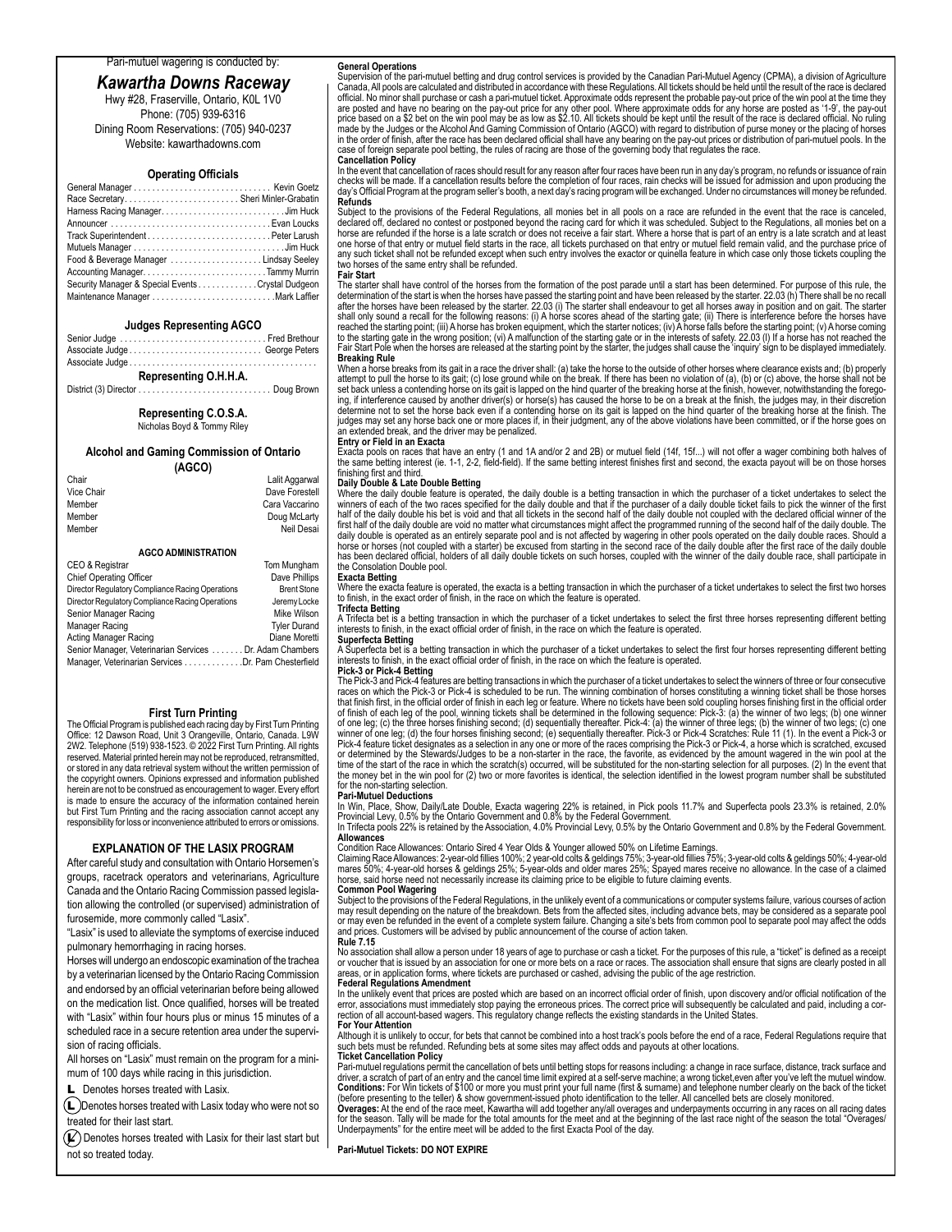Pari-mutuel wagering is conducted by:

# *Kawartha Downs Raceway*

Hwy #28, Fraserville, Ontario, K0L 1V0
Phone: (705) 939-6316
Dining Room Reservations: (705) 940-0237
Website: kawarthadowns.com

### Operating Officials

| | |
|---|---|
| General Manager | Kevin Goetz |
| Race Secretary | Sheri Minler-Grabatin |
| Harness Racing Manager | Jim Huck |
| Announcer | Evan Loucks |
| Track Superintendent | Peter Larush |
| Mutuels Manager | Jim Huck |
| Food & Beverage Manager | Lindsay Seeley |
| Accounting Manager | Tammy Murrin |
| Security Manager & Special Events | Crystal Dudgeon |
| Maintenance Manager | Mark Laffier |

### Judges Representing AGCO

| | |
|---|---|
| Senior Judge | Fred Brethour |
| Associate Judge | George Peters |
| Associate Judge | |

### Representing O.H.H.A.

| | |
|---|---|
| District (3) Director | Doug Brown |

### Representing C.O.S.A.

Nicholas Boyd & Tommy Riley

### Alcohol and Gaming Commission of Ontario (AGCO)

| | |
|---|---|
| Chair | Lalit Aggarwal |
| Vice Chair | Dave Forestell |
| Member | Cara Vaccarino |
| Member | Doug McLarty |
| Member | Neil Desai |

### AGCO ADMINISTRATION

| | |
|---|---|
| CEO & Registrar | Tom Mungham |
| Chief Operating Officer | Dave Phillips |
| Director Regulatory Compliance Racing Operations | Brent Stone |
| Director Regulatory Compliance Racing Operations | Jeremy Locke |
| Senior Manager Racing | Mike Wilson |
| Manager Racing | Tyler Durand |
| Acting Manager Racing | Diane Moretti |
| Senior Manager, Veterinarian Services | Dr. Adam Chambers |
| Manager, Veterinarian Services | Dr. Pam Chesterfield |

### First Turn Printing

The Official Program is published each racing day by First Turn Printing Office: 12 Dawson Road, Unit 3 Orangeville, Ontario, Canada. L9W 2W2. Telephone (519) 938-1523. © 2022 First Turn Printing. All rights reserved. Material printed herein may not be reproduced, retransmitted, or stored in any data retrieval system without the written permission of the copyright owners. Opinions expressed and information published herein are not to be construed as encouragement to wager. Every effort is made to ensure the accuracy of the information contained herein but First Turn Printing and the racing association cannot accept any responsibility for loss or inconvenience attributed to errors or omissions.

### EXPLANATION OF THE LASIX PROGRAM

After careful study and consultation with Ontario Horsemen's groups, racetrack operators and veterinarians, Agriculture Canada and the Ontario Racing Commission passed legislation allowing the controlled (or supervised) administration of furosemide, more commonly called "Lasix".

"Lasix" is used to alleviate the symptoms of exercise induced pulmonary hemorrhaging in racing horses.

Horses will undergo an endoscopic examination of the trachea by a veterinarian licensed by the Ontario Racing Commission and endorsed by an official veterinarian before being allowed on the medication list. Once qualified, horses will be treated with "Lasix" within four hours plus or minus 15 minutes of a scheduled race in a secure retention area under the supervision of racing officials.

All horses on "Lasix" must remain on the program for a minimum of 100 days while racing in this jurisdiction.

L Denotes horses treated with Lasix.

(L) Denotes horses treated with Lasix today who were not so treated for their last start.

(L̸) Denotes horses treated with Lasix for their last start but not so treated today.

**General Operations**
Supervision of the pari-mutuel betting and drug control services is provided by the Canadian Pari-Mutuel Agency (CPMA), a division of Agriculture Canada, All pools are calculated and distributed in accordance with these Regulations. All tickets should be held until the result of the race is declared official. No minor shall purchase or cash a pari-mutuel ticket. Approximate odds represent the probable pay-out price of the win pool at the time they are posted and have no bearing on the pay-out price for any other pool. Where approximate odds for any horse are posted as '1-9', the pay-out price based on a $2 bet on the win pool may be as low as $2.10. All tickets should be kept until the result of the race is declared official. No ruling made by the Judges or the Alcohol And Gaming Commission of Ontario (AGCO) with regard to distribution of purse money or the placing of horses in the order of finish, after the race has been declared official shall have any bearing on the pay-out prices or distribution of pari-mutuel pools. In the case of foreign separate pool betting, the rules of racing are those of the governing body that regulates the race.

**Cancellation Policy**
In the event that cancellation of races should result for any reason after four races have been run in any day's program, no refunds or issuance of rain checks will be made. If a cancellation results before the completion of four races, rain checks will be issued for admission and upon producing the day's Official Program at the program seller's booth, a next day's racing program will be exchanged. Under no circumstances will money be refunded.

**Refunds**
Subject to the provisions of the Federal Regulations, all monies bet in all pools on a race are refunded in the event that the race is canceled, declared off, declared no contest or postponed beyond the racing card for which it was scheduled. Subject to the Regulations, all monies bet on a horse are refunded if the horse is a late scratch or does not receive a fair start. Where a horse that is part of an entry is a late scratch and at least one horse of that entry or mutuel field starts in the race, all tickets purchased on that entry or mutuel field remain valid, and the purchase price of any such ticket shall not be refunded except when such entry involves the exactor or quinella feature in which case only those tickets coupling the two horses of the same entry shall be refunded.

**Fair Start**
The starter shall have control of the horses from the formation of the post parade until a start has been determined. For purpose of this rule, the determination of the start is when the horses have passed the starting point and have been released by the starter. 22.03 (h) There shall be no recall after the horses have been released by the starter. 22.03 (i) The starter shall endeavour to get all horses away in position and on gait. The starter shall only sound a recall for the following reasons: (i) A horse scores ahead of the starting gate; (ii) There is interference before the horses have reached the starting point; (iii) A horse has broken equipment, which the starter notices; (iv) A horse falls before the starting point; (v) A horse coming to the starting gate in the wrong position; (vi) A malfunction of the starting gate or in the interests of safety. 22.03 (l) If a horse has not reached the Fair Start Pole when the horses are released at the starting point by the starter, the judges shall cause the 'inquiry' sign to be displayed immediately.

**Breaking Rule**
When a horse breaks from its gait in a race the driver shall: (a) take the horse to the outside of other horses where clearance exists and; (b) properly attempt to pull the horse to its gait; (c) lose ground while on the break. If there has been no violation of (a), (b) or (c) above, the horse shall not be set back unless a contending horse on its gait is lapped on the hind quarter of the breaking horse at the finish, however, notwithstanding the foregoing, if interference caused by another driver(s) or horse(s) has caused the horse to be on a break at the finish, the judges may, in their discretion determine not to set the horse back even if a contending horse on its gait is lapped on the hind quarter of the breaking horse at the finish. The judges may set any horse back one or more places if, in their judgment, any of the above violations have been committed, or if the horse goes on an extended break, and the driver may be penalized.

**Entry or Field in an Exacta**
Exacta pools on races that have an entry (1 and 1A and/or 2 and 2B) or mutuel field (14f, 15f...) will not offer a wager combining both halves of the same betting interest (ie. 1-1, 2-2, field-field). If the same betting interest finishes first and second, the exacta payout will be on those horses finishing first and third.

**Daily Double & Late Double Betting**
Where the daily double feature is operated, the daily double is a betting transaction in which the purchaser of a ticket undertakes to select the winners of each of the two races specified for the daily double and that if the purchaser of a daily double ticket fails to pick the winner of the first half of the daily double his bet is void and that all tickets in the second half of the daily double not coupled with the declared official winner of the first half of the daily double are void no matter what circumstances might affect the programmed running of the second half of the daily double. The daily double is operated as an entirely separate pool and is not affected by wagering in other pools operated on the daily double races. Should a horse or horses (not coupled with a starter) be excused from starting in the second race of the daily double after the first race of the daily double has been declared official, holders of all daily double tickets on such horses, coupled with the winner of the daily double race, shall participate in the Consolation Double pool.

**Exacta Betting**
Where the exacta feature is operated, the exacta is a betting transaction in which the purchaser of a ticket undertakes to select the first two horses to finish, in the exact order of finish, in the race on which the feature is operated.

**Trifecta Betting**
A Trifecta bet is a betting transaction in which the purchaser of a ticket undertakes to select the first three horses representing different betting interests to finish, in the exact official order of finish, in the race on which the feature is operated.

**Superfecta Betting**
A Superfecta bet is a betting transaction in which the purchaser of a ticket undertakes to select the first four horses representing different betting interests to finish, in the exact official order of finish, in the race on which the feature is operated.

**Pick-3 or Pick-4 Betting**
The Pick-3 and Pick-4 features are betting transactions in which the purchaser of a ticket undertakes to select the winners of three or four consecutive races on which the Pick-3 or Pick-4 is scheduled to be run. The winning combination of horses constituting a winning ticket shall be those horses that finish first, in the official order of finish in each leg or feature. Where no tickets have been sold coupling horses finishing first in the official order of finish of each leg of the pool, winning tickets shall be determined in the following sequence: Pick-3: (a) the winner of two legs; (b) one winner of one leg; (c) the three horses finishing second; (d) sequentially thereafter. Pick-4: (a) the winner of three legs; (b) the winner of two legs; (c) one winner of one leg; (d) the four horses finishing second; (e) sequentially thereafter. Pick-3 or Pick-4 Scratches: Rule 11 (1). In the event a Pick-3 or Pick-4 feature ticket designates as a selection in any one or more of the races comprising the Pick-3 or Pick-4, a horse which is scratched, excused or determined by the Stewards/Judges to be a non-starter in the race, the favorite, as evidenced by the amount wagered in the win pool at the time of the start of the race in which the scratch(s) occurred, will be substituted for the non-starting selection for all purposes. (2) In the event that the money bet in the win pool for (2) two or more favorites is identical, the selection identified in the lowest program number shall be substituted for the non-starting selection.

**Pari-Mutuel Deductions**
In Win, Place, Show, Daily/Late Double, Exacta wagering 22% is retained, in Pick pools 11.7% and Superfecta pools 23.3% is retained, 2.0% Provincial Levy, 0.5% by the Ontario Government and 0.8% by the Federal Government.
In Trifecta pools 22% is retained by the Association, 4.0% Provincial Levy, 0.5% by the Ontario Government and 0.8% by the Federal Government.

**Allowances**
Condition Race Allowances: Ontario Sired 4 Year Olds & Younger allowed 50% on Lifetime Earnings.
Claiming Race Allowances: 2-year-old fillies 100%; 2 year-old colts & geldings 75%; 3-year-old fillies 75%; 3-year-old colts & geldings 50%; 4-year-old mares 50%; 4-year-old horses & geldings 25%; 5-year-olds and older mares 25%; Spayed mares receive no allowance. In the case of a claimed horse, said horse need not necessarily increase its claiming price to be eligible to future claiming events.

**Common Pool Wagering**
Subject to the provisions of the Federal Regulations, in the unlikely event of a communications or computer systems failure, various courses of action may result depending on the nature of the breakdown. Bets from the affected sites, including advance bets, may be considered as a separate pool or may even be refunded in the event of a complete system failure. Changing a site's bets from common pool to separate pool may affect the odds and prices. Customers will be advised by public announcement of the course of action taken.

**Rule 7.15**
No association shall allow a person under 18 years of age to purchase or cash a ticket. For the purposes of this rule, a "ticket" is defined as a receipt or voucher that is issued by an association for one or more bets on a race or races. The association shall ensure that signs are clearly posted in all areas, or in application forms, where tickets are purchased or cashed, advising the public of the age restriction.

**Federal Regulations Amendment**
In the unlikely event that prices are posted which are based on an incorrect official order of finish, upon discovery and/or official notification of the error, associations must immediately stop paying the erroneous prices. The correct price will subsequently be calculated and paid, including a correction of all account-based wagers. This regulatory change reflects the existing standards in the United States.

**For Your Attention**
Although it is unlikely to occur, for bets that cannot be combined into a host track's pools before the end of a race, Federal Regulations require that such bets must be refunded. Refunding bets at some sites may affect odds and payouts at other locations.

**Ticket Cancellation Policy**
Pari-mutuel regulations permit the cancellation of bets until betting stops for reasons including: a change in race surface, distance, track surface and driver, a scratch of part of an entry and the cancel time limit expired at a self-serve machine; a wrong ticket,even after you've left the mutuel window.
**Conditions:** For Win tickets of $100 or more you must print your full name (first & surname) and telephone number clearly on the back of the ticket (before presenting to the teller) & show government-issued photo identification to the teller. All cancelled bets are closely monitored.
**Overages:** At the end of the race meet, Kawartha will add together any/all overages and underpayments occurring in any races on all racing dates for the season. Tally will be made for the total amounts for the meet and at the beginning of the last race night of the season the total "Overages/Underpayments" for the entire meet will be added to the first Exacta Pool of the day.

**Pari-Mutuel Tickets: DO NOT EXPIRE**